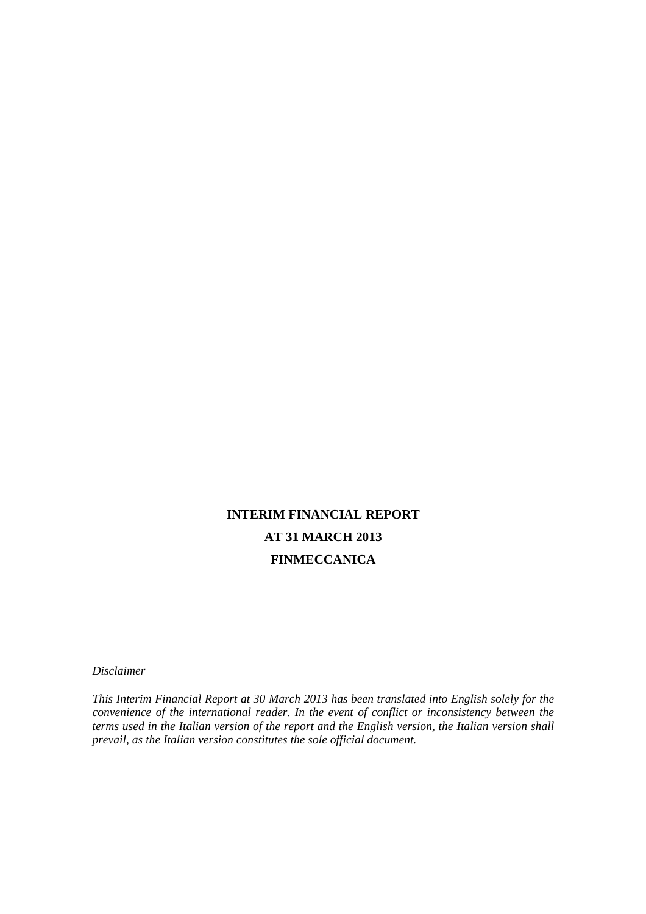# INTERIM FINANCIAL REPORT

# AT 31 MARCH 2013

# FINMECCANICA

*Disclaimer*

*This Interim Financial Report at 30 March 2013 has been translated into English solely for the convenience of the international reader. In the event of conflict or inconsistency between the terms used in the Italian version of the report and the English version, the Italian version shall prevail, as the Italian version constitutes the sole official document.*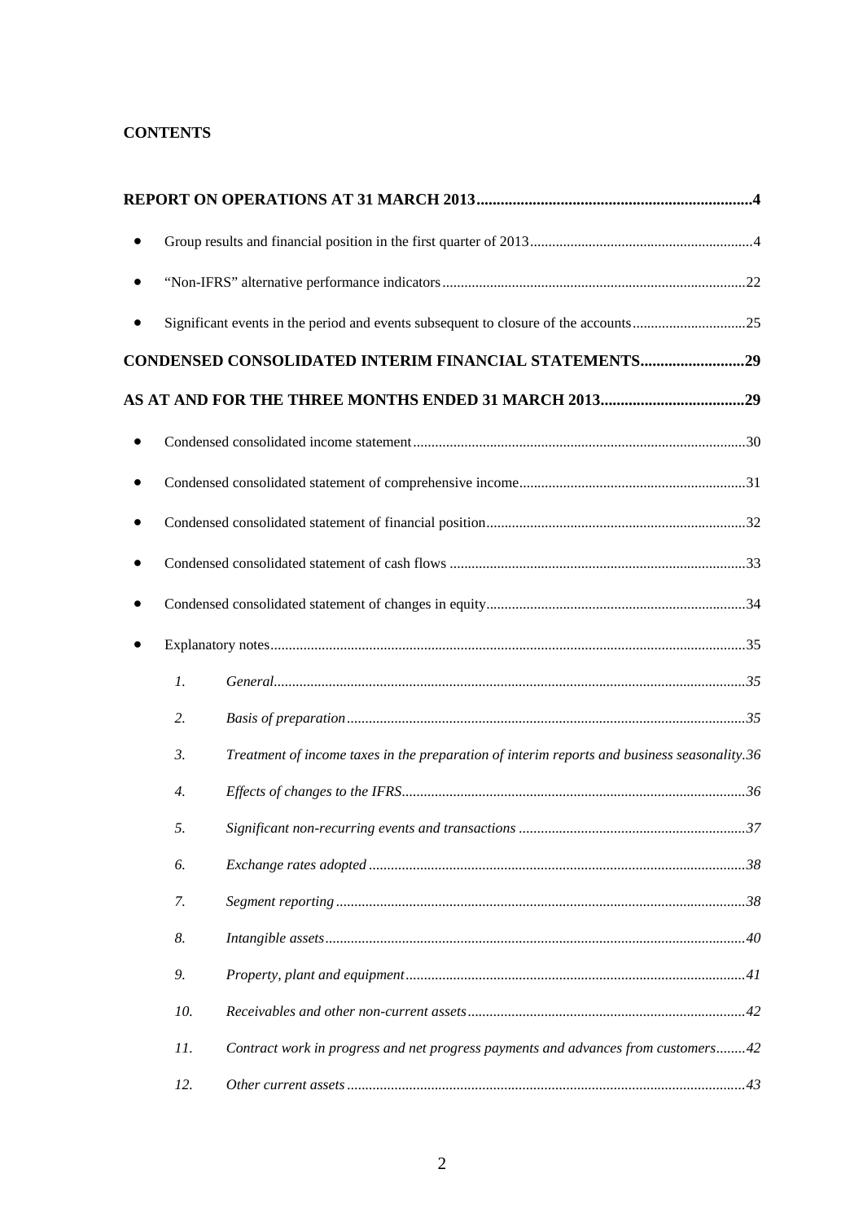**CONTENTS**

**REPORT ON OPERATIONS AT 31 MARCH 2013 ... 4**

- Group results and financial position in the first quarter of 2013 ... 4
- "Non-IFRS" alternative performance indicators ... 22
- Significant events in the period and events subsequent to closure of the accounts ... 25

**CONDENSED CONSOLIDATED INTERIM FINANCIAL STATEMENTS ... 29**

**AS AT AND FOR THE THREE MONTHS ENDED 31 MARCH 2013 ... 29**

- Condensed consolidated income statement ... 30
- Condensed consolidated statement of comprehensive income ... 31
- Condensed consolidated statement of financial position ... 32
- Condensed consolidated statement of cash flows ... 33
- Condensed consolidated statement of changes in equity ... 34
- Explanatory notes ... 35
  1. *General ... 35*
  2. *Basis of preparation ... 35*
  3. *Treatment of income taxes in the preparation of interim reports and business seasonality. 36*
  4. *Effects of changes to the IFRS ... 36*
  5. *Significant non-recurring events and transactions ... 37*
  6. *Exchange rates adopted ... 38*
  7. *Segment reporting ... 38*
  8. *Intangible assets ... 40*
  9. *Property, plant and equipment ... 41*
  10. *Receivables and other non-current assets ... 42*
  11. *Contract work in progress and net progress payments and advances from customers ... 42*
  12. *Other current assets ... 43*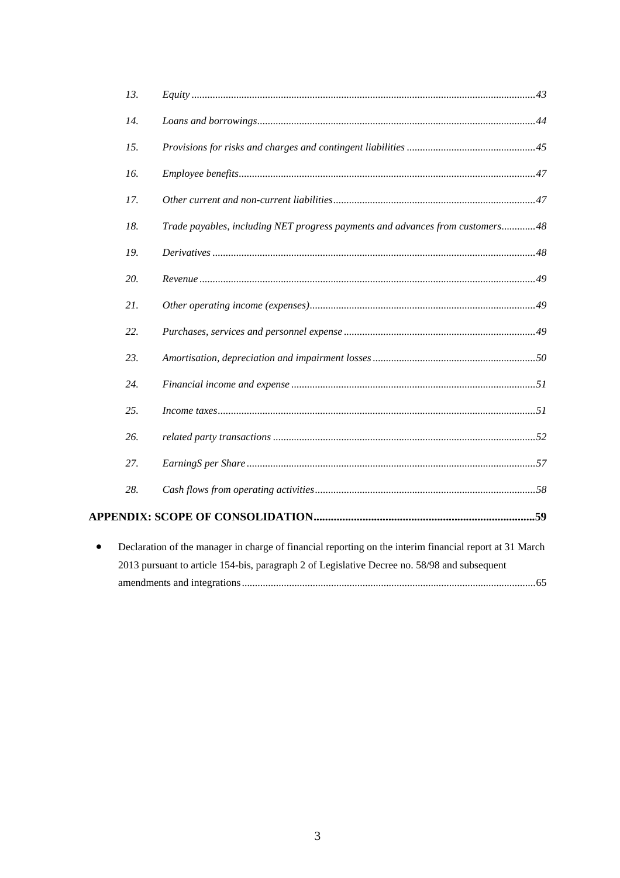13. *Equity* ......................................................................................................................... 43

14. *Loans and borrowings* ................................................................................................ 44

15. *Provisions for risks and charges and contingent liabilities* ................................................ 45

16. *Employee benefits* ...................................................................................................... 47

17. *Other current and non-current liabilities* ......................................................................... 47

18. *Trade payables, including NET progress payments and advances from customers* ............ 48

19. *Derivatives* ................................................................................................................ 48

20. *Revenue* .................................................................................................................... 49

21. *Other operating income (expenses)* ................................................................................ 49

22. *Purchases, services and personnel expense* ..................................................................... 49

23. *Amortisation, depreciation and impairment losses* ............................................................ 50

24. *Financial income and expense* ....................................................................................... 51

25. *Income taxes* .............................................................................................................. 51

26. *related party transactions* ............................................................................................ 52

27. *EarningS per Share* ..................................................................................................... 57

28. *Cash flows from operating activities* .............................................................................. 58

**APPENDIX: SCOPE OF CONSOLIDATION** ........................................................................... **59**

- Declaration of the manager in charge of financial reporting on the interim financial report at 31 March 2013 pursuant to article 154-bis, paragraph 2 of Legislative Decree no. 58/98 and subsequent amendments and integrations ........................................................................................................ 65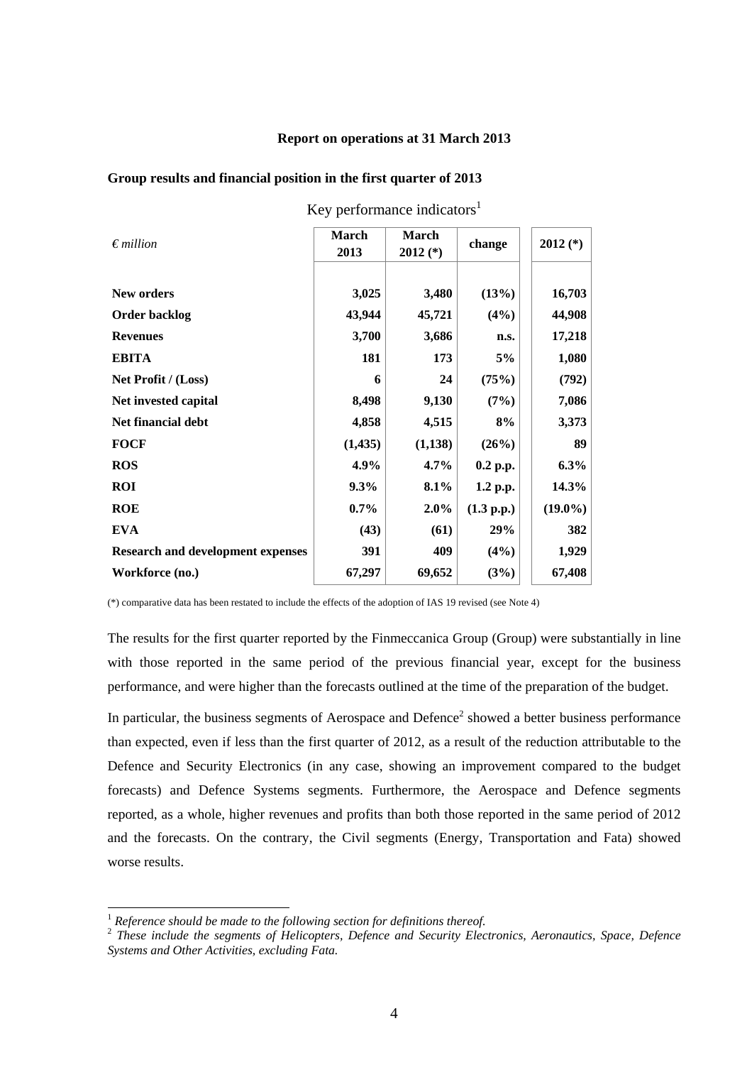**Report on operations at 31 March 2013**

**Group results and financial position in the first quarter of 2013**

Key performance indicators[1]

| *€ million* | March 2013 | March 2012 (*) | change | 2012 (*) |
|---|---|---|---|---|
| **New orders** | **3,025** | **3,480** | **(13%)** | **16,703** |
| **Order backlog** | **43,944** | **45,721** | **(4%)** | **44,908** |
| **Revenues** | **3,700** | **3,686** | **n.s.** | **17,218** |
| **EBITA** | **181** | **173** | **5%** | **1,080** |
| **Net Profit / (Loss)** | **6** | **24** | **(75%)** | **(792)** |
| **Net invested capital** | **8,498** | **9,130** | **(7%)** | **7,086** |
| **Net financial debt** | **4,858** | **4,515** | **8%** | **3,373** |
| **FOCF** | **(1,435)** | **(1,138)** | **(26%)** | **89** |
| **ROS** | **4.9%** | **4.7%** | **0.2 p.p.** | **6.3%** |
| **ROI** | **9.3%** | **8.1%** | **1.2 p.p.** | **14.3%** |
| **ROE** | **0.7%** | **2.0%** | **(1.3 p.p.)** | **(19.0%)** |
| **EVA** | **(43)** | **(61)** | **29%** | **382** |
| **Research and development expenses** | **391** | **409** | **(4%)** | **1,929** |
| **Workforce (no.)** | **67,297** | **69,652** | **(3%)** | **67,408** |

(*) comparative data has been restated to include the effects of the adoption of IAS 19 revised (see Note 4)

The results for the first quarter reported by the Finmeccanica Group (Group) were substantially in line with those reported in the same period of the previous financial year, except for the business performance, and were higher than the forecasts outlined at the time of the preparation of the budget.

In particular, the business segments of Aerospace and Defence[2] showed a better business performance than expected, even if less than the first quarter of 2012, as a result of the reduction attributable to the Defence and Security Electronics (in any case, showing an improvement compared to the budget forecasts) and Defence Systems segments. Furthermore, the Aerospace and Defence segments reported, as a whole, higher revenues and profits than both those reported in the same period of 2012 and the forecasts. On the contrary, the Civil segments (Energy, Transportation and Fata) showed worse results.

[1] *Reference should be made to the following section for definitions thereof.*

[2] *These include the segments of Helicopters, Defence and Security Electronics, Aeronautics, Space, Defence Systems and Other Activities, excluding Fata.*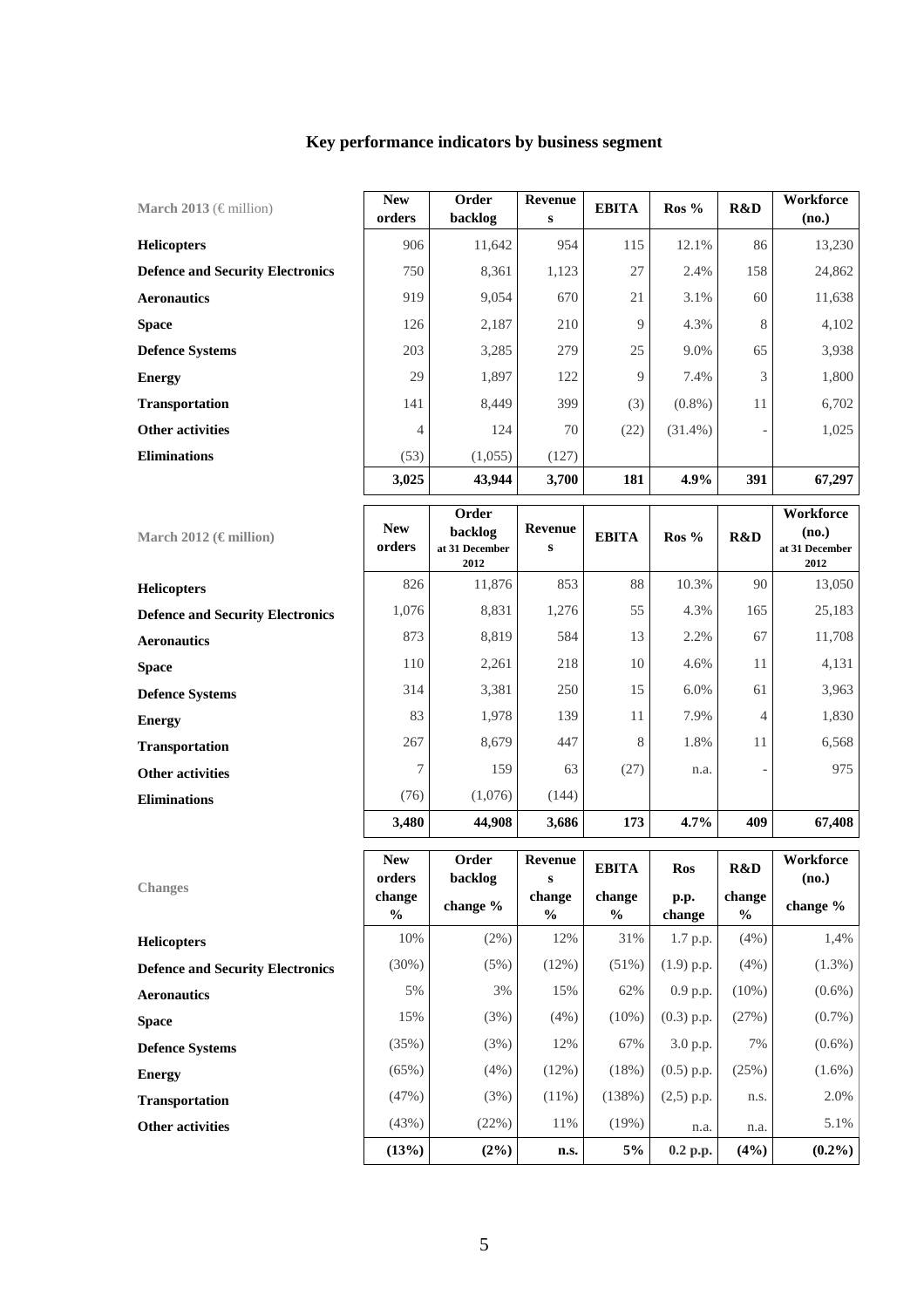## Key performance indicators by business segment

| March 2013 (€ million) | New orders | Order backlog | Revenues | EBITA | Ros % | R&D | Workforce (no.) |
|---|---|---|---|---|---|---|---|
| **Helicopters** | 906 | 11,642 | 954 | 115 | 12.1% | 86 | 13,230 |
| **Defence and Security Electronics** | 750 | 8,361 | 1,123 | 27 | 2.4% | 158 | 24,862 |
| **Aeronautics** | 919 | 9,054 | 670 | 21 | 3.1% | 60 | 11,638 |
| **Space** | 126 | 2,187 | 210 | 9 | 4.3% | 8 | 4,102 |
| **Defence Systems** | 203 | 3,285 | 279 | 25 | 9.0% | 65 | 3,938 |
| **Energy** | 29 | 1,897 | 122 | 9 | 7.4% | 3 | 1,800 |
| **Transportation** | 141 | 8,449 | 399 | (3) | (0.8%) | 11 | 6,702 |
| **Other activities** | 4 | 124 | 70 | (22) | (31.4%) | - | 1,025 |
| **Eliminations** | (53) | (1,055) | (127) | | | | |
| | **3,025** | **43,944** | **3,700** | **181** | **4.9%** | **391** | **67,297** |

| March 2012 (€ million) | New orders | Order backlog at 31 December 2012 | Revenues | EBITA | Ros % | R&D | Workforce (no.) at 31 December 2012 |
|---|---|---|---|---|---|---|---|
| **Helicopters** | 826 | 11,876 | 853 | 88 | 10.3% | 90 | 13,050 |
| **Defence and Security Electronics** | 1,076 | 8,831 | 1,276 | 55 | 4.3% | 165 | 25,183 |
| **Aeronautics** | 873 | 8,819 | 584 | 13 | 2.2% | 67 | 11,708 |
| **Space** | 110 | 2,261 | 218 | 10 | 4.6% | 11 | 4,131 |
| **Defence Systems** | 314 | 3,381 | 250 | 15 | 6.0% | 61 | 3,963 |
| **Energy** | 83 | 1,978 | 139 | 11 | 7.9% | 4 | 1,830 |
| **Transportation** | 267 | 8,679 | 447 | 8 | 1.8% | 11 | 6,568 |
| **Other activities** | 7 | 159 | 63 | (27) | n.a. | - | 975 |
| **Eliminations** | (76) | (1,076) | (144) | | | | |
| | **3,480** | **44,908** | **3,686** | **173** | **4.7%** | **409** | **67,408** |

| Changes | New orders change % | Order backlog change % | Revenues change % | EBITA change % | Ros p.p. change | R&D change % | Workforce (no.) change % |
|---|---|---|---|---|---|---|---|
| **Helicopters** | 10% | (2%) | 12% | 31% | 1.7 p.p. | (4%) | 1,4% |
| **Defence and Security Electronics** | (30%) | (5%) | (12%) | (51%) | (1.9) p.p. | (4%) | (1.3%) |
| **Aeronautics** | 5% | 3% | 15% | 62% | 0.9 p.p. | (10%) | (0.6%) |
| **Space** | 15% | (3%) | (4%) | (10%) | (0.3) p.p. | (27%) | (0.7%) |
| **Defence Systems** | (35%) | (3%) | 12% | 67% | 3.0 p.p. | 7% | (0.6%) |
| **Energy** | (65%) | (4%) | (12%) | (18%) | (0.5) p.p. | (25%) | (1.6%) |
| **Transportation** | (47%) | (3%) | (11%) | (138%) | (2,5) p.p. | n.s. | 2.0% |
| **Other activities** | (43%) | (22%) | 11% | (19%) | n.a. | n.a. | 5.1% |
| | **(13%)** | **(2%)** | **n.s.** | **5%** | **0.2 p.p.** | **(4%)** | **(0.2%)** |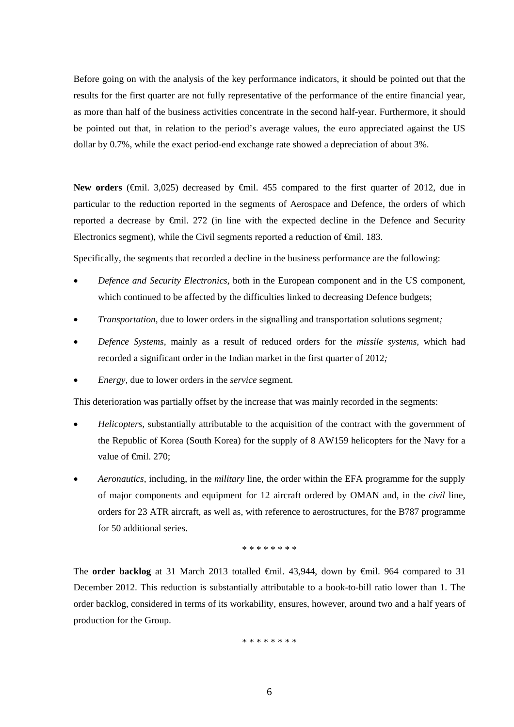Before going on with the analysis of the key performance indicators, it should be pointed out that the results for the first quarter are not fully representative of the performance of the entire financial year, as more than half of the business activities concentrate in the second half-year. Furthermore, it should be pointed out that, in relation to the period's average values, the euro appreciated against the US dollar by 0.7%, while the exact period-end exchange rate showed a depreciation of about 3%.

**New orders** (€mil. 3,025) decreased by €mil. 455 compared to the first quarter of 2012, due in particular to the reduction reported in the segments of Aerospace and Defence, the orders of which reported a decrease by €mil. 272 (in line with the expected decline in the Defence and Security Electronics segment), while the Civil segments reported a reduction of €mil. 183.

Specifically, the segments that recorded a decline in the business performance are the following:

- *Defence and Security Electronics*, both in the European component and in the US component, which continued to be affected by the difficulties linked to decreasing Defence budgets;
- *Transportation*, due to lower orders in the signalling and transportation solutions segment*;*
- *Defence Systems*, mainly as a result of reduced orders for the *missile systems,* which had recorded a significant order in the Indian market in the first quarter of 2012*;*
- *Energy,* due to lower orders in the *service* segment*.*

This deterioration was partially offset by the increase that was mainly recorded in the segments:

- *Helicopters,* substantially attributable to the acquisition of the contract with the government of the Republic of Korea (South Korea) for the supply of 8 AW159 helicopters for the Navy for a value of €mil. 270;
- *Aeronautics*, including, in the *military* line, the order within the EFA programme for the supply of major components and equipment for 12 aircraft ordered by OMAN and, in the *civil* line, orders for 23 ATR aircraft, as well as, with reference to aerostructures, for the B787 programme for 50 additional series.

\* \* \* \* \* \* \* \*

The **order backlog** at 31 March 2013 totalled €mil. 43,944, down by €mil. 964 compared to 31 December 2012. This reduction is substantially attributable to a book-to-bill ratio lower than 1. The order backlog, considered in terms of its workability, ensures, however, around two and a half years of production for the Group.

\* \* \* \* \* \* \* \*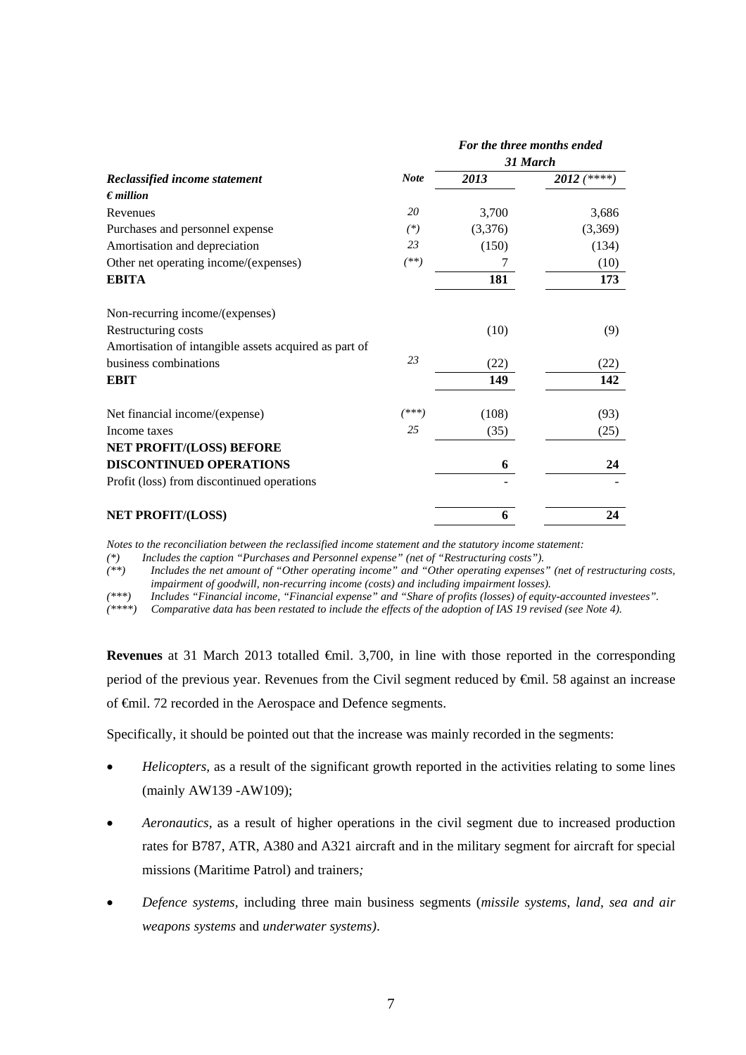| *Reclassified income statement* | *Note* | *For the three months ended 31 March* | |
|---|---|---|---|
| | | *2013* | *2012 (****)* |
| ***€ million*** | | | |
| Revenues | *20* | 3,700 | 3,686 |
| Purchases and personnel expense | *(*)* | (3,376) | (3,369) |
| Amortisation and depreciation | *23* | (150) | (134) |
| Other net operating income/(expenses) | *(**)* | 7 | (10) |
| **EBITA** | | **181** | **173** |
| Non-recurring income/(expenses) | | | |
| Restructuring costs | | (10) | (9) |
| Amortisation of intangible assets acquired as part of business combinations | *23* | (22) | (22) |
| **EBIT** | | **149** | **142** |
| Net financial income/(expense) | *(***)* | (108) | (93) |
| Income taxes | *25* | (35) | (25) |
| **NET PROFIT/(LOSS) BEFORE DISCONTINUED OPERATIONS** | | **6** | **24** |
| Profit (loss) from discontinued operations | | - | - |
| **NET PROFIT/(LOSS)** | | **6** | **24** |

*Notes to the reconciliation between the reclassified income statement and the statutory income statement:*

*(*) Includes the caption "Purchases and Personnel expense" (net of "Restructuring costs").*

*(**) Includes the net amount of "Other operating income" and "Other operating expenses" (net of restructuring costs, impairment of goodwill, non-recurring income (costs) and including impairment losses).*

*(***) Includes "Financial income, "Financial expense" and "Share of profits (losses) of equity-accounted investees".*

*(****) Comparative data has been restated to include the effects of the adoption of IAS 19 revised (see Note 4).*

**Revenues** at 31 March 2013 totalled €mil. 3,700, in line with those reported in the corresponding period of the previous year. Revenues from the Civil segment reduced by €mil. 58 against an increase of €mil. 72 recorded in the Aerospace and Defence segments.

Specifically, it should be pointed out that the increase was mainly recorded in the segments:

- *Helicopters*, as a result of the significant growth reported in the activities relating to some lines (mainly AW139 -AW109);
- *Aeronautics*, as a result of higher operations in the civil segment due to increased production rates for B787, ATR, A380 and A321 aircraft and in the military segment for aircraft for special missions (Maritime Patrol) and trainers*;*
- *Defence systems*, including three main business segments (*missile systems*, *land, sea and air weapons systems* and *underwater systems)*.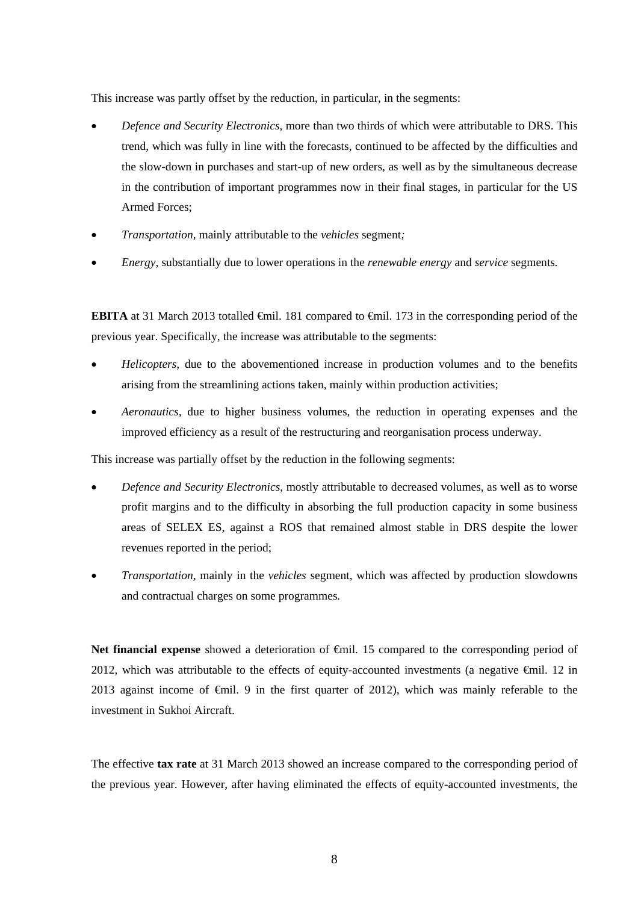This increase was partly offset by the reduction, in particular, in the segments:

- *Defence and Security Electronics*, more than two thirds of which were attributable to DRS. This trend, which was fully in line with the forecasts, continued to be affected by the difficulties and the slow-down in purchases and start-up of new orders, as well as by the simultaneous decrease in the contribution of important programmes now in their final stages, in particular for the US Armed Forces;
- *Transportation*, mainly attributable to the *vehicles* segment*;*
- *Energy*, substantially due to lower operations in the *renewable energy* and *service* segments.

**EBITA** at 31 March 2013 totalled €mil. 181 compared to €mil. 173 in the corresponding period of the previous year. Specifically, the increase was attributable to the segments:

- *Helicopters*, due to the abovementioned increase in production volumes and to the benefits arising from the streamlining actions taken, mainly within production activities;
- *Aeronautics*, due to higher business volumes, the reduction in operating expenses and the improved efficiency as a result of the restructuring and reorganisation process underway.

This increase was partially offset by the reduction in the following segments:

- *Defence and Security Electronics*, mostly attributable to decreased volumes, as well as to worse profit margins and to the difficulty in absorbing the full production capacity in some business areas of SELEX ES, against a ROS that remained almost stable in DRS despite the lower revenues reported in the period;
- *Transportation*, mainly in the *vehicles* segment, which was affected by production slowdowns and contractual charges on some programmes*.*

**Net financial expense** showed a deterioration of €mil. 15 compared to the corresponding period of 2012, which was attributable to the effects of equity-accounted investments (a negative €mil. 12 in 2013 against income of €mil. 9 in the first quarter of 2012), which was mainly referable to the investment in Sukhoi Aircraft.

The effective **tax rate** at 31 March 2013 showed an increase compared to the corresponding period of the previous year. However, after having eliminated the effects of equity-accounted investments, the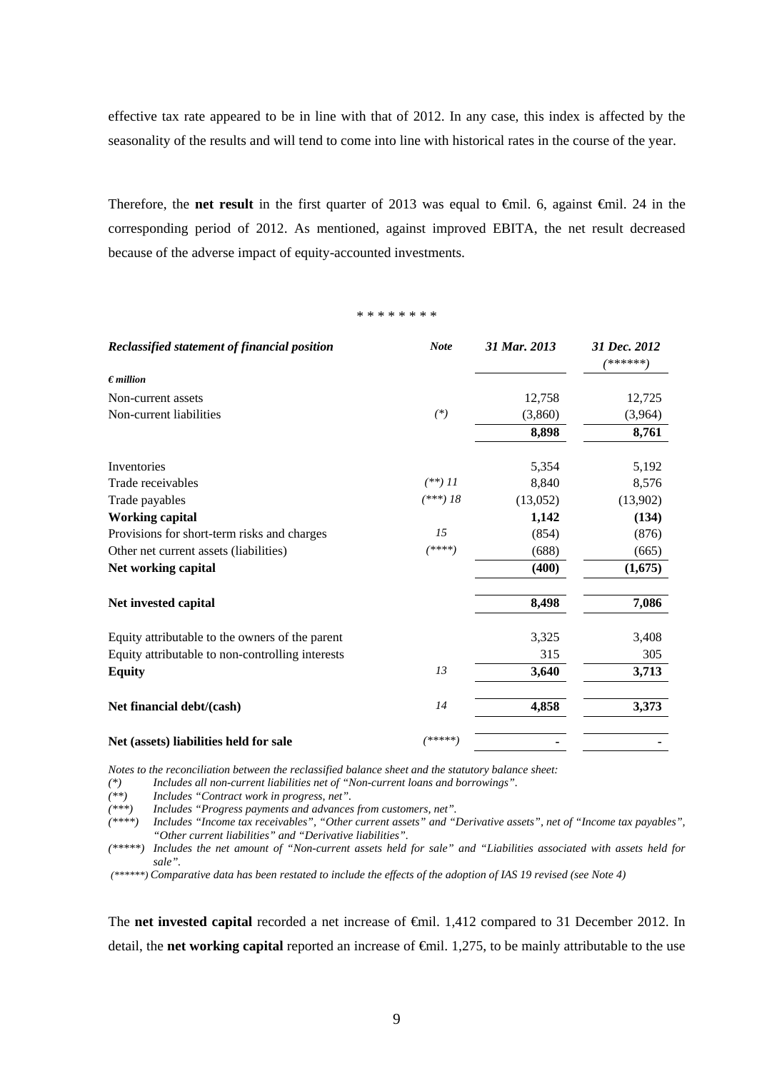effective tax rate appeared to be in line with that of 2012. In any case, this index is affected by the seasonality of the results and will tend to come into line with historical rates in the course of the year.

Therefore, the **net result** in the first quarter of 2013 was equal to €mil. 6, against €mil. 24 in the corresponding period of 2012. As mentioned, against improved EBITA, the net result decreased because of the adverse impact of equity-accounted investments.

\* \* \* \* \* \* \* \*

| ***Reclassified statement of financial position*** | ***Note*** | ***31 Mar. 2013*** | ***31 Dec. 2012 (******)*** |
|---|---|---|---|
| ***€ million*** | | | |
| Non-current assets | | 12,758 | 12,725 |
| Non-current liabilities | *(\*)* | (3,860) | (3,964) |
| | | **8,898** | **8,761** |
| Inventories | | 5,354 | 5,192 |
| Trade receivables | *(\*\*) 11* | 8,840 | 8,576 |
| Trade payables | *(\*\*\*) 18* | (13,052) | (13,902) |
| **Working capital** | | **1,142** | **(134)** |
| Provisions for short-term risks and charges | *15* | (854) | (876) |
| Other net current assets (liabilities) | *(\*\*\*\*)* | (688) | (665) |
| **Net working capital** | | **(400)** | **(1,675)** |
| **Net invested capital** | | **8,498** | **7,086** |
| Equity attributable to the owners of the parent | | 3,325 | 3,408 |
| Equity attributable to non-controlling interests | | 315 | 305 |
| **Equity** | *13* | **3,640** | **3,713** |
| **Net financial debt/(cash)** | *14* | **4,858** | **3,373** |
| **Net (assets) liabilities held for sale** | *(\*\*\*\*\*)* | **-** | **-** |

*Notes to the reconciliation between the reclassified balance sheet and the statutory balance sheet:*

*(\*) Includes all non-current liabilities net of "Non-current loans and borrowings".*

*(\*\*) Includes "Contract work in progress, net".*

*(\*\*\*) Includes "Progress payments and advances from customers, net".*

*(\*\*\*\*) Includes "Income tax receivables", "Other current assets" and "Derivative assets", net of "Income tax payables", "Other current liabilities" and "Derivative liabilities".*

*(\*\*\*\*\*) Includes the net amount of "Non-current assets held for sale" and "Liabilities associated with assets held for sale".*

*(\*\*\*\*\*\*) Comparative data has been restated to include the effects of the adoption of IAS 19 revised (see Note 4)*

The **net invested capital** recorded a net increase of €mil. 1,412 compared to 31 December 2012. In detail, the **net working capital** reported an increase of €mil. 1,275, to be mainly attributable to the use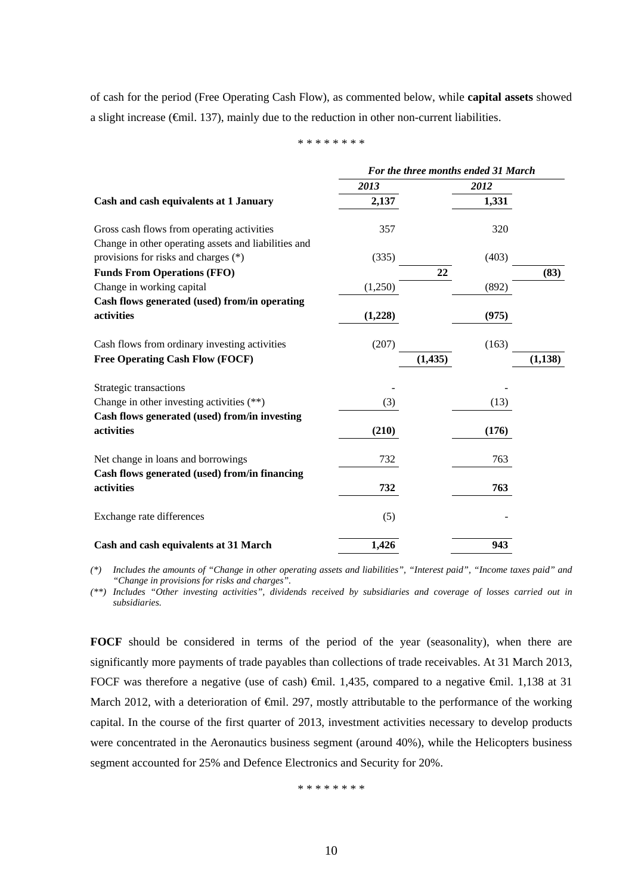of cash for the period (Free Operating Cash Flow), as commented below, while **capital assets** showed a slight increase (€mil. 137), mainly due to the reduction in other non-current liabilities.

\* \* \* \* \* \* \* \*

| | *For the three months ended 31 March* | | | |
|---|---|---|---|---|
| | ***2013*** | | ***2012*** | |
| **Cash and cash equivalents at 1 January** | **2,137** | | **1,331** | |
| Gross cash flows from operating activities | 357 | | 320 | |
| Change in other operating assets and liabilities and provisions for risks and charges (*) | (335) | | (403) | |
| **Funds From Operations (FFO)** | | **22** | | **(83)** |
| Change in working capital | (1,250) | | (892) | |
| **Cash flows generated (used) from/in operating activities** | **(1,228)** | | **(975)** | |
| Cash flows from ordinary investing activities | (207) | | (163) | |
| **Free Operating Cash Flow (FOCF)** | | **(1,435)** | | **(1,138)** |
| Strategic transactions | - | | - | |
| Change in other investing activities (**) | (3) | | (13) | |
| **Cash flows generated (used) from/in investing activities** | **(210)** | | **(176)** | |
| Net change in loans and borrowings | 732 | | 763 | |
| **Cash flows generated (used) from/in financing activities** | **732** | | **763** | |
| Exchange rate differences | (5) | | - | |
| **Cash and cash equivalents at 31 March** | **1,426** | | **943** | |

*(\*) Includes the amounts of "Change in other operating assets and liabilities", "Interest paid", "Income taxes paid" and "Change in provisions for risks and charges".*

*(\*\*) Includes "Other investing activities", dividends received by subsidiaries and coverage of losses carried out in subsidiaries.*

**FOCF** should be considered in terms of the period of the year (seasonality), when there are significantly more payments of trade payables than collections of trade receivables. At 31 March 2013, FOCF was therefore a negative (use of cash) €mil. 1,435, compared to a negative €mil. 1,138 at 31 March 2012, with a deterioration of €mil. 297, mostly attributable to the performance of the working capital. In the course of the first quarter of 2013, investment activities necessary to develop products were concentrated in the Aeronautics business segment (around 40%), while the Helicopters business segment accounted for 25% and Defence Electronics and Security for 20%.

\* \* \* \* \* \* \* \*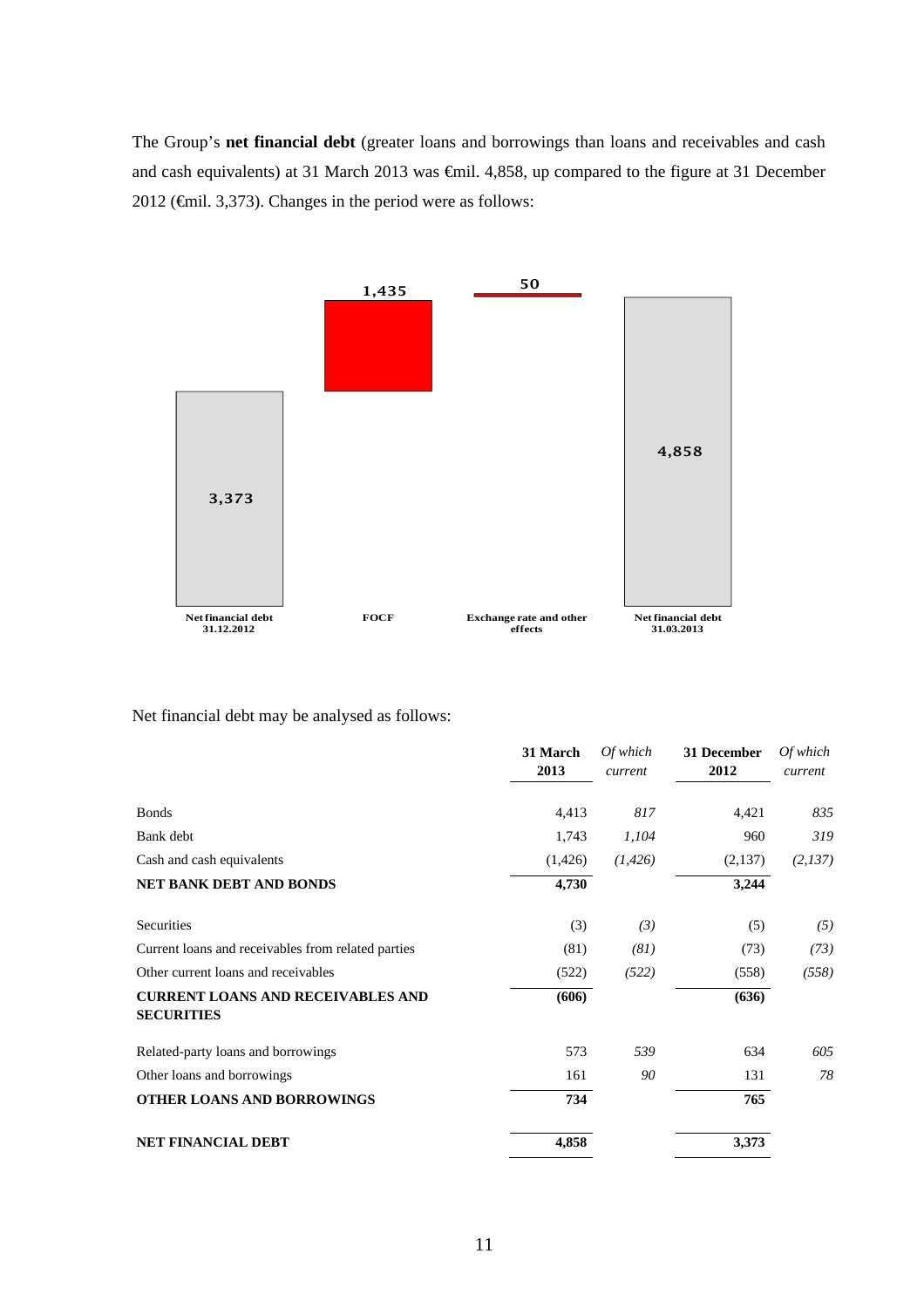The Group's **net financial debt** (greater loans and borrowings than loans and receivables and cash and cash equivalents) at 31 March 2013 was €mil. 4,858, up compared to the figure at 31 December 2012 (€mil. 3,373). Changes in the period were as follows:

Net financial debt may be analysed as follows:

| | 31 March 2013 | *Of which current* | 31 December 2012 | *Of which current* |
|---|---|---|---|---|
| Bonds | 4,413 | *817* | 4,421 | *835* |
| Bank debt | 1,743 | *1,104* | 960 | *319* |
| Cash and cash equivalents | (1,426) | *(1,426)* | (2,137) | *(2,137)* |
| **NET BANK DEBT AND BONDS** | **4,730** | | **3,244** | |
| Securities | (3) | *(3)* | (5) | *(5)* |
| Current loans and receivables from related parties | (81) | *(81)* | (73) | *(73)* |
| Other current loans and receivables | (522) | *(522)* | (558) | *(558)* |
| **CURRENT LOANS AND RECEIVABLES AND SECURITIES** | **(606)** | | **(636)** | |
| Related-party loans and borrowings | 573 | *539* | 634 | *605* |
| Other loans and borrowings | 161 | *90* | 131 | *78* |
| **OTHER LOANS AND BORROWINGS** | **734** | | **765** | |
| **NET FINANCIAL DEBT** | **4,858** | | **3,373** | |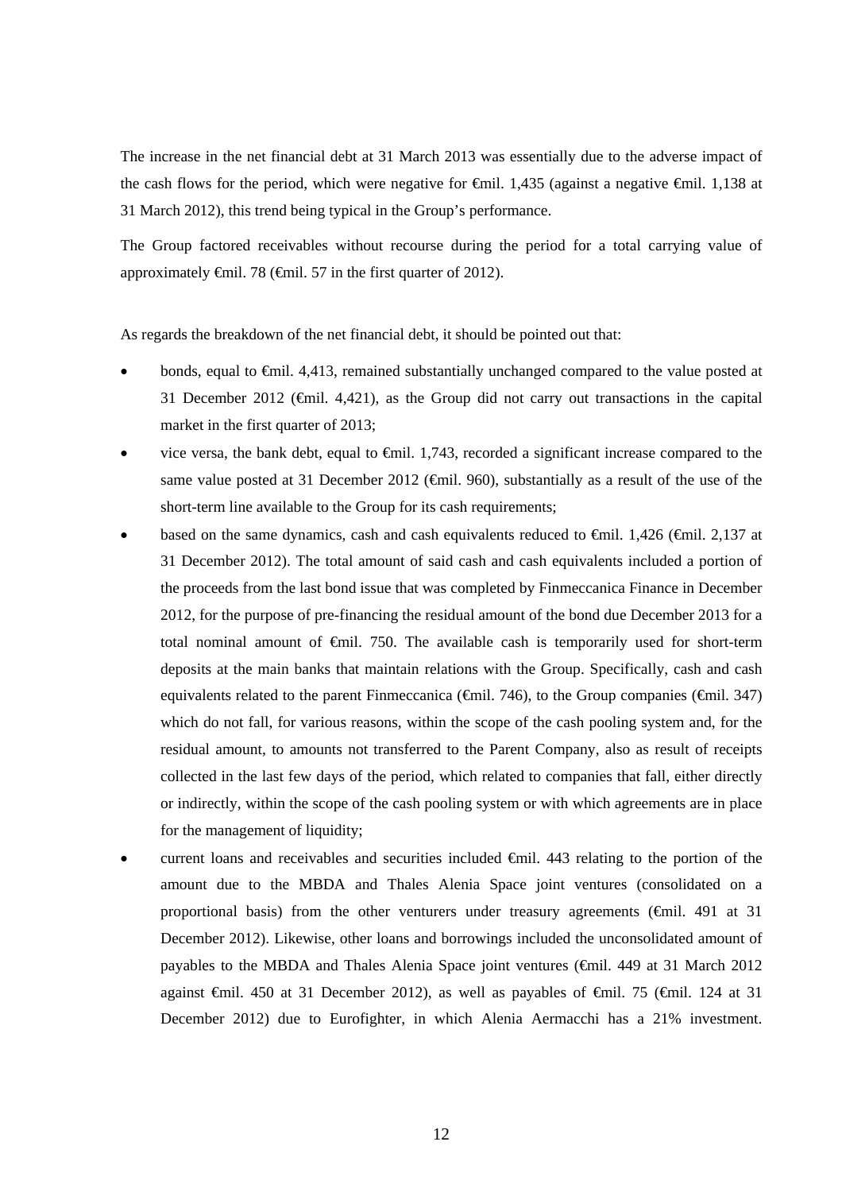The increase in the net financial debt at 31 March 2013 was essentially due to the adverse impact of the cash flows for the period, which were negative for €mil. 1,435 (against a negative €mil. 1,138 at 31 March 2012), this trend being typical in the Group's performance.

The Group factored receivables without recourse during the period for a total carrying value of approximately €mil. 78 (€mil. 57 in the first quarter of 2012).

As regards the breakdown of the net financial debt, it should be pointed out that:

- bonds, equal to €mil. 4,413, remained substantially unchanged compared to the value posted at 31 December 2012 (€mil. 4,421), as the Group did not carry out transactions in the capital market in the first quarter of 2013;
- vice versa, the bank debt, equal to €mil. 1,743, recorded a significant increase compared to the same value posted at 31 December 2012 (€mil. 960), substantially as a result of the use of the short-term line available to the Group for its cash requirements;
- based on the same dynamics, cash and cash equivalents reduced to €mil. 1,426 (€mil. 2,137 at 31 December 2012). The total amount of said cash and cash equivalents included a portion of the proceeds from the last bond issue that was completed by Finmeccanica Finance in December 2012, for the purpose of pre-financing the residual amount of the bond due December 2013 for a total nominal amount of €mil. 750. The available cash is temporarily used for short-term deposits at the main banks that maintain relations with the Group. Specifically, cash and cash equivalents related to the parent Finmeccanica (€mil. 746), to the Group companies (€mil. 347) which do not fall, for various reasons, within the scope of the cash pooling system and, for the residual amount, to amounts not transferred to the Parent Company, also as result of receipts collected in the last few days of the period, which related to companies that fall, either directly or indirectly, within the scope of the cash pooling system or with which agreements are in place for the management of liquidity;
- current loans and receivables and securities included €mil. 443 relating to the portion of the amount due to the MBDA and Thales Alenia Space joint ventures (consolidated on a proportional basis) from the other venturers under treasury agreements (€mil. 491 at 31 December 2012). Likewise, other loans and borrowings included the unconsolidated amount of payables to the MBDA and Thales Alenia Space joint ventures (€mil. 449 at 31 March 2012 against €mil. 450 at 31 December 2012), as well as payables of €mil. 75 (€mil. 124 at 31 December 2012) due to Eurofighter, in which Alenia Aermacchi has a 21% investment.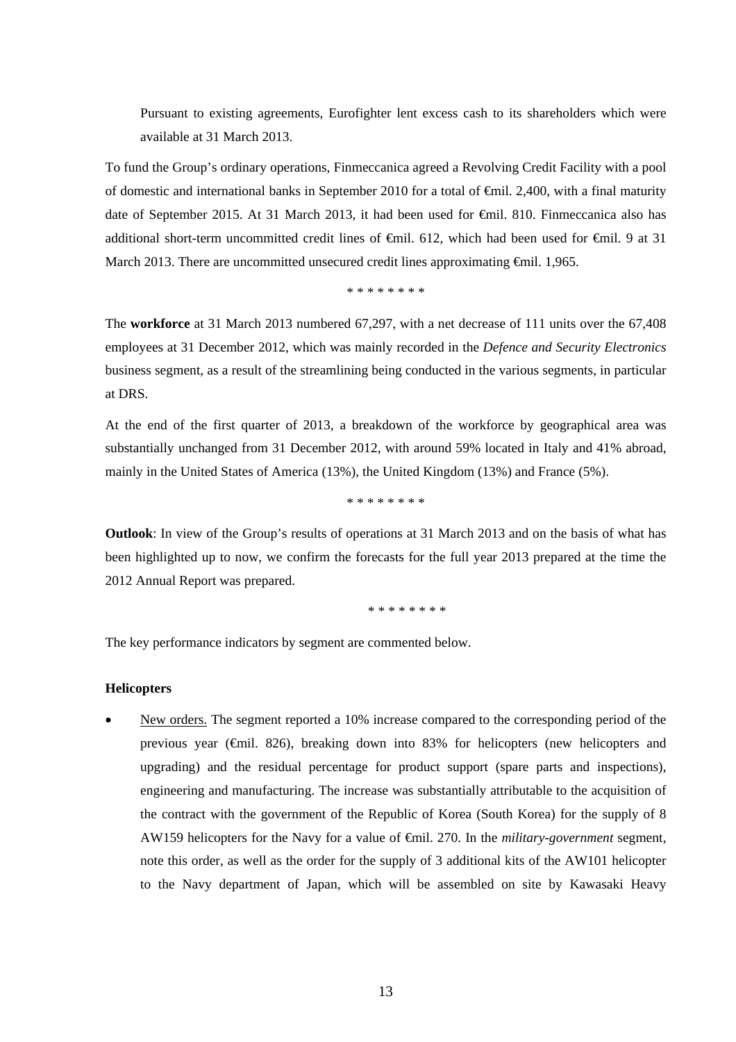Pursuant to existing agreements, Eurofighter lent excess cash to its shareholders which were available at 31 March 2013.

To fund the Group's ordinary operations, Finmeccanica agreed a Revolving Credit Facility with a pool of domestic and international banks in September 2010 for a total of €mil. 2,400, with a final maturity date of September 2015. At 31 March 2013, it had been used for €mil. 810. Finmeccanica also has additional short-term uncommitted credit lines of €mil. 612, which had been used for €mil. 9 at 31 March 2013. There are uncommitted unsecured credit lines approximating €mil. 1,965.

\* \* \* \* \* \* \* \*

The **workforce** at 31 March 2013 numbered 67,297, with a net decrease of 111 units over the 67,408 employees at 31 December 2012, which was mainly recorded in the *Defence and Security Electronics* business segment, as a result of the streamlining being conducted in the various segments, in particular at DRS.

At the end of the first quarter of 2013, a breakdown of the workforce by geographical area was substantially unchanged from 31 December 2012, with around 59% located in Italy and 41% abroad, mainly in the United States of America (13%), the United Kingdom (13%) and France (5%).

\* \* \* \* \* \* \* \*

**Outlook**: In view of the Group's results of operations at 31 March 2013 and on the basis of what has been highlighted up to now, we confirm the forecasts for the full year 2013 prepared at the time the 2012 Annual Report was prepared.

\* \* \* \* \* \* \* \*

The key performance indicators by segment are commented below.

**Helicopters**

- New orders. The segment reported a 10% increase compared to the corresponding period of the previous year (€mil. 826), breaking down into 83% for helicopters (new helicopters and upgrading) and the residual percentage for product support (spare parts and inspections), engineering and manufacturing. The increase was substantially attributable to the acquisition of the contract with the government of the Republic of Korea (South Korea) for the supply of 8 AW159 helicopters for the Navy for a value of €mil. 270. In the *military-government* segment, note this order, as well as the order for the supply of 3 additional kits of the AW101 helicopter to the Navy department of Japan, which will be assembled on site by Kawasaki Heavy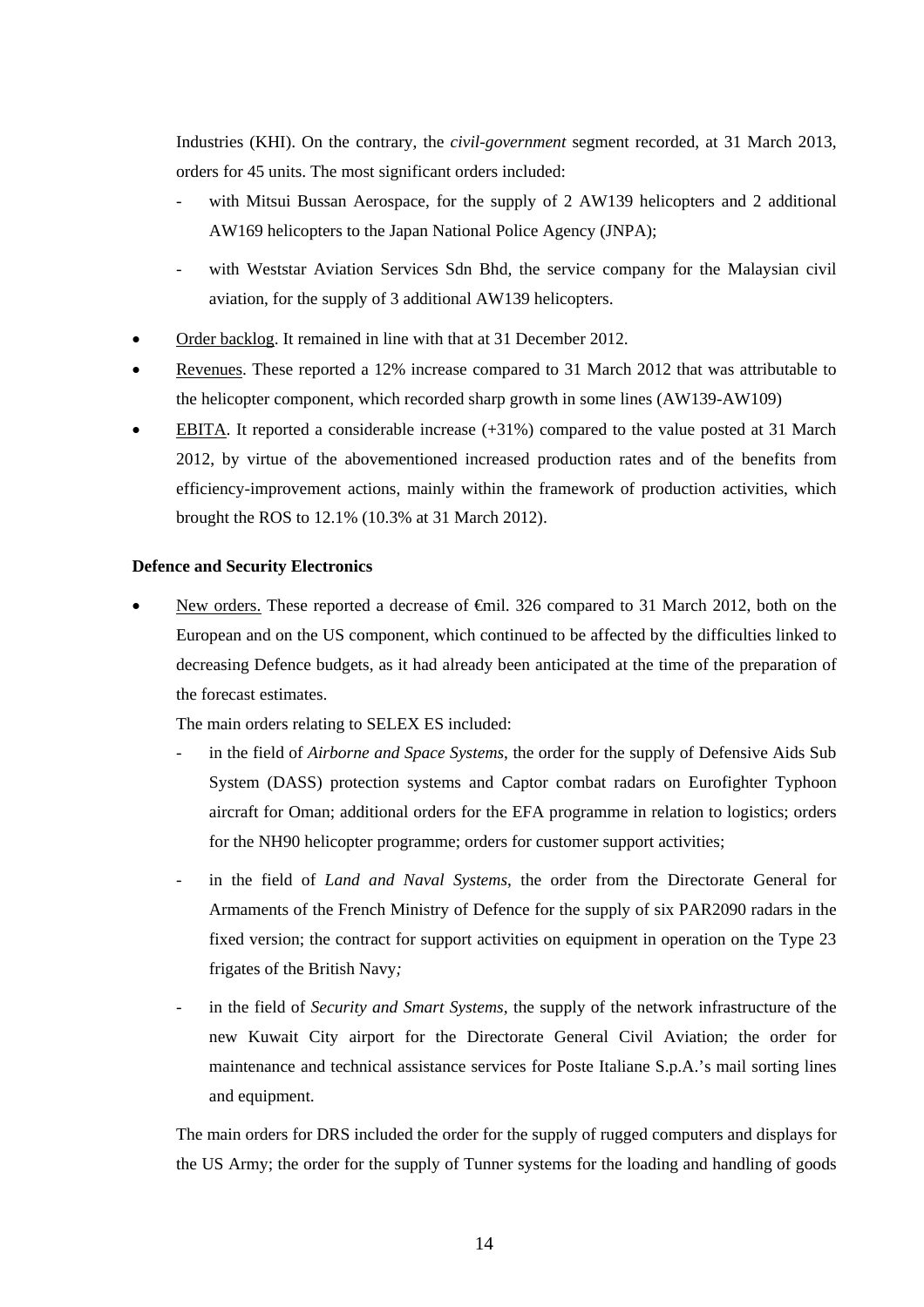Industries (KHI). On the contrary, the *civil-government* segment recorded, at 31 March 2013, orders for 45 units. The most significant orders included:

- with Mitsui Bussan Aerospace, for the supply of 2 AW139 helicopters and 2 additional AW169 helicopters to the Japan National Police Agency (JNPA);
- with Weststar Aviation Services Sdn Bhd, the service company for the Malaysian civil aviation, for the supply of 3 additional AW139 helicopters.

- Order backlog. It remained in line with that at 31 December 2012.
- Revenues. These reported a 12% increase compared to 31 March 2012 that was attributable to the helicopter component, which recorded sharp growth in some lines (AW139-AW109)
- EBITA. It reported a considerable increase (+31%) compared to the value posted at 31 March 2012, by virtue of the abovementioned increased production rates and of the benefits from efficiency-improvement actions, mainly within the framework of production activities, which brought the ROS to 12.1% (10.3% at 31 March 2012).

**Defence and Security Electronics**

- New orders. These reported a decrease of €mil. 326 compared to 31 March 2012, both on the European and on the US component, which continued to be affected by the difficulties linked to decreasing Defence budgets, as it had already been anticipated at the time of the preparation of the forecast estimates.

  The main orders relating to SELEX ES included:

  - in the field of *Airborne and Space Systems*, the order for the supply of Defensive Aids Sub System (DASS) protection systems and Captor combat radars on Eurofighter Typhoon aircraft for Oman; additional orders for the EFA programme in relation to logistics; orders for the NH90 helicopter programme; orders for customer support activities;
  - in the field of *Land and Naval Systems*, the order from the Directorate General for Armaments of the French Ministry of Defence for the supply of six PAR2090 radars in the fixed version; the contract for support activities on equipment in operation on the Type 23 frigates of the British Navy*;*
  - in the field of *Security and Smart Systems*, the supply of the network infrastructure of the new Kuwait City airport for the Directorate General Civil Aviation; the order for maintenance and technical assistance services for Poste Italiane S.p.A.'s mail sorting lines and equipment.

  The main orders for DRS included the order for the supply of rugged computers and displays for the US Army; the order for the supply of Tunner systems for the loading and handling of goods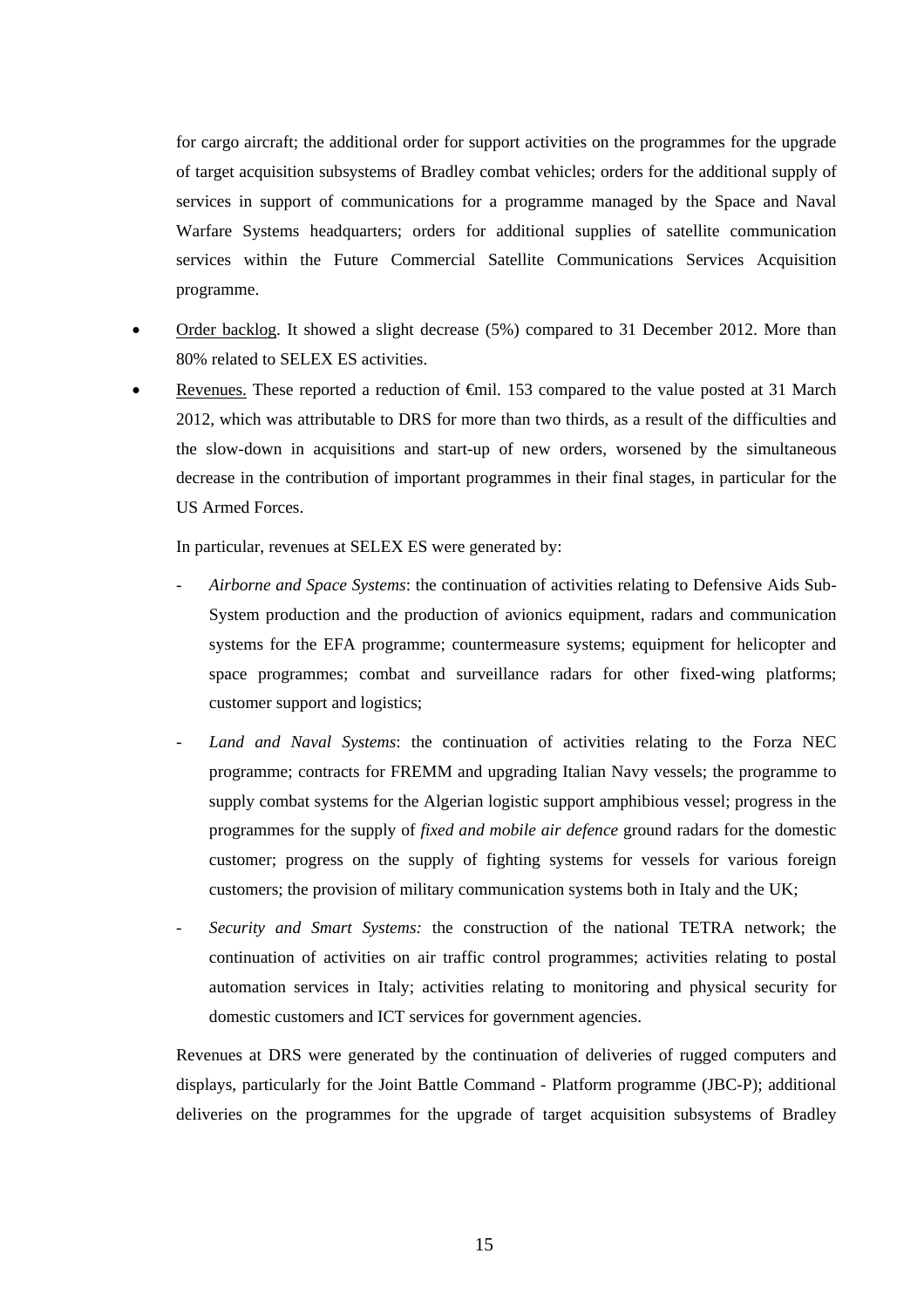for cargo aircraft; the additional order for support activities on the programmes for the upgrade of target acquisition subsystems of Bradley combat vehicles; orders for the additional supply of services in support of communications for a programme managed by the Space and Naval Warfare Systems headquarters; orders for additional supplies of satellite communication services within the Future Commercial Satellite Communications Services Acquisition programme.

- Order backlog. It showed a slight decrease (5%) compared to 31 December 2012. More than 80% related to SELEX ES activities.
- Revenues. These reported a reduction of €mil. 153 compared to the value posted at 31 March 2012, which was attributable to DRS for more than two thirds, as a result of the difficulties and the slow-down in acquisitions and start-up of new orders, worsened by the simultaneous decrease in the contribution of important programmes in their final stages, in particular for the US Armed Forces.

  In particular, revenues at SELEX ES were generated by:

  - *Airborne and Space Systems*: the continuation of activities relating to Defensive Aids Sub-System production and the production of avionics equipment, radars and communication systems for the EFA programme; countermeasure systems; equipment for helicopter and space programmes; combat and surveillance radars for other fixed-wing platforms; customer support and logistics;
  - *Land and Naval Systems*: the continuation of activities relating to the Forza NEC programme; contracts for FREMM and upgrading Italian Navy vessels; the programme to supply combat systems for the Algerian logistic support amphibious vessel; progress in the programmes for the supply of *fixed and mobile air defence* ground radars for the domestic customer; progress on the supply of fighting systems for vessels for various foreign customers; the provision of military communication systems both in Italy and the UK;
  - *Security and Smart Systems:* the construction of the national TETRA network; the continuation of activities on air traffic control programmes; activities relating to postal automation services in Italy; activities relating to monitoring and physical security for domestic customers and ICT services for government agencies.

  Revenues at DRS were generated by the continuation of deliveries of rugged computers and displays, particularly for the Joint Battle Command - Platform programme (JBC-P); additional deliveries on the programmes for the upgrade of target acquisition subsystems of Bradley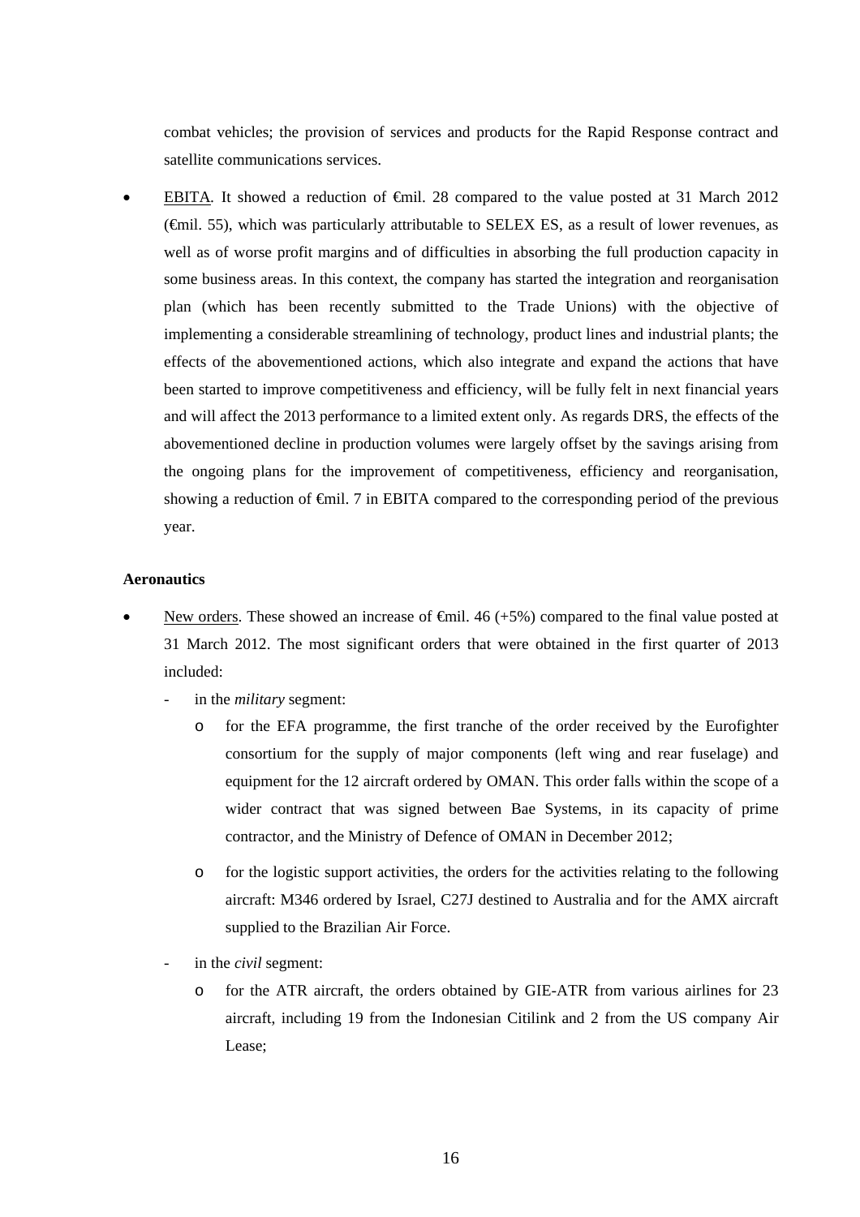combat vehicles; the provision of services and products for the Rapid Response contract and satellite communications services.

- EBITA. It showed a reduction of €mil. 28 compared to the value posted at 31 March 2012 (€mil. 55), which was particularly attributable to SELEX ES, as a result of lower revenues, as well as of worse profit margins and of difficulties in absorbing the full production capacity in some business areas. In this context, the company has started the integration and reorganisation plan (which has been recently submitted to the Trade Unions) with the objective of implementing a considerable streamlining of technology, product lines and industrial plants; the effects of the abovementioned actions, which also integrate and expand the actions that have been started to improve competitiveness and efficiency, will be fully felt in next financial years and will affect the 2013 performance to a limited extent only. As regards DRS, the effects of the abovementioned decline in production volumes were largely offset by the savings arising from the ongoing plans for the improvement of competitiveness, efficiency and reorganisation, showing a reduction of €mil. 7 in EBITA compared to the corresponding period of the previous year.

**Aeronautics**

- New orders. These showed an increase of €mil. 46 (+5%) compared to the final value posted at 31 March 2012. The most significant orders that were obtained in the first quarter of 2013 included:
  - in the *military* segment:
    - for the EFA programme, the first tranche of the order received by the Eurofighter consortium for the supply of major components (left wing and rear fuselage) and equipment for the 12 aircraft ordered by OMAN. This order falls within the scope of a wider contract that was signed between Bae Systems, in its capacity of prime contractor, and the Ministry of Defence of OMAN in December 2012;
    - for the logistic support activities, the orders for the activities relating to the following aircraft: M346 ordered by Israel, C27J destined to Australia and for the AMX aircraft supplied to the Brazilian Air Force.
  - in the *civil* segment:
    - for the ATR aircraft, the orders obtained by GIE-ATR from various airlines for 23 aircraft, including 19 from the Indonesian Citilink and 2 from the US company Air Lease;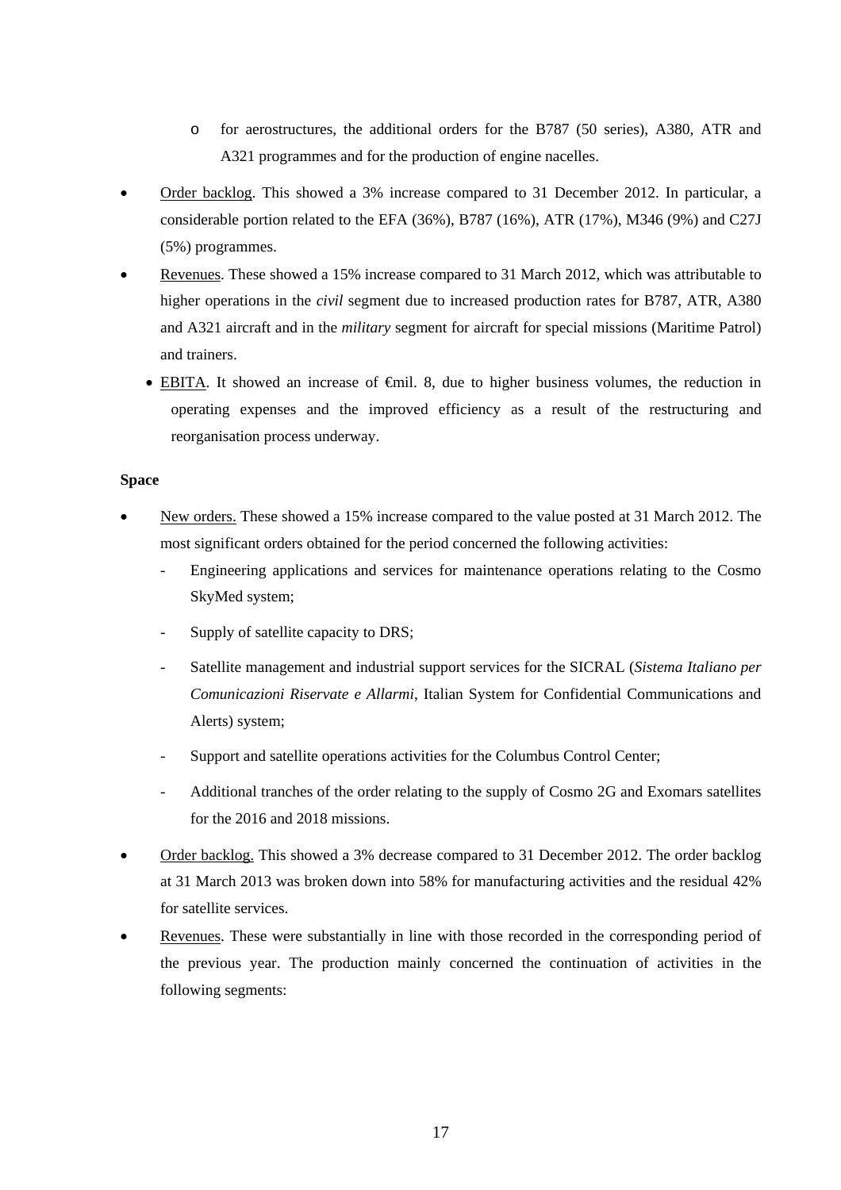- for aerostructures, the additional orders for the B787 (50 series), A380, ATR and A321 programmes and for the production of engine nacelles.

- Order backlog. This showed a 3% increase compared to 31 December 2012. In particular, a considerable portion related to the EFA (36%), B787 (16%), ATR (17%), M346 (9%) and C27J (5%) programmes.
- Revenues. These showed a 15% increase compared to 31 March 2012, which was attributable to higher operations in the *civil* segment due to increased production rates for B787, ATR, A380 and A321 aircraft and in the *military* segment for aircraft for special missions (Maritime Patrol) and trainers.
- EBITA. It showed an increase of €mil. 8, due to higher business volumes, the reduction in operating expenses and the improved efficiency as a result of the restructuring and reorganisation process underway.

**Space**

- New orders. These showed a 15% increase compared to the value posted at 31 March 2012. The most significant orders obtained for the period concerned the following activities:
  - Engineering applications and services for maintenance operations relating to the Cosmo SkyMed system;
  - Supply of satellite capacity to DRS;
  - Satellite management and industrial support services for the SICRAL (*Sistema Italiano per Comunicazioni Riservate e Allarmi*, Italian System for Confidential Communications and Alerts) system;
  - Support and satellite operations activities for the Columbus Control Center;
  - Additional tranches of the order relating to the supply of Cosmo 2G and Exomars satellites for the 2016 and 2018 missions.
- Order backlog. This showed a 3% decrease compared to 31 December 2012. The order backlog at 31 March 2013 was broken down into 58% for manufacturing activities and the residual 42% for satellite services.
- Revenues. These were substantially in line with those recorded in the corresponding period of the previous year. The production mainly concerned the continuation of activities in the following segments: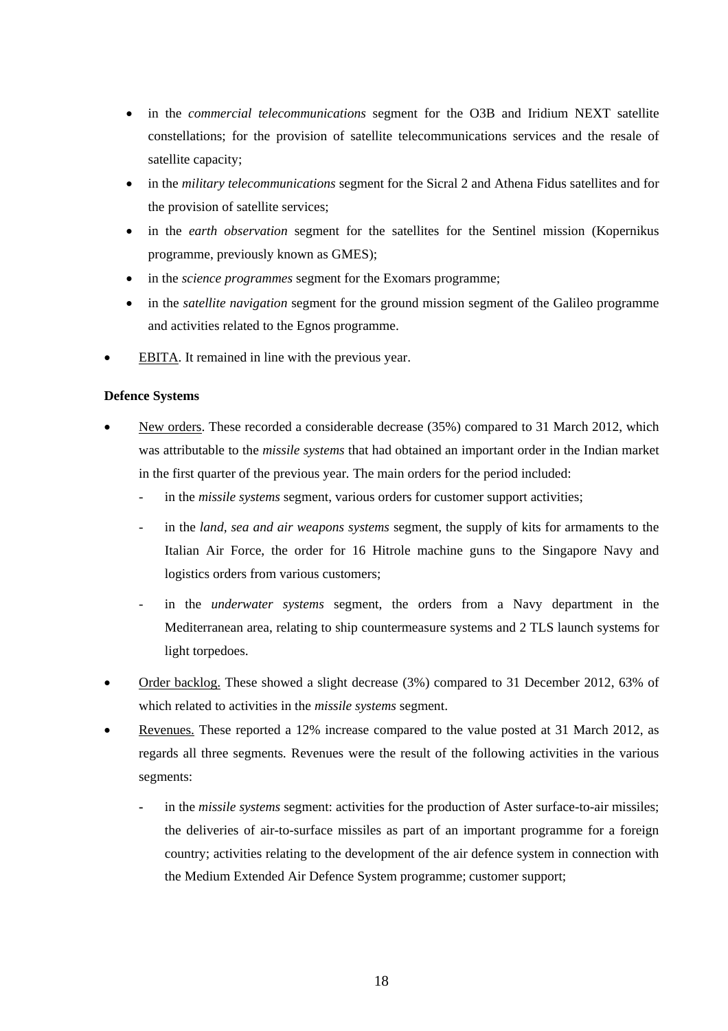- in the *commercial telecommunications* segment for the O3B and Iridium NEXT satellite constellations; for the provision of satellite telecommunications services and the resale of satellite capacity;
- in the *military telecommunications* segment for the Sicral 2 and Athena Fidus satellites and for the provision of satellite services;
- in the *earth observation* segment for the satellites for the Sentinel mission (Kopernikus programme, previously known as GMES);
- in the *science programmes* segment for the Exomars programme;
- in the *satellite navigation* segment for the ground mission segment of the Galileo programme and activities related to the Egnos programme.

- <u>EBITA</u>. It remained in line with the previous year.

**Defence Systems**

- <u>New orders</u>. These recorded a considerable decrease (35%) compared to 31 March 2012, which was attributable to the *missile systems* that had obtained an important order in the Indian market in the first quarter of the previous year. The main orders for the period included:
  - in the *missile systems* segment, various orders for customer support activities;
  - in the *land, sea and air weapons systems* segment, the supply of kits for armaments to the Italian Air Force, the order for 16 Hitrole machine guns to the Singapore Navy and logistics orders from various customers;
  - in the *underwater systems* segment, the orders from a Navy department in the Mediterranean area, relating to ship countermeasure systems and 2 TLS launch systems for light torpedoes.
- <u>Order backlog.</u> These showed a slight decrease (3%) compared to 31 December 2012, 63% of which related to activities in the *missile systems* segment.
- <u>Revenues.</u> These reported a 12% increase compared to the value posted at 31 March 2012, as regards all three segments. Revenues were the result of the following activities in the various segments:
  - in the *missile systems* segment: activities for the production of Aster surface-to-air missiles; the deliveries of air-to-surface missiles as part of an important programme for a foreign country; activities relating to the development of the air defence system in connection with the Medium Extended Air Defence System programme; customer support;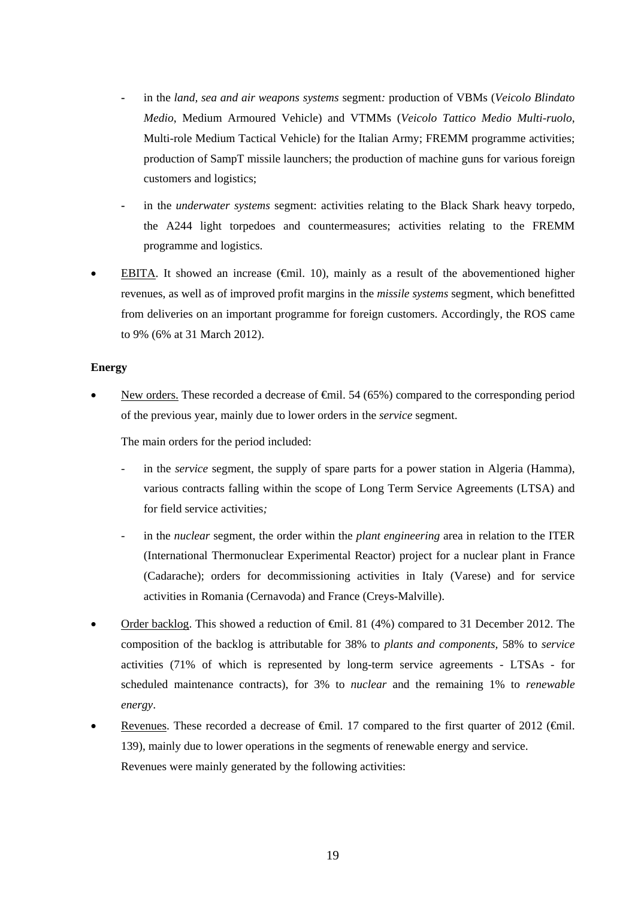- in the *land, sea and air weapons systems* segment*:* production of VBMs (*Veicolo Blindato Medio*, Medium Armoured Vehicle) and VTMMs (*Veicolo Tattico Medio Multi-ruolo*, Multi-role Medium Tactical Vehicle) for the Italian Army; FREMM programme activities; production of SampT missile launchers; the production of machine guns for various foreign customers and logistics;
  - in the *underwater systems* segment: activities relating to the Black Shark heavy torpedo, the A244 light torpedoes and countermeasures; activities relating to the FREMM programme and logistics.
- EBITA. It showed an increase (€mil. 10), mainly as a result of the abovementioned higher revenues, as well as of improved profit margins in the *missile systems* segment, which benefitted from deliveries on an important programme for foreign customers. Accordingly, the ROS came to 9% (6% at 31 March 2012).

**Energy**

- New orders. These recorded a decrease of €mil. 54 (65%) compared to the corresponding period of the previous year, mainly due to lower orders in the *service* segment.

  The main orders for the period included:

  - in the *service* segment, the supply of spare parts for a power station in Algeria (Hamma), various contracts falling within the scope of Long Term Service Agreements (LTSA) and for field service activities*;*
  - in the *nuclear* segment, the order within the *plant engineering* area in relation to the ITER (International Thermonuclear Experimental Reactor) project for a nuclear plant in France (Cadarache); orders for decommissioning activities in Italy (Varese) and for service activities in Romania (Cernavoda) and France (Creys-Malville).
- Order backlog. This showed a reduction of €mil. 81 (4%) compared to 31 December 2012. The composition of the backlog is attributable for 38% to *plants and components*, 58% to *service* activities (71% of which is represented by long-term service agreements - LTSAs - for scheduled maintenance contracts), for 3% to *nuclear* and the remaining 1% to *renewable energy*.
- Revenues. These recorded a decrease of €mil. 17 compared to the first quarter of 2012 (€mil. 139), mainly due to lower operations in the segments of renewable energy and service.

  Revenues were mainly generated by the following activities: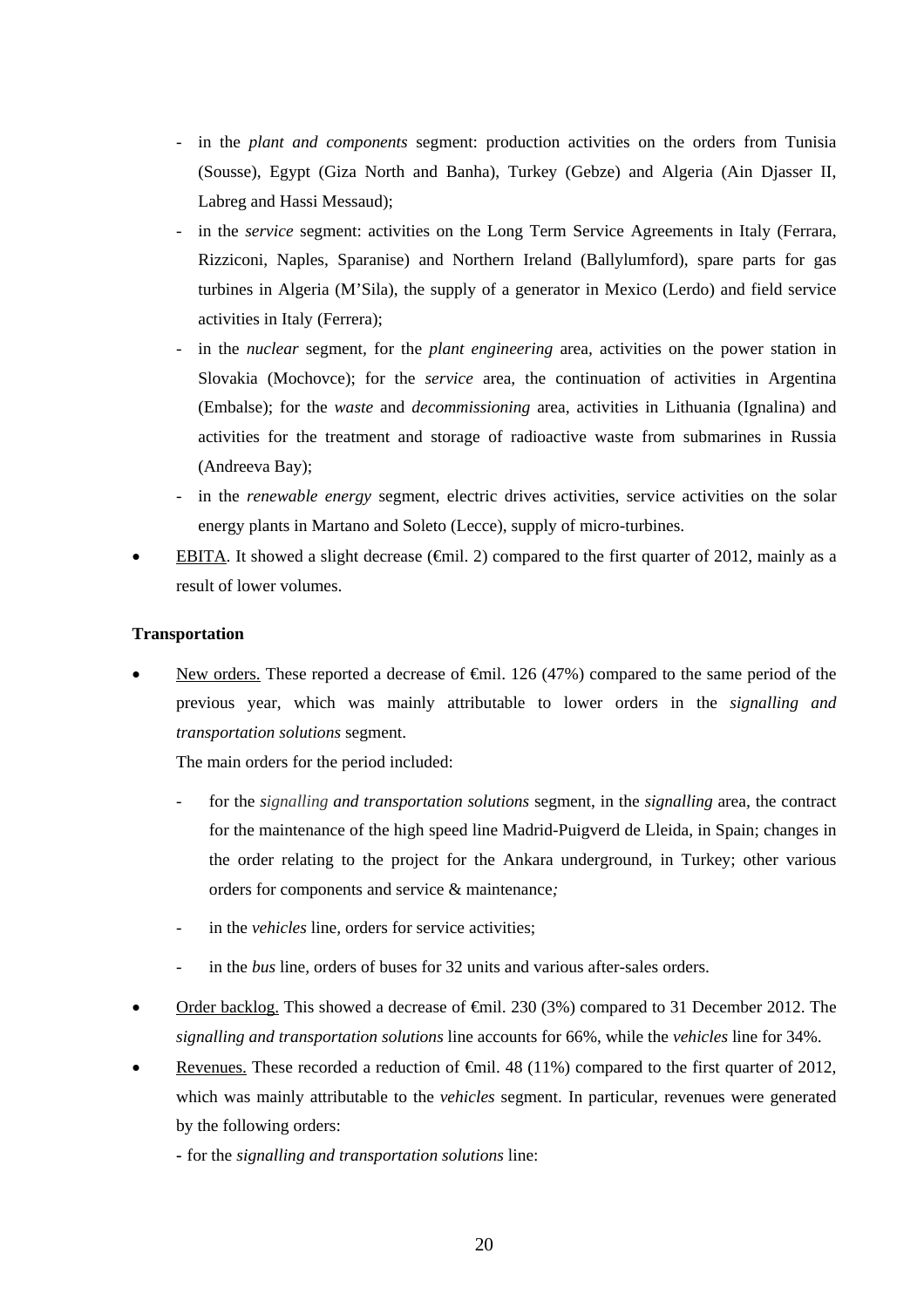- in the *plant and components* segment: production activities on the orders from Tunisia (Sousse), Egypt (Giza North and Banha), Turkey (Gebze) and Algeria (Ain Djasser II, Labreg and Hassi Messaud);
- in the *service* segment: activities on the Long Term Service Agreements in Italy (Ferrara, Rizziconi, Naples, Sparanise) and Northern Ireland (Ballylumford), spare parts for gas turbines in Algeria (M'Sila), the supply of a generator in Mexico (Lerdo) and field service activities in Italy (Ferrera);
- in the *nuclear* segment, for the *plant engineering* area, activities on the power station in Slovakia (Mochovce); for the *service* area, the continuation of activities in Argentina (Embalse); for the *waste* and *decommissioning* area, activities in Lithuania (Ignalina) and activities for the treatment and storage of radioactive waste from submarines in Russia (Andreeva Bay);
- in the *renewable energy* segment, electric drives activities, service activities on the solar energy plants in Martano and Soleto (Lecce), supply of micro-turbines.

- EBITA. It showed a slight decrease (€mil. 2) compared to the first quarter of 2012, mainly as a result of lower volumes.

**Transportation**

- New orders. These reported a decrease of €mil. 126 (47%) compared to the same period of the previous year, which was mainly attributable to lower orders in the *signalling and transportation solutions* segment.

  The main orders for the period included:

  - for the *signalling and transportation solutions* segment, in the *signalling* area, the contract for the maintenance of the high speed line Madrid-Puigverd de Lleida, in Spain; changes in the order relating to the project for the Ankara underground, in Turkey; other various orders for components and service & maintenance;
  - in the *vehicles* line, orders for service activities;
  - in the *bus* line, orders of buses for 32 units and various after-sales orders.

- Order backlog. This showed a decrease of €mil. 230 (3%) compared to 31 December 2012. The *signalling and transportation solutions* line accounts for 66%, while the *vehicles* line for 34%.
- Revenues. These recorded a reduction of €mil. 48 (11%) compared to the first quarter of 2012, which was mainly attributable to the *vehicles* segment. In particular, revenues were generated by the following orders:

  - for the *signalling and transportation solutions* line: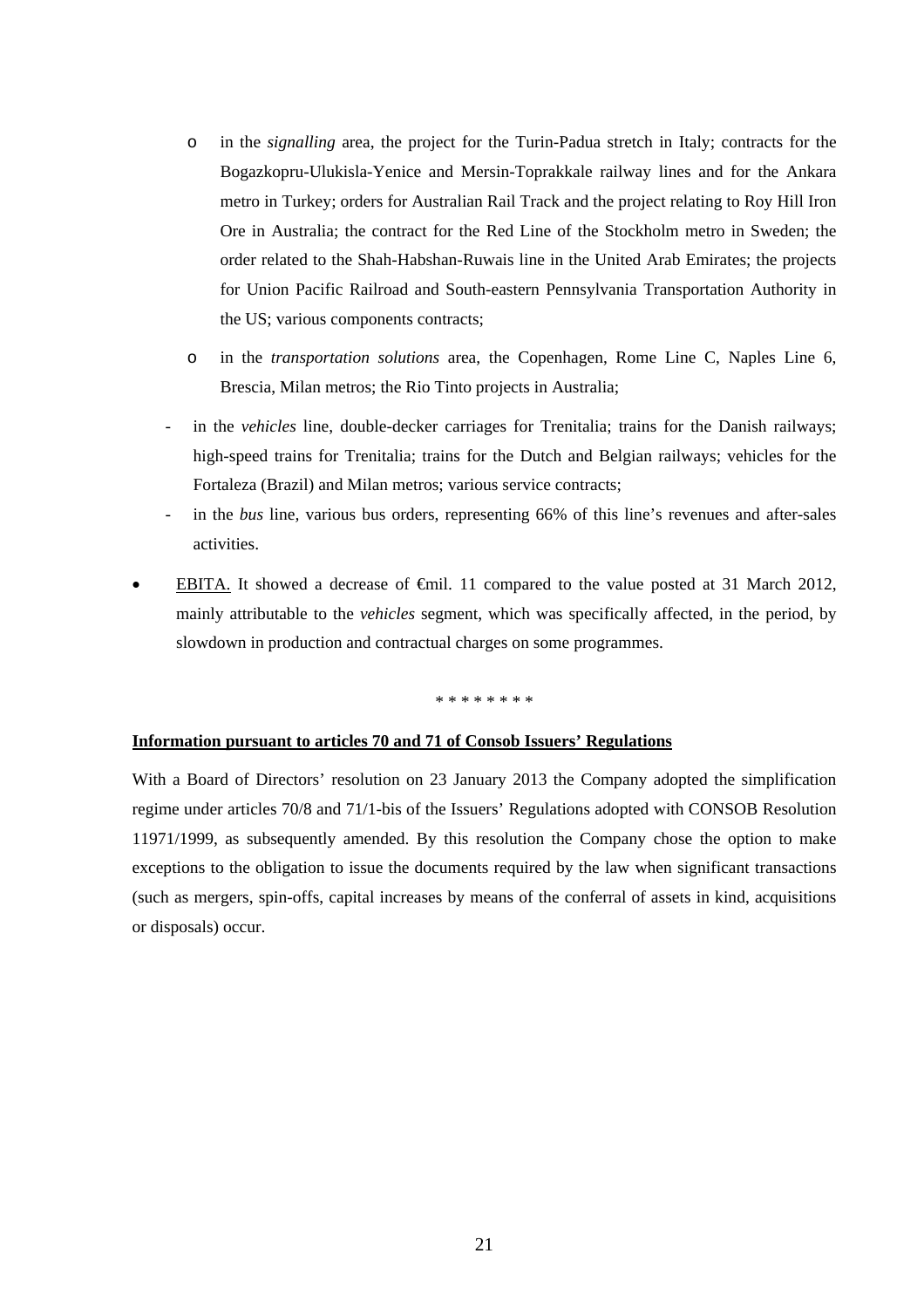- in the *signalling* area, the project for the Turin-Padua stretch in Italy; contracts for the Bogazkopru-Ulukisla-Yenice and Mersin-Toprakkale railway lines and for the Ankara metro in Turkey; orders for Australian Rail Track and the project relating to Roy Hill Iron Ore in Australia; the contract for the Red Line of the Stockholm metro in Sweden; the order related to the Shah-Habshan-Ruwais line in the United Arab Emirates; the projects for Union Pacific Railroad and South-eastern Pennsylvania Transportation Authority in the US; various components contracts;
    - in the *transportation solutions* area, the Copenhagen, Rome Line C, Naples Line 6, Brescia, Milan metros; the Rio Tinto projects in Australia;
  - in the *vehicles* line, double-decker carriages for Trenitalia; trains for the Danish railways; high-speed trains for Trenitalia; trains for the Dutch and Belgian railways; vehicles for the Fortaleza (Brazil) and Milan metros; various service contracts;
  - in the *bus* line, various bus orders, representing 66% of this line's revenues and after-sales activities.

- <u>EBITA.</u> It showed a decrease of €mil. 11 compared to the value posted at 31 March 2012, mainly attributable to the *vehicles* segment, which was specifically affected, in the period, by slowdown in production and contractual charges on some programmes.

\* \* \* \* \* \* \* \*

**<u>Information pursuant to articles 70 and 71 of Consob Issuers' Regulations</u>**

With a Board of Directors' resolution on 23 January 2013 the Company adopted the simplification regime under articles 70/8 and 71/1-bis of the Issuers' Regulations adopted with CONSOB Resolution 11971/1999, as subsequently amended. By this resolution the Company chose the option to make exceptions to the obligation to issue the documents required by the law when significant transactions (such as mergers, spin-offs, capital increases by means of the conferral of assets in kind, acquisitions or disposals) occur.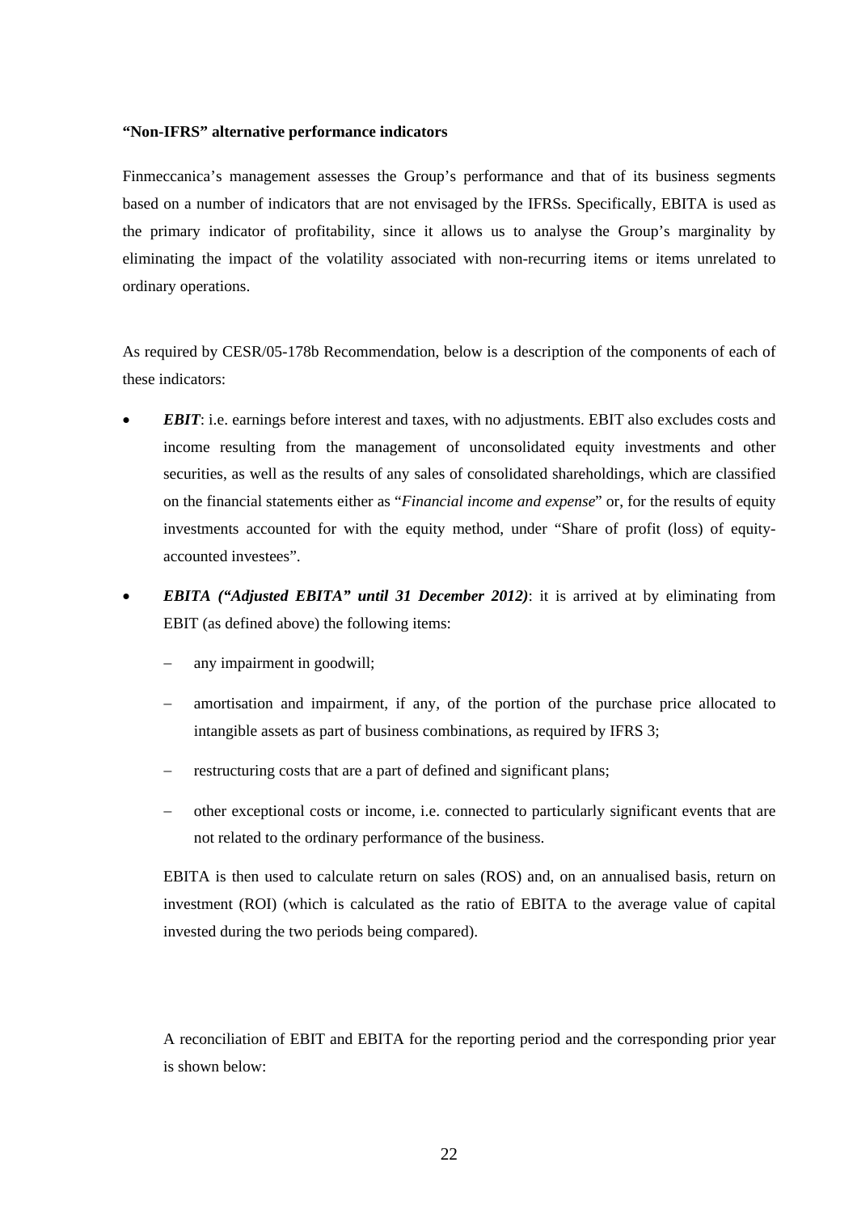**"Non-IFRS" alternative performance indicators**

Finmeccanica's management assesses the Group's performance and that of its business segments based on a number of indicators that are not envisaged by the IFRSs. Specifically, EBITA is used as the primary indicator of profitability, since it allows us to analyse the Group's marginality by eliminating the impact of the volatility associated with non-recurring items or items unrelated to ordinary operations.

As required by CESR/05-178b Recommendation, below is a description of the components of each of these indicators:

- ***EBIT***: i.e. earnings before interest and taxes, with no adjustments. EBIT also excludes costs and income resulting from the management of unconsolidated equity investments and other securities, as well as the results of any sales of consolidated shareholdings, which are classified on the financial statements either as "*Financial income and expense*" or, for the results of equity investments accounted for with the equity method, under "Share of profit (loss) of equity-accounted investees".
- ***EBITA ("Adjusted EBITA" until 31 December 2012)***: it is arrived at by eliminating from EBIT (as defined above) the following items:
  - any impairment in goodwill;
  - amortisation and impairment, if any, of the portion of the purchase price allocated to intangible assets as part of business combinations, as required by IFRS 3;
  - restructuring costs that are a part of defined and significant plans;
  - other exceptional costs or income, i.e. connected to particularly significant events that are not related to the ordinary performance of the business.

  EBITA is then used to calculate return on sales (ROS) and, on an annualised basis, return on investment (ROI) (which is calculated as the ratio of EBITA to the average value of capital invested during the two periods being compared).

  A reconciliation of EBIT and EBITA for the reporting period and the corresponding prior year is shown below: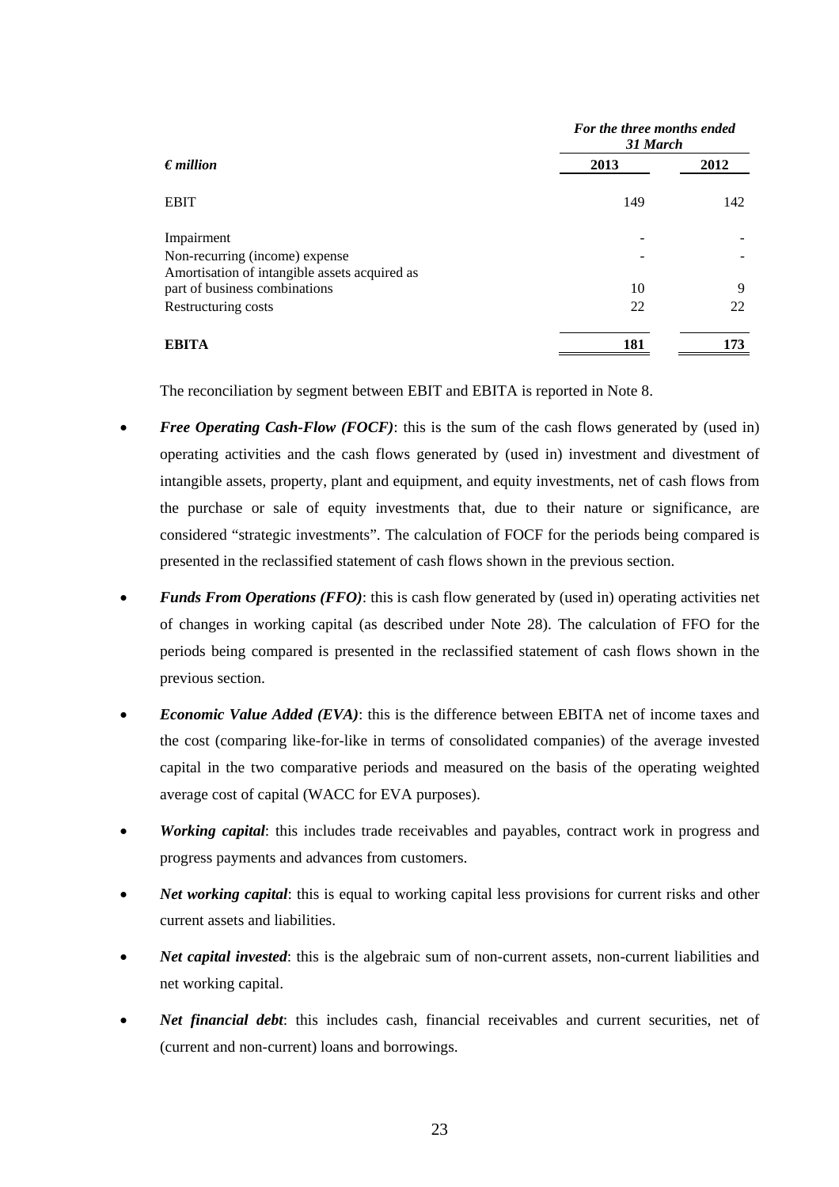| *€ million* | *For the three months ended 31 March* | |
|---|---|---|
| | **2013** | **2012** |
| EBIT | 149 | 142 |
| Impairment | - | - |
| Non-recurring (income) expense | - | - |
| Amortisation of intangible assets acquired as part of business combinations | 10 | 9 |
| Restructuring costs | 22 | 22 |
| **EBITA** | **181** | **173** |

The reconciliation by segment between EBIT and EBITA is reported in Note 8.

- ***Free Operating Cash-Flow (FOCF)***: this is the sum of the cash flows generated by (used in) operating activities and the cash flows generated by (used in) investment and divestment of intangible assets, property, plant and equipment, and equity investments, net of cash flows from the purchase or sale of equity investments that, due to their nature or significance, are considered "strategic investments". The calculation of FOCF for the periods being compared is presented in the reclassified statement of cash flows shown in the previous section.
- ***Funds From Operations (FFO)***: this is cash flow generated by (used in) operating activities net of changes in working capital (as described under Note 28). The calculation of FFO for the periods being compared is presented in the reclassified statement of cash flows shown in the previous section.
- ***Economic Value Added (EVA)***: this is the difference between EBITA net of income taxes and the cost (comparing like-for-like in terms of consolidated companies) of the average invested capital in the two comparative periods and measured on the basis of the operating weighted average cost of capital (WACC for EVA purposes).
- ***Working capital***: this includes trade receivables and payables, contract work in progress and progress payments and advances from customers.
- ***Net working capital***: this is equal to working capital less provisions for current risks and other current assets and liabilities.
- ***Net capital invested***: this is the algebraic sum of non-current assets, non-current liabilities and net working capital.
- ***Net financial debt***: this includes cash, financial receivables and current securities, net of (current and non-current) loans and borrowings.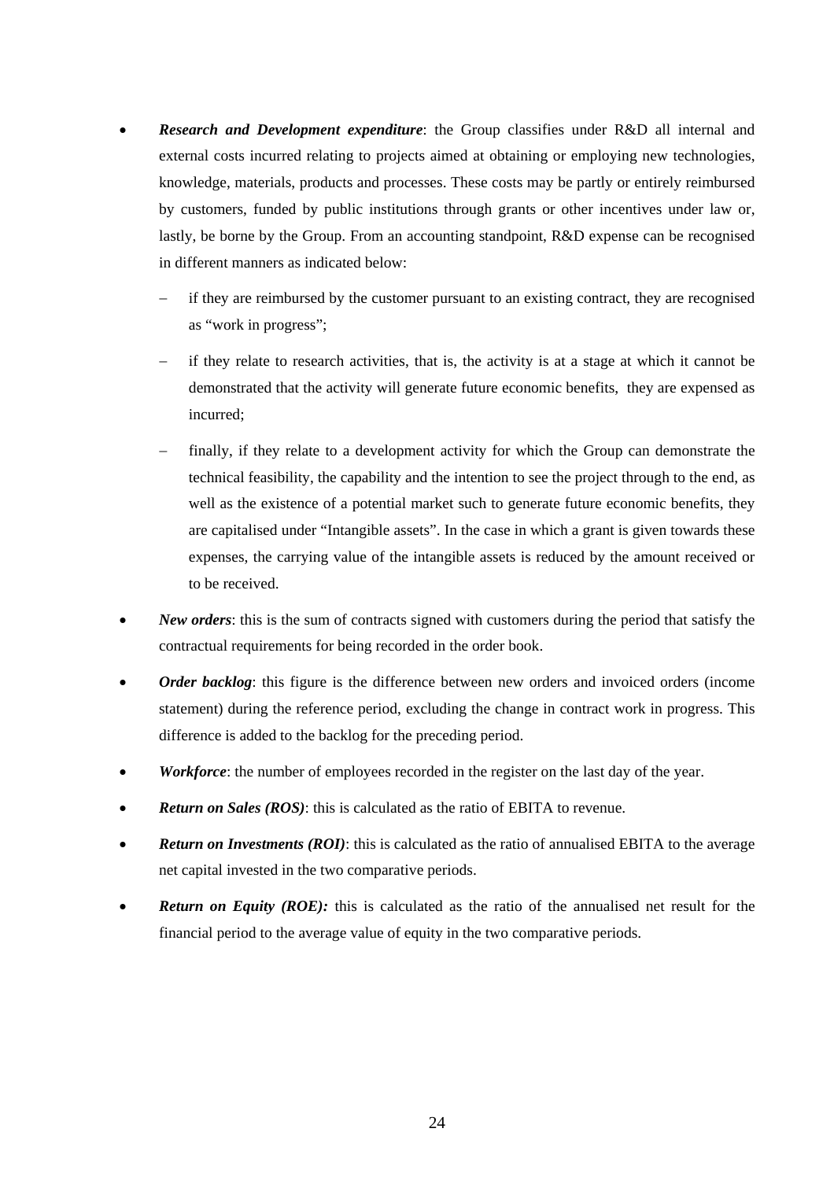- ***Research and Development expenditure***: the Group classifies under R&D all internal and external costs incurred relating to projects aimed at obtaining or employing new technologies, knowledge, materials, products and processes. These costs may be partly or entirely reimbursed by customers, funded by public institutions through grants or other incentives under law or, lastly, be borne by the Group. From an accounting standpoint, R&D expense can be recognised in different manners as indicated below:

  - if they are reimbursed by the customer pursuant to an existing contract, they are recognised as "work in progress";

  - if they relate to research activities, that is, the activity is at a stage at which it cannot be demonstrated that the activity will generate future economic benefits, they are expensed as incurred;

  - finally, if they relate to a development activity for which the Group can demonstrate the technical feasibility, the capability and the intention to see the project through to the end, as well as the existence of a potential market such to generate future economic benefits, they are capitalised under "Intangible assets". In the case in which a grant is given towards these expenses, the carrying value of the intangible assets is reduced by the amount received or to be received.

- ***New orders***: this is the sum of contracts signed with customers during the period that satisfy the contractual requirements for being recorded in the order book.

- ***Order backlog***: this figure is the difference between new orders and invoiced orders (income statement) during the reference period, excluding the change in contract work in progress. This difference is added to the backlog for the preceding period.

- ***Workforce***: the number of employees recorded in the register on the last day of the year.

- ***Return on Sales (ROS)***: this is calculated as the ratio of EBITA to revenue.

- ***Return on Investments (ROI)***: this is calculated as the ratio of annualised EBITA to the average net capital invested in the two comparative periods.

- ***Return on Equity (ROE):*** this is calculated as the ratio of the annualised net result for the financial period to the average value of equity in the two comparative periods.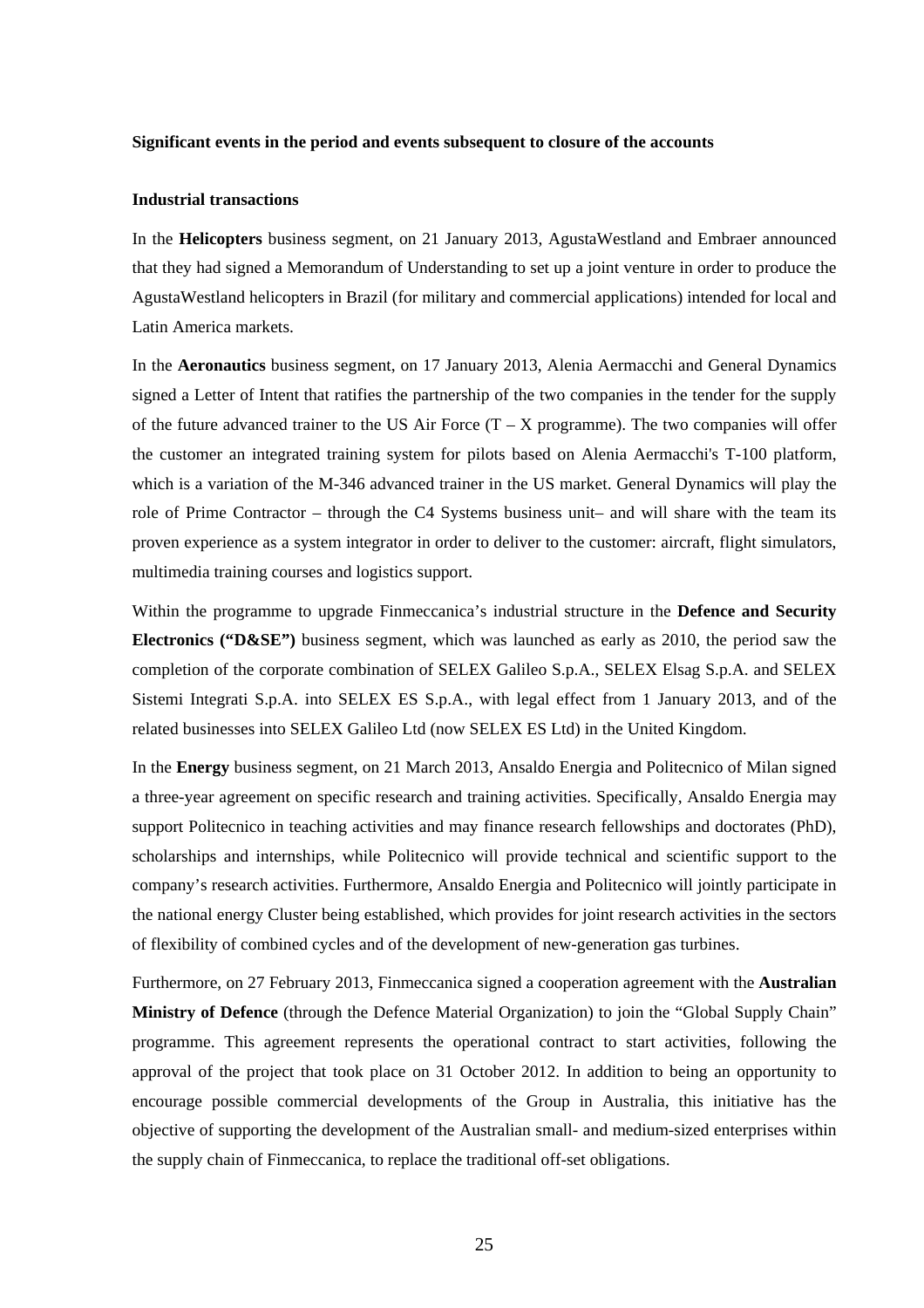**Significant events in the period and events subsequent to closure of the accounts**

**Industrial transactions**

In the **Helicopters** business segment, on 21 January 2013, AgustaWestland and Embraer announced that they had signed a Memorandum of Understanding to set up a joint venture in order to produce the AgustaWestland helicopters in Brazil (for military and commercial applications) intended for local and Latin America markets.

In the **Aeronautics** business segment, on 17 January 2013, Alenia Aermacchi and General Dynamics signed a Letter of Intent that ratifies the partnership of the two companies in the tender for the supply of the future advanced trainer to the US Air Force (T – X programme). The two companies will offer the customer an integrated training system for pilots based on Alenia Aermacchi's T-100 platform, which is a variation of the M-346 advanced trainer in the US market. General Dynamics will play the role of Prime Contractor – through the C4 Systems business unit– and will share with the team its proven experience as a system integrator in order to deliver to the customer: aircraft, flight simulators, multimedia training courses and logistics support.

Within the programme to upgrade Finmeccanica's industrial structure in the **Defence and Security Electronics ("D&SE")** business segment, which was launched as early as 2010, the period saw the completion of the corporate combination of SELEX Galileo S.p.A., SELEX Elsag S.p.A. and SELEX Sistemi Integrati S.p.A. into SELEX ES S.p.A., with legal effect from 1 January 2013, and of the related businesses into SELEX Galileo Ltd (now SELEX ES Ltd) in the United Kingdom.

In the **Energy** business segment, on 21 March 2013, Ansaldo Energia and Politecnico of Milan signed a three-year agreement on specific research and training activities. Specifically, Ansaldo Energia may support Politecnico in teaching activities and may finance research fellowships and doctorates (PhD), scholarships and internships, while Politecnico will provide technical and scientific support to the company's research activities. Furthermore, Ansaldo Energia and Politecnico will jointly participate in the national energy Cluster being established, which provides for joint research activities in the sectors of flexibility of combined cycles and of the development of new-generation gas turbines.

Furthermore, on 27 February 2013, Finmeccanica signed a cooperation agreement with the **Australian Ministry of Defence** (through the Defence Material Organization) to join the "Global Supply Chain" programme. This agreement represents the operational contract to start activities, following the approval of the project that took place on 31 October 2012. In addition to being an opportunity to encourage possible commercial developments of the Group in Australia, this initiative has the objective of supporting the development of the Australian small- and medium-sized enterprises within the supply chain of Finmeccanica, to replace the traditional off-set obligations.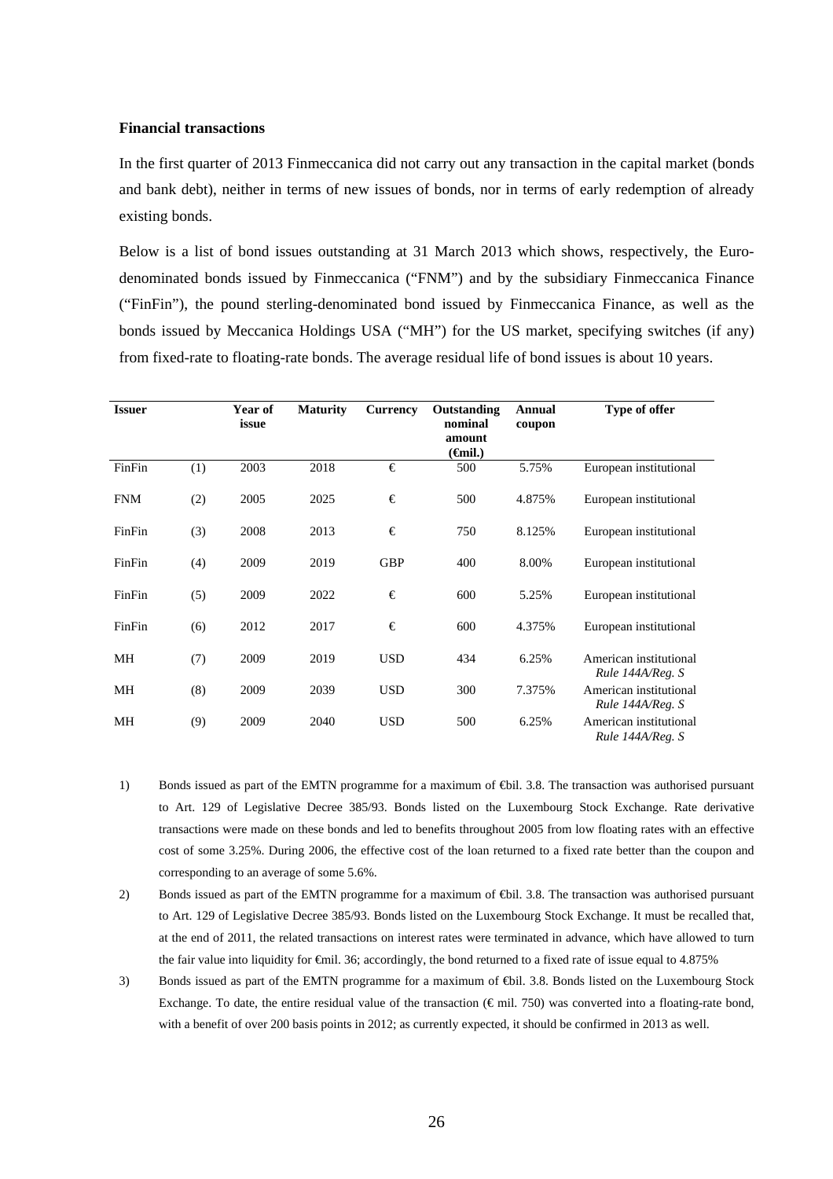**Financial transactions**

In the first quarter of 2013 Finmeccanica did not carry out any transaction in the capital market (bonds and bank debt), neither in terms of new issues of bonds, nor in terms of early redemption of already existing bonds.

Below is a list of bond issues outstanding at 31 March 2013 which shows, respectively, the Euro-denominated bonds issued by Finmeccanica ("FNM") and by the subsidiary Finmeccanica Finance ("FinFin"), the pound sterling-denominated bond issued by Finmeccanica Finance, as well as the bonds issued by Meccanica Holdings USA ("MH") for the US market, specifying switches (if any) from fixed-rate to floating-rate bonds. The average residual life of bond issues is about 10 years.

| Issuer | | Year of issue | Maturity | Currency | Outstanding nominal amount (€mil.) | Annual coupon | Type of offer |
|---|---|---|---|---|---|---|---|
| FinFin | (1) | 2003 | 2018 | € | 500 | 5.75% | European institutional |
| FNM | (2) | 2005 | 2025 | € | 500 | 4.875% | European institutional |
| FinFin | (3) | 2008 | 2013 | € | 750 | 8.125% | European institutional |
| FinFin | (4) | 2009 | 2019 | GBP | 400 | 8.00% | European institutional |
| FinFin | (5) | 2009 | 2022 | € | 600 | 5.25% | European institutional |
| FinFin | (6) | 2012 | 2017 | € | 600 | 4.375% | European institutional |
| MH | (7) | 2009 | 2019 | USD | 434 | 6.25% | American institutional *Rule 144A/Reg. S* |
| MH | (8) | 2009 | 2039 | USD | 300 | 7.375% | American institutional *Rule 144A/Reg. S* |
| MH | (9) | 2009 | 2040 | USD | 500 | 6.25% | American institutional *Rule 144A/Reg. S* |

1) Bonds issued as part of the EMTN programme for a maximum of €bil. 3.8. The transaction was authorised pursuant to Art. 129 of Legislative Decree 385/93. Bonds listed on the Luxembourg Stock Exchange. Rate derivative transactions were made on these bonds and led to benefits throughout 2005 from low floating rates with an effective cost of some 3.25%. During 2006, the effective cost of the loan returned to a fixed rate better than the coupon and corresponding to an average of some 5.6%.

2) Bonds issued as part of the EMTN programme for a maximum of €bil. 3.8. The transaction was authorised pursuant to Art. 129 of Legislative Decree 385/93. Bonds listed on the Luxembourg Stock Exchange. It must be recalled that, at the end of 2011, the related transactions on interest rates were terminated in advance, which have allowed to turn the fair value into liquidity for €mil. 36; accordingly, the bond returned to a fixed rate of issue equal to 4.875%

3) Bonds issued as part of the EMTN programme for a maximum of €bil. 3.8. Bonds listed on the Luxembourg Stock Exchange. To date, the entire residual value of the transaction (€ mil. 750) was converted into a floating-rate bond, with a benefit of over 200 basis points in 2012; as currently expected, it should be confirmed in 2013 as well.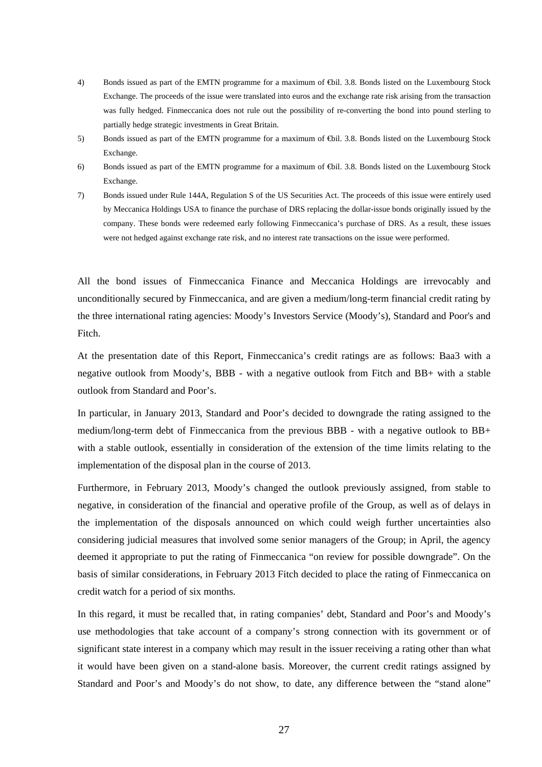4) Bonds issued as part of the EMTN programme for a maximum of €bil. 3.8. Bonds listed on the Luxembourg Stock Exchange. The proceeds of the issue were translated into euros and the exchange rate risk arising from the transaction was fully hedged. Finmeccanica does not rule out the possibility of re-converting the bond into pound sterling to partially hedge strategic investments in Great Britain.

5) Bonds issued as part of the EMTN programme for a maximum of €bil. 3.8. Bonds listed on the Luxembourg Stock Exchange.

6) Bonds issued as part of the EMTN programme for a maximum of €bil. 3.8. Bonds listed on the Luxembourg Stock Exchange.

7) Bonds issued under Rule 144A, Regulation S of the US Securities Act. The proceeds of this issue were entirely used by Meccanica Holdings USA to finance the purchase of DRS replacing the dollar-issue bonds originally issued by the company. These bonds were redeemed early following Finmeccanica's purchase of DRS. As a result, these issues were not hedged against exchange rate risk, and no interest rate transactions on the issue were performed.

All the bond issues of Finmeccanica Finance and Meccanica Holdings are irrevocably and unconditionally secured by Finmeccanica, and are given a medium/long-term financial credit rating by the three international rating agencies: Moody's Investors Service (Moody's), Standard and Poor's and Fitch.

At the presentation date of this Report, Finmeccanica's credit ratings are as follows: Baa3 with a negative outlook from Moody's, BBB - with a negative outlook from Fitch and BB+ with a stable outlook from Standard and Poor's.

In particular, in January 2013, Standard and Poor's decided to downgrade the rating assigned to the medium/long-term debt of Finmeccanica from the previous BBB - with a negative outlook to BB+ with a stable outlook, essentially in consideration of the extension of the time limits relating to the implementation of the disposal plan in the course of 2013.

Furthermore, in February 2013, Moody's changed the outlook previously assigned, from stable to negative, in consideration of the financial and operative profile of the Group, as well as of delays in the implementation of the disposals announced on which could weigh further uncertainties also considering judicial measures that involved some senior managers of the Group; in April, the agency deemed it appropriate to put the rating of Finmeccanica "on review for possible downgrade". On the basis of similar considerations, in February 2013 Fitch decided to place the rating of Finmeccanica on credit watch for a period of six months.

In this regard, it must be recalled that, in rating companies' debt, Standard and Poor's and Moody's use methodologies that take account of a company's strong connection with its government or of significant state interest in a company which may result in the issuer receiving a rating other than what it would have been given on a stand-alone basis. Moreover, the current credit ratings assigned by Standard and Poor's and Moody's do not show, to date, any difference between the "stand alone"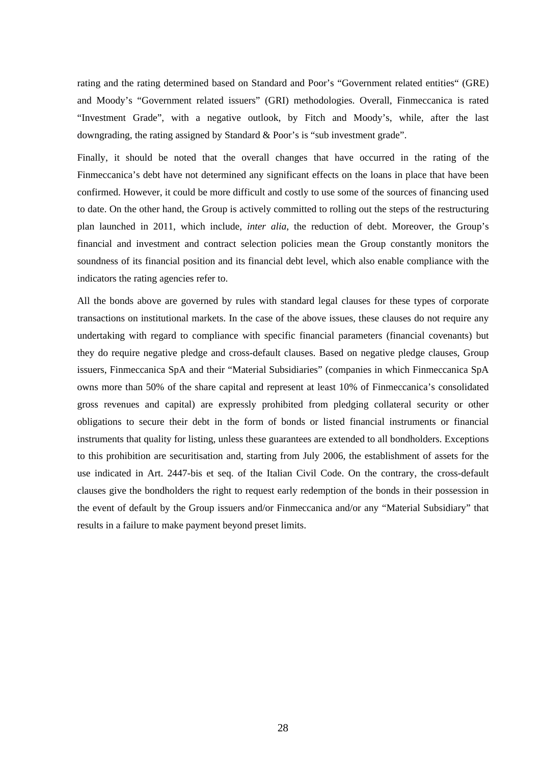rating and the rating determined based on Standard and Poor's "Government related entities" (GRE) and Moody's "Government related issuers" (GRI) methodologies. Overall, Finmeccanica is rated "Investment Grade", with a negative outlook, by Fitch and Moody's, while, after the last downgrading, the rating assigned by Standard & Poor's is "sub investment grade".

Finally, it should be noted that the overall changes that have occurred in the rating of the Finmeccanica's debt have not determined any significant effects on the loans in place that have been confirmed. However, it could be more difficult and costly to use some of the sources of financing used to date. On the other hand, the Group is actively committed to rolling out the steps of the restructuring plan launched in 2011, which include, *inter alia*, the reduction of debt. Moreover, the Group's financial and investment and contract selection policies mean the Group constantly monitors the soundness of its financial position and its financial debt level, which also enable compliance with the indicators the rating agencies refer to.

All the bonds above are governed by rules with standard legal clauses for these types of corporate transactions on institutional markets. In the case of the above issues, these clauses do not require any undertaking with regard to compliance with specific financial parameters (financial covenants) but they do require negative pledge and cross-default clauses. Based on negative pledge clauses, Group issuers, Finmeccanica SpA and their "Material Subsidiaries" (companies in which Finmeccanica SpA owns more than 50% of the share capital and represent at least 10% of Finmeccanica's consolidated gross revenues and capital) are expressly prohibited from pledging collateral security or other obligations to secure their debt in the form of bonds or listed financial instruments or financial instruments that quality for listing, unless these guarantees are extended to all bondholders. Exceptions to this prohibition are securitisation and, starting from July 2006, the establishment of assets for the use indicated in Art. 2447-bis et seq. of the Italian Civil Code. On the contrary, the cross-default clauses give the bondholders the right to request early redemption of the bonds in their possession in the event of default by the Group issuers and/or Finmeccanica and/or any "Material Subsidiary" that results in a failure to make payment beyond preset limits.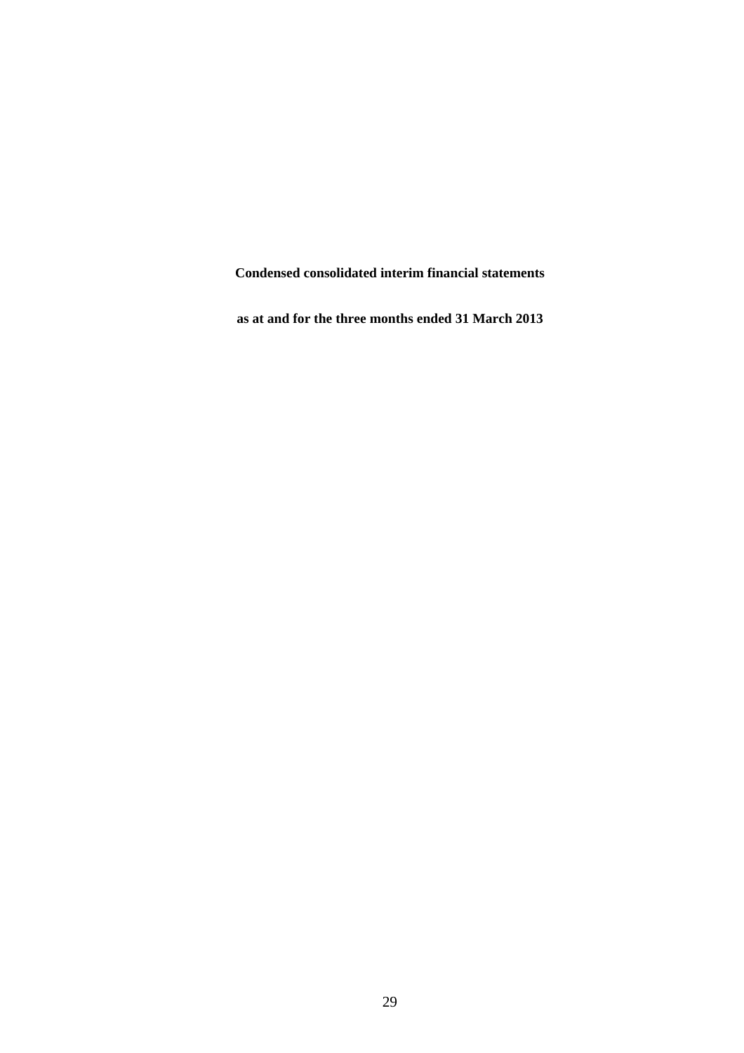**Condensed consolidated interim financial statements**

**as at and for the three months ended 31 March 2013**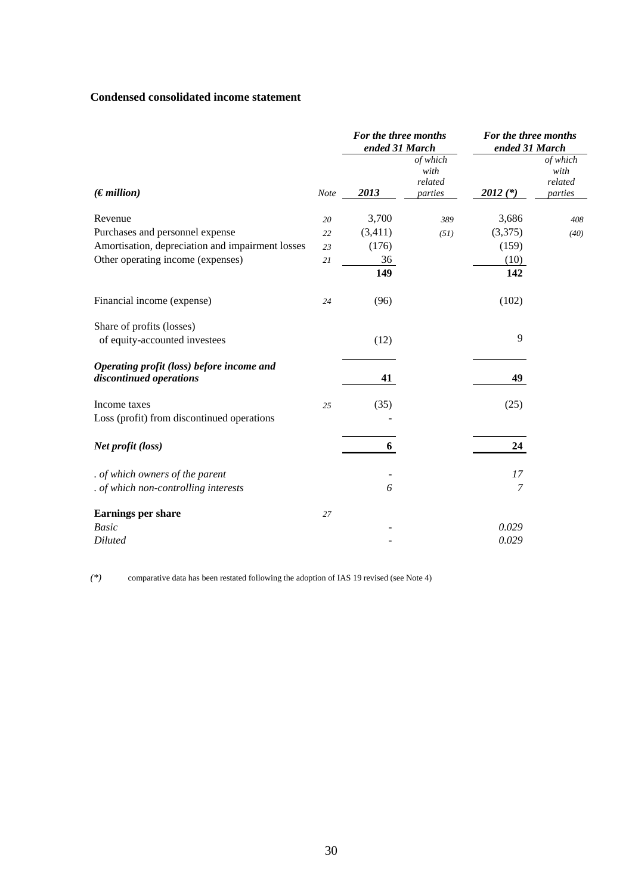## Condensed consolidated income statement

| *(€ million)* | *Note* | ***For the three months ended 31 March*** ***2013*** | *of which with related parties* | ***For the three months ended 31 March*** ***2012 (\*)*** | *of which with related parties* |
|---|---|---|---|---|---|
| Revenue | *20* | 3,700 | *389* | 3,686 | *408* |
| Purchases and personnel expense | *22* | (3,411) | *(51)* | (3,375) | *(40)* |
| Amortisation, depreciation and impairment losses | *23* | (176) | | (159) | |
| Other operating income (expenses) | *21* | 36 | | (10) | |
| | | **149** | | **142** | |
| Financial income (expense) | *24* | (96) | | (102) | |
| Share of profits (losses) of equity-accounted investees | | (12) | | 9 | |
| ***Operating profit (loss) before income and discontinued operations*** | | **41** | | **49** | |
| Income taxes | *25* | (35) | | (25) | |
| Loss (profit) from discontinued operations | | - | | | |
| ***Net profit (loss)*** | | **6** | | **24** | |
| *. of which owners of the parent* | | - | | *17* | |
| *. of which non-controlling interests* | | *6* | | *7* | |
| **Earnings per share** | *27* | | | | |
| *Basic* | | - | | *0.029* | |
| *Diluted* | | - | | *0.029* | |

*(\*)* comparative data has been restated following the adoption of IAS 19 revised (see Note 4)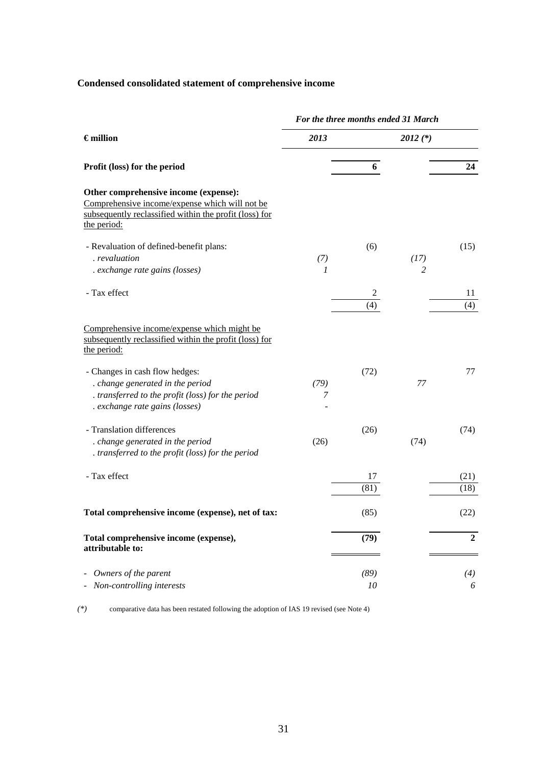## Condensed consolidated statement of comprehensive income

| € million | *For the three months ended 31 March* | | | |
|---|---|---|---|---|
| | ***2013*** | | ***2012 (\*)*** | |
| **Profit (loss) for the period** | | **6** | | **24** |
| **Other comprehensive income (expense):** | | | | |
| <u>Comprehensive income/expense which will not be subsequently reclassified within the profit (loss) for the period:</u> | | | | |
| - Revaluation of defined-benefit plans: | | (6) | | (15) |
| *. revaluation* | *(7)* | | *(17)* | |
| *. exchange rate gains (losses)* | *1* | | *2* | |
| - Tax effect | | 2 | | 11 |
| | | (4) | | (4) |
| <u>Comprehensive income/expense which might be subsequently reclassified within the profit (loss) for the period:</u> | | | | |
| - Changes in cash flow hedges: | | (72) | | 77 |
| *. change generated in the period* | *(79)* | | *77* | |
| *. transferred to the profit (loss) for the period* | *7* | | | |
| *. exchange rate gains (losses)* | *-* | | | |
| - Translation differences | | (26) | | (74) |
| *. change generated in the period* | (26) | | (74) | |
| *. transferred to the profit (loss) for the period* | | | | |
| - Tax effect | | 17 | | (21) |
| | | (81) | | (18) |
| **Total comprehensive income (expense), net of tax:** | | (85) | | (22) |
| **Total comprehensive income (expense), attributable to:** | | **(79)** | | **2** |
| - *Owners of the parent* | | *(89)* | | *(4)* |
| - *Non-controlling interests* | | *10* | | *6* |

*(\*)* comparative data has been restated following the adoption of IAS 19 revised (see Note 4)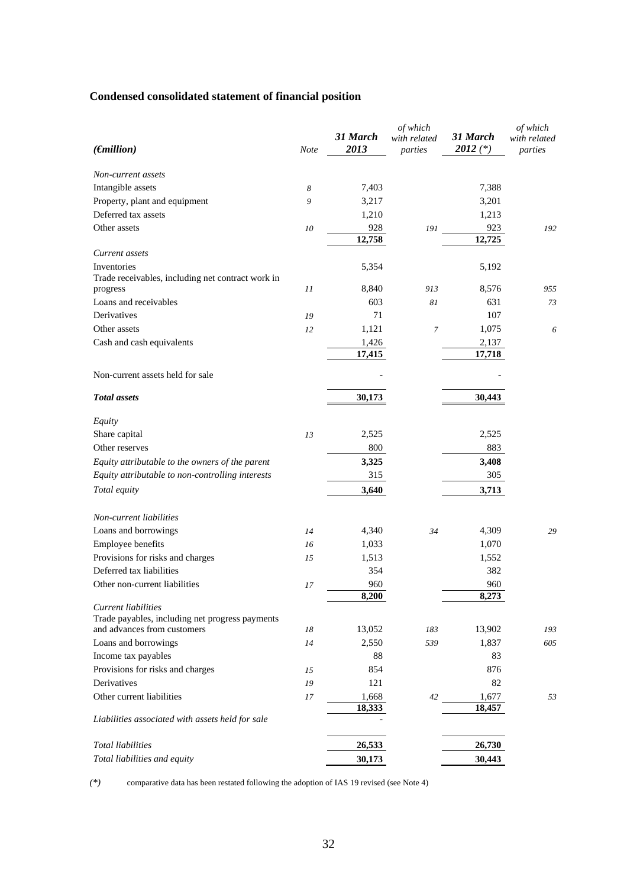## Condensed consolidated statement of financial position

| *(€million)* | *Note* | *31 March 2013* | *of which with related parties* | *31 March 2012 (\*)* | *of which with related parties* |
|---|---|---|---|---|---|
| *Non-current assets* | | | | | |
| Intangible assets | *8* | 7,403 | | 7,388 | |
| Property, plant and equipment | *9* | 3,217 | | 3,201 | |
| Deferred tax assets | | 1,210 | | 1,213 | |
| Other assets | *10* | 928 | *191* | 923 | *192* |
| | | **12,758** | | **12,725** | |
| *Current assets* | | | | | |
| Inventories | | 5,354 | | 5,192 | |
| Trade receivables, including net contract work in progress | *11* | 8,840 | *913* | 8,576 | *955* |
| Loans and receivables | | 603 | *81* | 631 | *73* |
| Derivatives | *19* | 71 | | 107 | |
| Other assets | *12* | 1,121 | *7* | 1,075 | *6* |
| Cash and cash equivalents | | 1,426 | | 2,137 | |
| | | **17,415** | | **17,718** | |
| Non-current assets held for sale | | - | | - | |
| ***Total assets*** | | **30,173** | | **30,443** | |
| *Equity* | | | | | |
| Share capital | *13* | 2,525 | | 2,525 | |
| Other reserves | | 800 | | 883 | |
| *Equity attributable to the owners of the parent* | | **3,325** | | **3,408** | |
| *Equity attributable to non-controlling interests* | | 315 | | 305 | |
| *Total equity* | | **3,640** | | **3,713** | |
| *Non-current liabilities* | | | | | |
| Loans and borrowings | *14* | 4,340 | *34* | 4,309 | *29* |
| Employee benefits | *16* | 1,033 | | 1,070 | |
| Provisions for risks and charges | *15* | 1,513 | | 1,552 | |
| Deferred tax liabilities | | 354 | | 382 | |
| Other non-current liabilities | *17* | 960 | | 960 | |
| | | **8,200** | | **8,273** | |
| *Current liabilities* | | | | | |
| Trade payables, including net progress payments and advances from customers | *18* | 13,052 | *183* | 13,902 | *193* |
| Loans and borrowings | *14* | 2,550 | *539* | 1,837 | *605* |
| Income tax payables | | 88 | | 83 | |
| Provisions for risks and charges | *15* | 854 | | 876 | |
| Derivatives | *19* | 121 | | 82 | |
| Other current liabilities | *17* | 1,668 | *42* | 1,677 | *53* |
| | | **18,333** | | **18,457** | |
| *Liabilities associated with assets held for sale* | | - | | | |
| *Total liabilities* | | **26,533** | | **26,730** | |
| *Total liabilities and equity* | | **30,173** | | **30,443** | |

*(\*)* comparative data has been restated following the adoption of IAS 19 revised (see Note 4)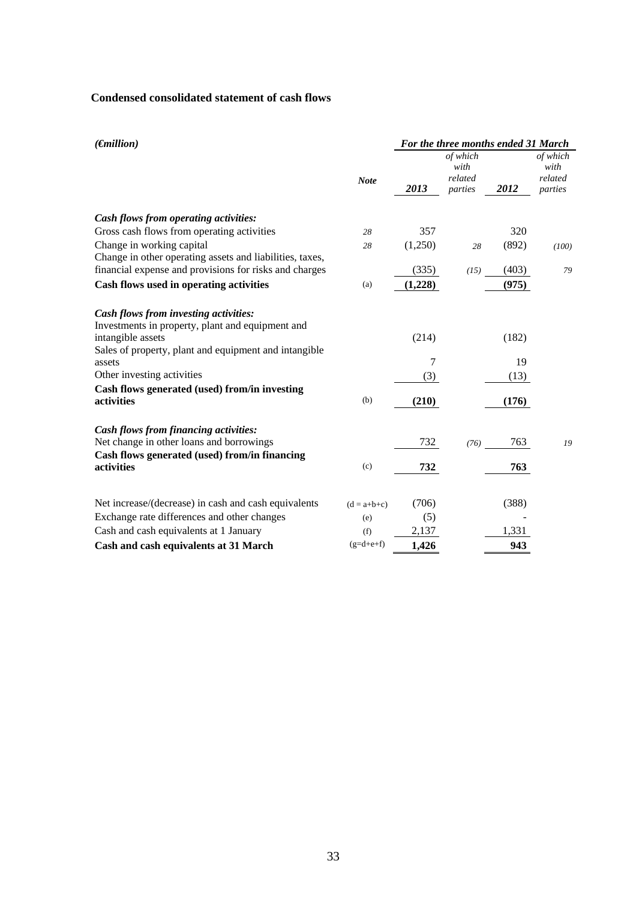## Condensed consolidated statement of cash flows

| *(€million)* | | *For the three months ended 31 March* | | | |
|---|---|---|---|---|---|
| | ***Note*** | ***2013*** | *of which with related parties* | ***2012*** | *of which with related parties* |
| ***Cash flows from operating activities:*** | | | | | |
| Gross cash flows from operating activities | *28* | 357 | | 320 | |
| Change in working capital | *28* | (1,250) | *28* | (892) | *(100)* |
| Change in other operating assets and liabilities, taxes, financial expense and provisions for risks and charges | | (335) | *(15)* | (403) | *79* |
| **Cash flows used in operating activities** | (a) | **(1,228)** | | **(975)** | |
| ***Cash flows from investing activities:*** | | | | | |
| Investments in property, plant and equipment and intangible assets | | (214) | | (182) | |
| Sales of property, plant and equipment and intangible assets | | 7 | | 19 | |
| Other investing activities | | (3) | | (13) | |
| **Cash flows generated (used) from/in investing activities** | (b) | **(210)** | | **(176)** | |
| ***Cash flows from financing activities:*** | | | | | |
| Net change in other loans and borrowings | | 732 | *(76)* | 763 | *19* |
| **Cash flows generated (used) from/in financing activities** | (c) | **732** | | **763** | |
| Net increase/(decrease) in cash and cash equivalents | (d = a+b+c) | (706) | | (388) | |
| Exchange rate differences and other changes | (e) | (5) | | - | |
| Cash and cash equivalents at 1 January | (f) | 2,137 | | 1,331 | |
| **Cash and cash equivalents at 31 March** | (g=d+e+f) | **1,426** | | **943** | |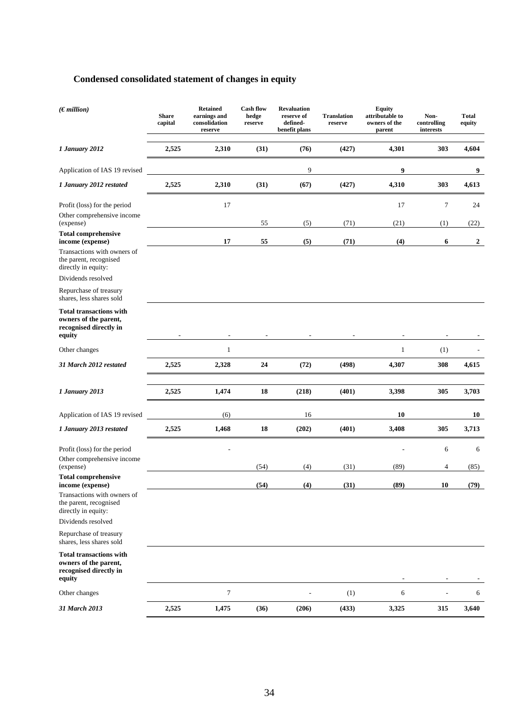## Condensed consolidated statement of changes in equity

| *(€ million)* | Share capital | Retained earnings and consolidation reserve | Cash flow hedge reserve | Revaluation reserve of defined-benefit plans | Translation reserve | Equity attributable to owners of the parent | Non-controlling interests | Total equity |
|---|---|---|---|---|---|---|---|---|
| ***1 January 2012*** | **2,525** | **2,310** | **(31)** | **(76)** | **(427)** | **4,301** | **303** | **4,604** |
| Application of IAS 19 revised | | | | 9 | | **9** | | **9** |
| ***1 January 2012 restated*** | **2,525** | **2,310** | **(31)** | **(67)** | **(427)** | **4,310** | **303** | **4,613** |
| Profit (loss) for the period | | 17 | | | | 17 | 7 | 24 |
| Other comprehensive income (expense) | | | 55 | (5) | (71) | (21) | (1) | (22) |
| **Total comprehensive income (expense)** | | **17** | **55** | **(5)** | **(71)** | **(4)** | **6** | **2** |
| Transactions with owners of the parent, recognised directly in equity: | | | | | | | | |
| Dividends resolved | | | | | | | | |
| Repurchase of treasury shares, less shares sold | | | | | | | | |
| **Total transactions with owners of the parent, recognised directly in equity** | - | - | - | - | - | - | - | - |
| Other changes | | 1 | | | | 1 | (1) | - |
| ***31 March 2012 restated*** | **2,525** | **2,328** | **24** | **(72)** | **(498)** | **4,307** | **308** | **4,615** |
| ***1 January 2013*** | **2,525** | **1,474** | **18** | **(218)** | **(401)** | **3,398** | **305** | **3,703** |
| Application of IAS 19 revised | | (6) | | 16 | | **10** | | **10** |
| ***1 January 2013 restated*** | **2,525** | **1,468** | **18** | **(202)** | **(401)** | **3,408** | **305** | **3,713** |
| Profit (loss) for the period | | - | | | | - | 6 | 6 |
| Other comprehensive income (expense) | | | (54) | (4) | (31) | (89) | 4 | (85) |
| **Total comprehensive income (expense)** | | | **(54)** | **(4)** | **(31)** | **(89)** | **10** | **(79)** |
| Transactions with owners of the parent, recognised directly in equity: | | | | | | | | |
| Dividends resolved | | | | | | | | |
| Repurchase of treasury shares, less shares sold | | | | | | | | |
| **Total transactions with owners of the parent, recognised directly in equity** | | | | | | - | - | - |
| Other changes | | 7 | | - | (1) | 6 | - | 6 |
| ***31 March 2013*** | **2,525** | **1,475** | **(36)** | **(206)** | **(433)** | **3,325** | **315** | **3,640** |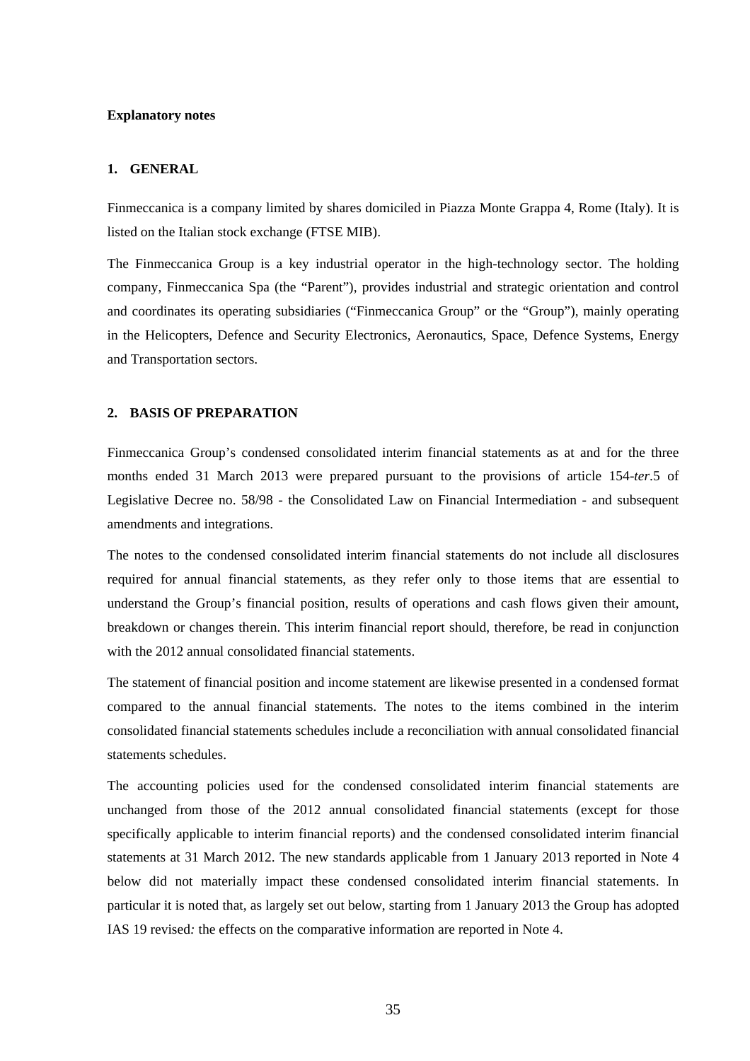**Explanatory notes**

## 1. GENERAL

Finmeccanica is a company limited by shares domiciled in Piazza Monte Grappa 4, Rome (Italy). It is listed on the Italian stock exchange (FTSE MIB).

The Finmeccanica Group is a key industrial operator in the high-technology sector. The holding company, Finmeccanica Spa (the "Parent"), provides industrial and strategic orientation and control and coordinates its operating subsidiaries ("Finmeccanica Group" or the "Group"), mainly operating in the Helicopters, Defence and Security Electronics, Aeronautics, Space, Defence Systems, Energy and Transportation sectors.

## 2. BASIS OF PREPARATION

Finmeccanica Group's condensed consolidated interim financial statements as at and for the three months ended 31 March 2013 were prepared pursuant to the provisions of article 154-*ter*.5 of Legislative Decree no. 58/98 - the Consolidated Law on Financial Intermediation - and subsequent amendments and integrations.

The notes to the condensed consolidated interim financial statements do not include all disclosures required for annual financial statements, as they refer only to those items that are essential to understand the Group's financial position, results of operations and cash flows given their amount, breakdown or changes therein. This interim financial report should, therefore, be read in conjunction with the 2012 annual consolidated financial statements.

The statement of financial position and income statement are likewise presented in a condensed format compared to the annual financial statements. The notes to the items combined in the interim consolidated financial statements schedules include a reconciliation with annual consolidated financial statements schedules.

The accounting policies used for the condensed consolidated interim financial statements are unchanged from those of the 2012 annual consolidated financial statements (except for those specifically applicable to interim financial reports) and the condensed consolidated interim financial statements at 31 March 2012. The new standards applicable from 1 January 2013 reported in Note 4 below did not materially impact these condensed consolidated interim financial statements. In particular it is noted that, as largely set out below, starting from 1 January 2013 the Group has adopted IAS 19 revised*:* the effects on the comparative information are reported in Note 4.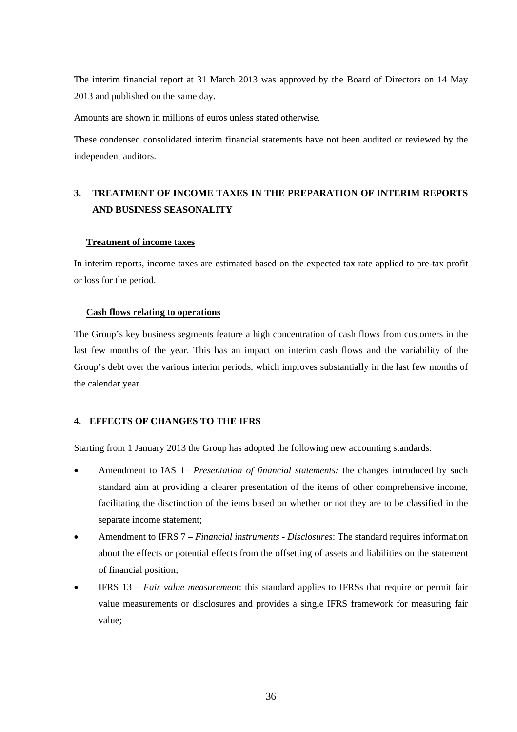The interim financial report at 31 March 2013 was approved by the Board of Directors on 14 May 2013 and published on the same day.

Amounts are shown in millions of euros unless stated otherwise.

These condensed consolidated interim financial statements have not been audited or reviewed by the independent auditors.

## 3. TREATMENT OF INCOME TAXES IN THE PREPARATION OF INTERIM REPORTS AND BUSINESS SEASONALITY

**Treatment of income taxes**

In interim reports, income taxes are estimated based on the expected tax rate applied to pre-tax profit or loss for the period.

**Cash flows relating to operations**

The Group's key business segments feature a high concentration of cash flows from customers in the last few months of the year. This has an impact on interim cash flows and the variability of the Group's debt over the various interim periods, which improves substantially in the last few months of the calendar year.

## 4. EFFECTS OF CHANGES TO THE IFRS

Starting from 1 January 2013 the Group has adopted the following new accounting standards:

- Amendment to IAS 1– *Presentation of financial statements:* the changes introduced by such standard aim at providing a clearer presentation of the items of other comprehensive income, facilitating the disctinction of the iems based on whether or not they are to be classified in the separate income statement;
- Amendment to IFRS 7 – *Financial instruments - Disclosures*: The standard requires information about the effects or potential effects from the offsetting of assets and liabilities on the statement of financial position;
- IFRS 13 – *Fair value measurement*: this standard applies to IFRSs that require or permit fair value measurements or disclosures and provides a single IFRS framework for measuring fair value;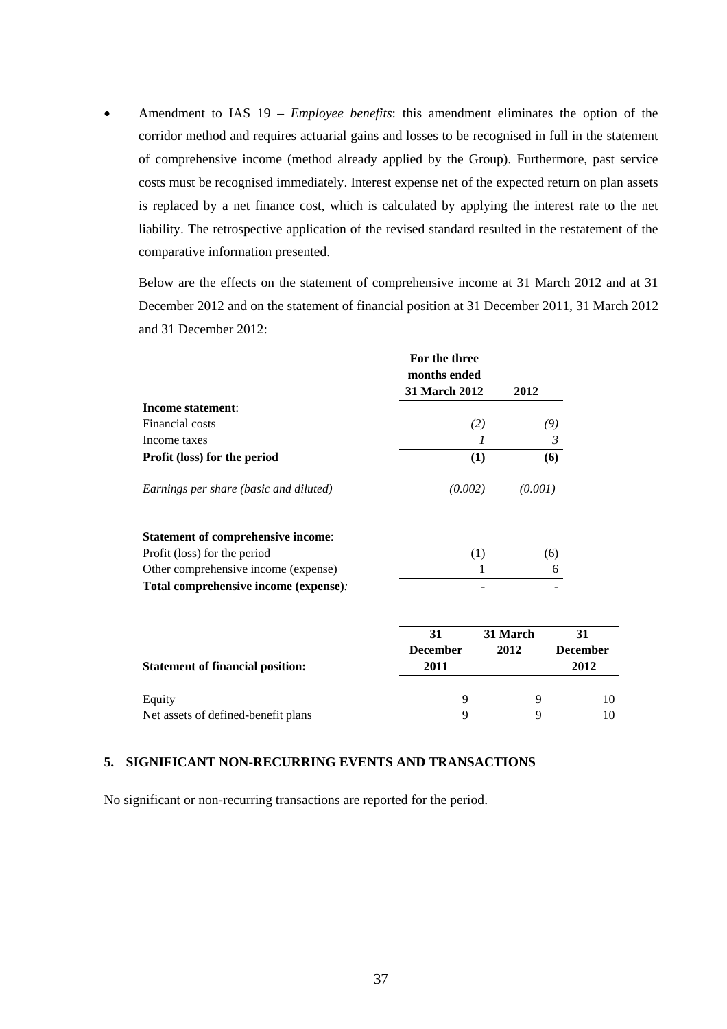- Amendment to IAS 19 – *Employee benefits*: this amendment eliminates the option of the corridor method and requires actuarial gains and losses to be recognised in full in the statement of comprehensive income (method already applied by the Group). Furthermore, past service costs must be recognised immediately. Interest expense net of the expected return on plan assets is replaced by a net finance cost, which is calculated by applying the interest rate to the net liability. The retrospective application of the revised standard resulted in the restatement of the comparative information presented.

  Below are the effects on the statement of comprehensive income at 31 March 2012 and at 31 December 2012 and on the statement of financial position at 31 December 2011, 31 March 2012 and 31 December 2012:

| | For the three months ended 31 March 2012 | 2012 |
|---|---|---|
| **Income statement**: | | |
| Financial costs | *(2)* | *(9)* |
| Income taxes | *1* | *3* |
| **Profit (loss) for the period** | **(1)** | **(6)** |
| *Earnings per share (basic and diluted)* | *(0.002)* | *(0.001)* |
| | | |
| **Statement of comprehensive income**: | | |
| Profit (loss) for the period | (1) | (6) |
| Other comprehensive income (expense) | 1 | 6 |
| **Total comprehensive income (expense)***:* | **-** | **-** |

| **Statement of financial position:** | 31 December 2011 | 31 March 2012 | 31 December 2012 |
|---|---|---|---|
| Equity | 9 | 9 | 10 |
| Net assets of defined-benefit plans | 9 | 9 | 10 |

## 5. SIGNIFICANT NON-RECURRING EVENTS AND TRANSACTIONS

No significant or non-recurring transactions are reported for the period.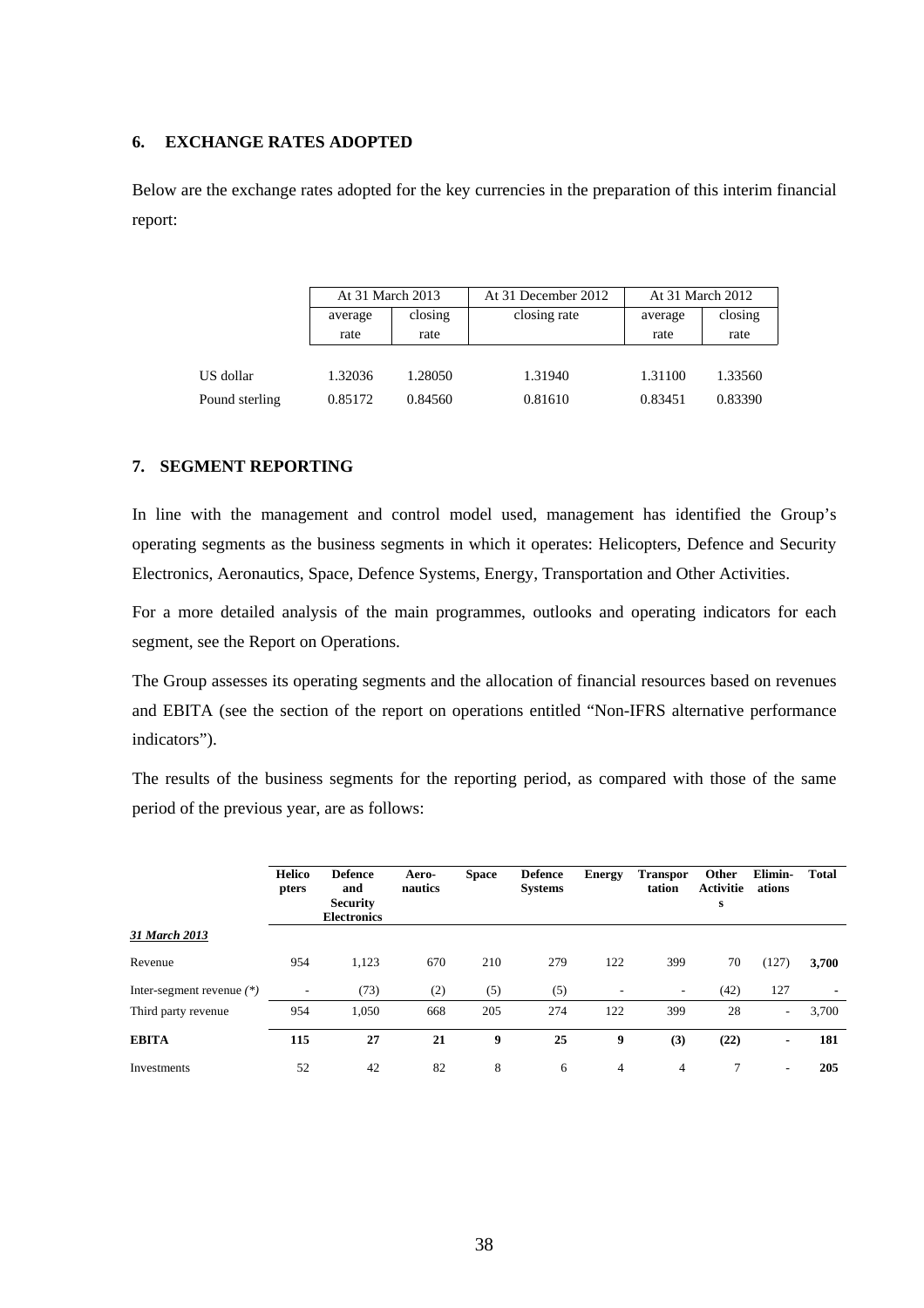## 6. EXCHANGE RATES ADOPTED

Below are the exchange rates adopted for the key currencies in the preparation of this interim financial report:

| | At 31 March 2013 | | At 31 December 2012 | At 31 March 2012 | |
|---|---|---|---|---|---|
| | average rate | closing rate | closing rate | average rate | closing rate |
| US dollar | 1.32036 | 1.28050 | 1.31940 | 1.31100 | 1.33560 |
| Pound sterling | 0.85172 | 0.84560 | 0.81610 | 0.83451 | 0.83390 |

## 7. SEGMENT REPORTING

In line with the management and control model used, management has identified the Group's operating segments as the business segments in which it operates: Helicopters, Defence and Security Electronics, Aeronautics, Space, Defence Systems, Energy, Transportation and Other Activities.

For a more detailed analysis of the main programmes, outlooks and operating indicators for each segment, see the Report on Operations.

The Group assesses its operating segments and the allocation of financial resources based on revenues and EBITA (see the section of the report on operations entitled "Non-IFRS alternative performance indicators").

The results of the business segments for the reporting period, as compared with those of the same period of the previous year, are as follows:

| | **Helicopters** | **Defence and Security Electronics** | **Aero-nautics** | **Space** | **Defence Systems** | **Energy** | **Transportation** | **Other Activities** | **Elimin-ations** | **Total** |
|---|---|---|---|---|---|---|---|---|---|---|
| ***31 March 2013*** | | | | | | | | | | |
| Revenue | 954 | 1,123 | 670 | 210 | 279 | 122 | 399 | 70 | (127) | **3,700** |
| Inter-segment revenue *(\*)* | - | (73) | (2) | (5) | (5) | - | - | (42) | 127 | - |
| Third party revenue | 954 | 1,050 | 668 | 205 | 274 | 122 | 399 | 28 | - | 3,700 |
| **EBITA** | **115** | **27** | **21** | **9** | **25** | **9** | **(3)** | **(22)** | **-** | **181** |
| Investments | 52 | 42 | 82 | 8 | 6 | 4 | 4 | 7 | - | **205** |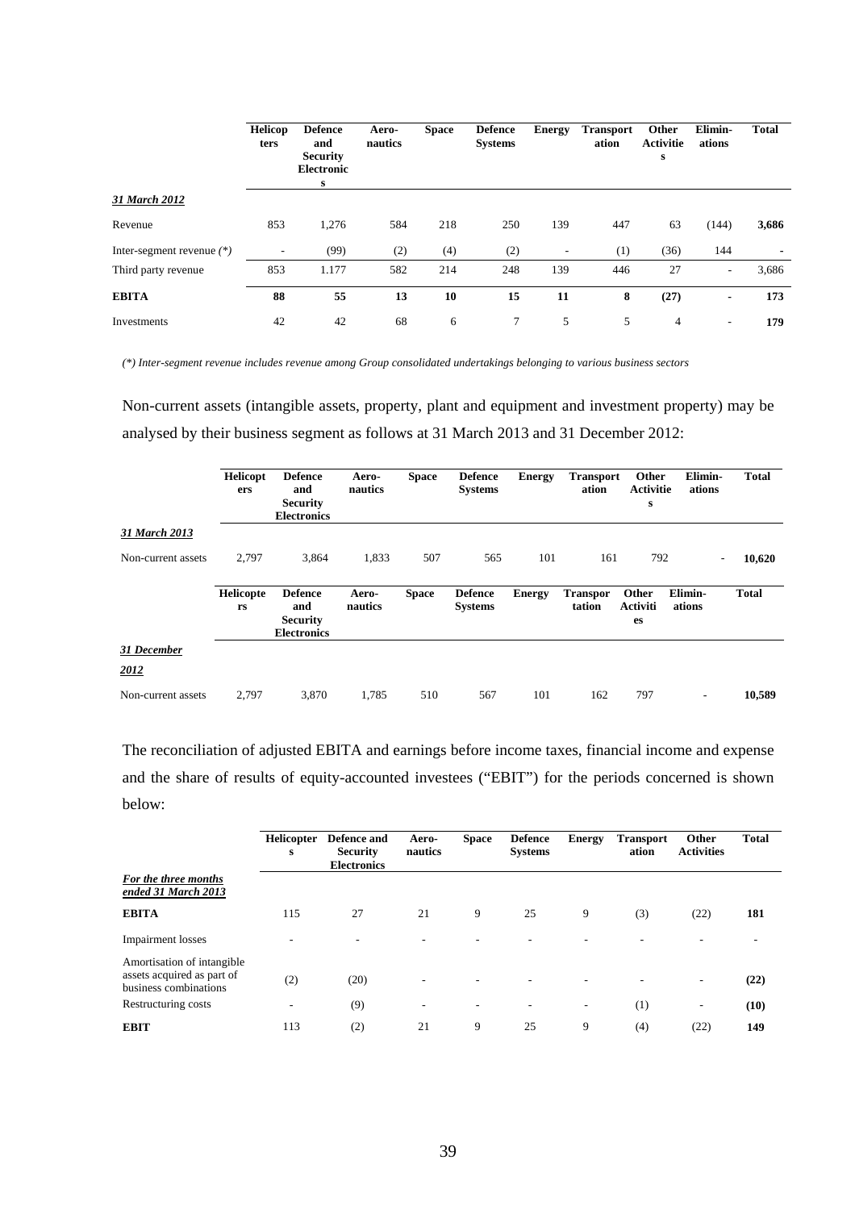| | Helicopters | Defence and Security Electronics | Aero-nautics | Space | Defence Systems | Energy | Transportation | Other Activities | Elimin-ations | Total |
|---|---|---|---|---|---|---|---|---|---|---|
| ***31 March 2012*** | | | | | | | | | | |
| Revenue | 853 | 1,276 | 584 | 218 | 250 | 139 | 447 | 63 | (144) | **3,686** |
| Inter-segment revenue *(\*)* | - | (99) | (2) | (4) | (2) | - | (1) | (36) | 144 | - |
| Third party revenue | 853 | 1.177 | 582 | 214 | 248 | 139 | 446 | 27 | - | 3,686 |
| **EBITA** | **88** | **55** | **13** | **10** | **15** | **11** | **8** | **(27)** | **-** | **173** |
| Investments | 42 | 42 | 68 | 6 | 7 | 5 | 5 | 4 | - | **179** |

*(\*) Inter-segment revenue includes revenue among Group consolidated undertakings belonging to various business sectors*

Non-current assets (intangible assets, property, plant and equipment and investment property) may be analysed by their business segment as follows at 31 March 2013 and 31 December 2012:

| | Helicopters | Defence and Security Electronics | Aero-nautics | Space | Defence Systems | Energy | Transportation | Other Activities | Elimin-ations | Total |
|---|---|---|---|---|---|---|---|---|---|---|
| ***31 March 2013*** | | | | | | | | | | |
| Non-current assets | 2,797 | 3,864 | 1,833 | 507 | 565 | 101 | 161 | 792 | - | **10,620** |
| ***31 December 2012*** | | | | | | | | | | |
| Non-current assets | 2,797 | 3,870 | 1,785 | 510 | 567 | 101 | 162 | 797 | - | **10,589** |

The reconciliation of adjusted EBITA and earnings before income taxes, financial income and expense and the share of results of equity-accounted investees ("EBIT") for the periods concerned is shown below:

| | Helicopters | Defence and Security Electronics | Aero-nautics | Space | Defence Systems | Energy | Transportation | Other Activities | Total |
|---|---|---|---|---|---|---|---|---|---|
| ***For the three months ended 31 March 2013*** | | | | | | | | | |
| **EBITA** | 115 | 27 | 21 | 9 | 25 | 9 | (3) | (22) | **181** |
| Impairment losses | - | - | - | - | - | - | - | - | - |
| Amortisation of intangible assets acquired as part of business combinations | (2) | (20) | - | - | - | - | - | - | **(22)** |
| Restructuring costs | - | (9) | - | - | - | - | (1) | - | **(10)** |
| **EBIT** | 113 | (2) | 21 | 9 | 25 | 9 | (4) | (22) | **149** |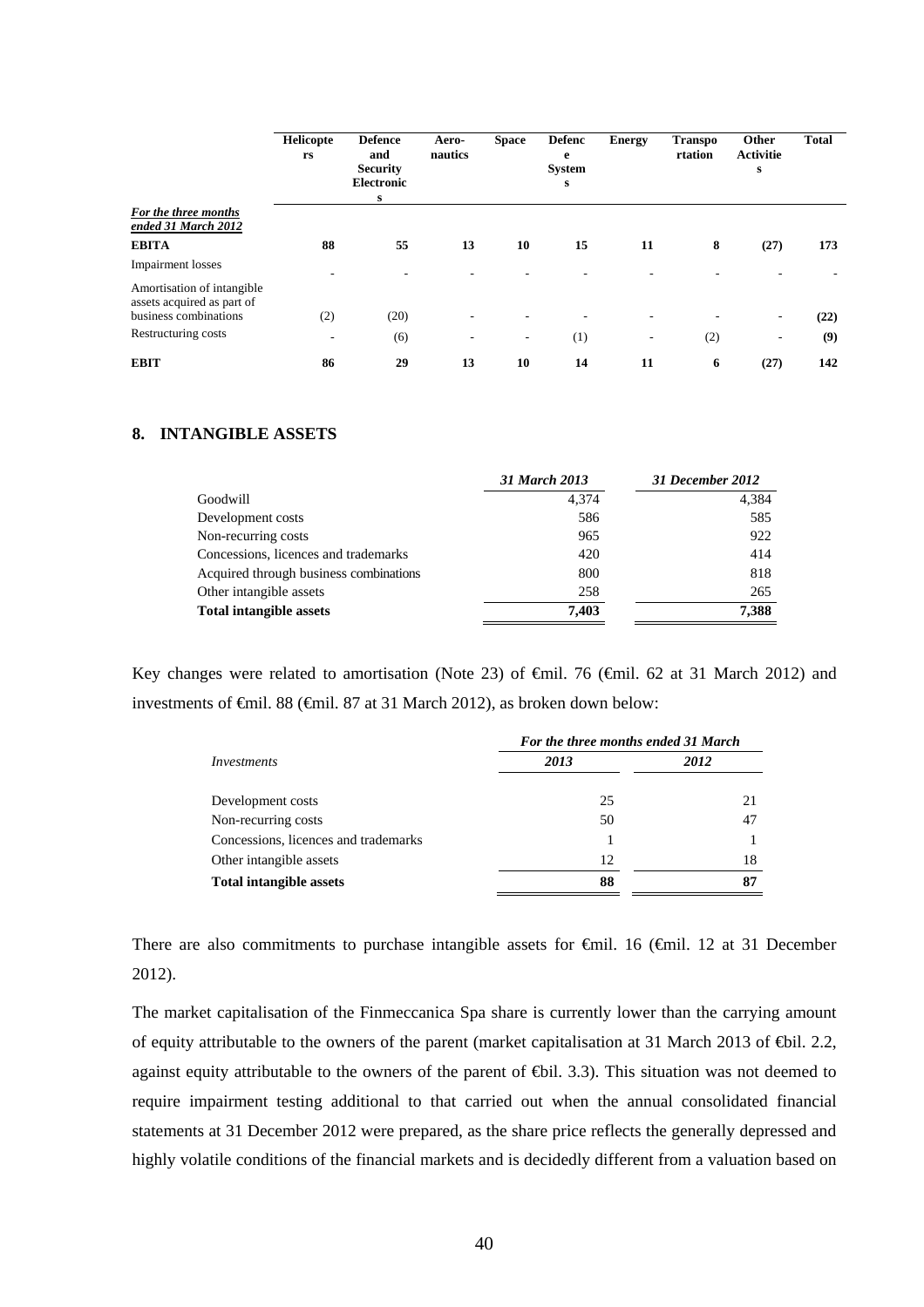| | Helicopters | Defence and Security Electronics | Aero-nautics | Space | Defence Systems | Energy | Transportation | Other Activities | Total |
|---|---|---|---|---|---|---|---|---|---|
| ***For the three months ended 31 March 2012*** | | | | | | | | | |
| **EBITA** | **88** | **55** | **13** | **10** | **15** | **11** | **8** | **(27)** | **173** |
| Impairment losses | - | - | - | - | - | - | - | - | - |
| Amortisation of intangible assets acquired as part of business combinations | (2) | (20) | - | - | - | - | - | - | **(22)** |
| Restructuring costs | - | (6) | - | - | (1) | - | (2) | - | **(9)** |
| **EBIT** | **86** | **29** | **13** | **10** | **14** | **11** | **6** | **(27)** | **142** |

## 8. INTANGIBLE ASSETS

| | *31 March 2013* | *31 December 2012* |
|---|---|---|
| Goodwill | 4,374 | 4,384 |
| Development costs | 586 | 585 |
| Non-recurring costs | 965 | 922 |
| Concessions, licences and trademarks | 420 | 414 |
| Acquired through business combinations | 800 | 818 |
| Other intangible assets | 258 | 265 |
| **Total intangible assets** | **7,403** | **7,388** |

Key changes were related to amortisation (Note 23) of €mil. 76 (€mil. 62 at 31 March 2012) and investments of €mil. 88 (€mil. 87 at 31 March 2012), as broken down below:

| | ***For the three months ended 31 March*** | |
|---|---|---|
| *Investments* | ***2013*** | ***2012*** |
| Development costs | 25 | 21 |
| Non-recurring costs | 50 | 47 |
| Concessions, licences and trademarks | 1 | 1 |
| Other intangible assets | 12 | 18 |
| **Total intangible assets** | **88** | **87** |

There are also commitments to purchase intangible assets for €mil. 16 (€mil. 12 at 31 December 2012).

The market capitalisation of the Finmeccanica Spa share is currently lower than the carrying amount of equity attributable to the owners of the parent (market capitalisation at 31 March 2013 of €bil. 2.2, against equity attributable to the owners of the parent of €bil. 3.3). This situation was not deemed to require impairment testing additional to that carried out when the annual consolidated financial statements at 31 December 2012 were prepared, as the share price reflects the generally depressed and highly volatile conditions of the financial markets and is decidedly different from a valuation based on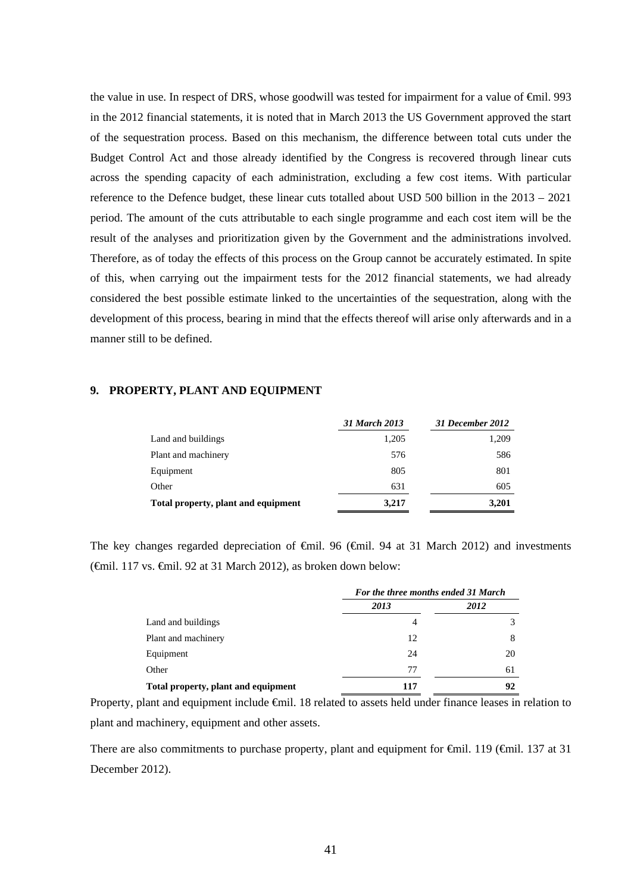the value in use. In respect of DRS, whose goodwill was tested for impairment for a value of €mil. 993 in the 2012 financial statements, it is noted that in March 2013 the US Government approved the start of the sequestration process. Based on this mechanism, the difference between total cuts under the Budget Control Act and those already identified by the Congress is recovered through linear cuts across the spending capacity of each administration, excluding a few cost items. With particular reference to the Defence budget, these linear cuts totalled about USD 500 billion in the 2013 – 2021 period. The amount of the cuts attributable to each single programme and each cost item will be the result of the analyses and prioritization given by the Government and the administrations involved. Therefore, as of today the effects of this process on the Group cannot be accurately estimated. In spite of this, when carrying out the impairment tests for the 2012 financial statements, we had already considered the best possible estimate linked to the uncertainties of the sequestration, along with the development of this process, bearing in mind that the effects thereof will arise only afterwards and in a manner still to be defined.

## 9. PROPERTY, PLANT AND EQUIPMENT

| | *31 March 2013* | *31 December 2012* |
|---|---|---|
| Land and buildings | 1,205 | 1,209 |
| Plant and machinery | 576 | 586 |
| Equipment | 805 | 801 |
| Other | 631 | 605 |
| **Total property, plant and equipment** | **3,217** | **3,201** |

The key changes regarded depreciation of €mil. 96 (€mil. 94 at 31 March 2012) and investments (€mil. 117 vs. €mil. 92 at 31 March 2012), as broken down below:

| | *For the three months ended 31 March* | |
|---|---|---|
| | *2013* | *2012* |
| Land and buildings | 4 | 3 |
| Plant and machinery | 12 | 8 |
| Equipment | 24 | 20 |
| Other | 77 | 61 |
| **Total property, plant and equipment** | **117** | **92** |

Property, plant and equipment include €mil. 18 related to assets held under finance leases in relation to plant and machinery, equipment and other assets.

There are also commitments to purchase property, plant and equipment for €mil. 119 (€mil. 137 at 31 December 2012).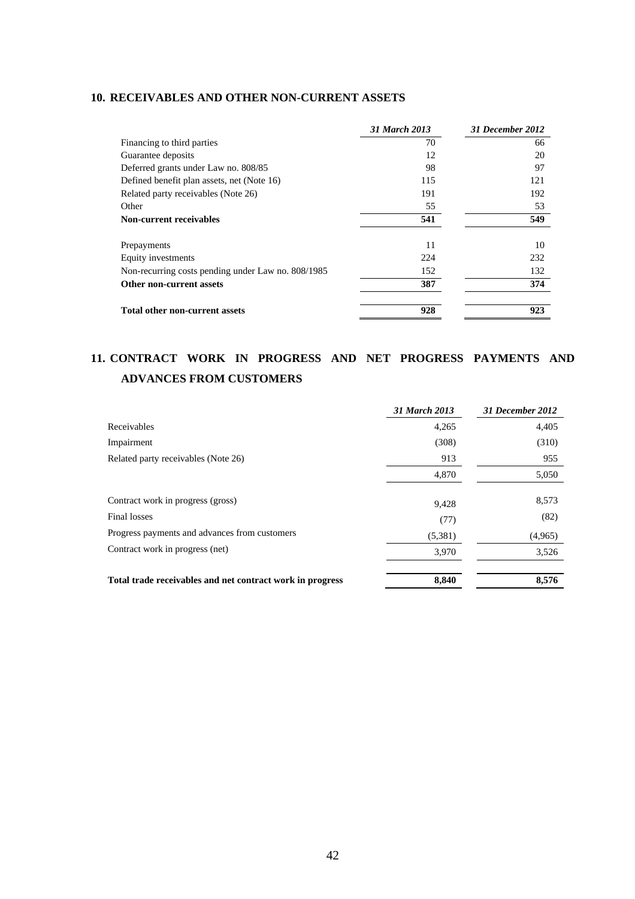## 10. RECEIVABLES AND OTHER NON-CURRENT ASSETS

| | *31 March 2013* | *31 December 2012* |
|---|---|---|
| Financing to third parties | 70 | 66 |
| Guarantee deposits | 12 | 20 |
| Deferred grants under Law no. 808/85 | 98 | 97 |
| Defined benefit plan assets, net (Note 16) | 115 | 121 |
| Related party receivables (Note 26) | 191 | 192 |
| Other | 55 | 53 |
| **Non-current receivables** | **541** | **549** |
| | | |
| Prepayments | 11 | 10 |
| Equity investments | 224 | 232 |
| Non-recurring costs pending under Law no. 808/1985 | 152 | 132 |
| **Other non-current assets** | **387** | **374** |
| | | |
| **Total other non-current assets** | **928** | **923** |

## 11. CONTRACT WORK IN PROGRESS AND NET PROGRESS PAYMENTS AND ADVANCES FROM CUSTOMERS

| | *31 March 2013* | *31 December 2012* |
|---|---|---|
| Receivables | 4,265 | 4,405 |
| Impairment | (308) | (310) |
| Related party receivables (Note 26) | 913 | 955 |
| | 4,870 | 5,050 |
| | | |
| Contract work in progress (gross) | 9,428 | 8,573 |
| Final losses | (77) | (82) |
| Progress payments and advances from customers | (5,381) | (4,965) |
| Contract work in progress (net) | 3,970 | 3,526 |
| | | |
| **Total trade receivables and net contract work in progress** | **8,840** | **8,576** |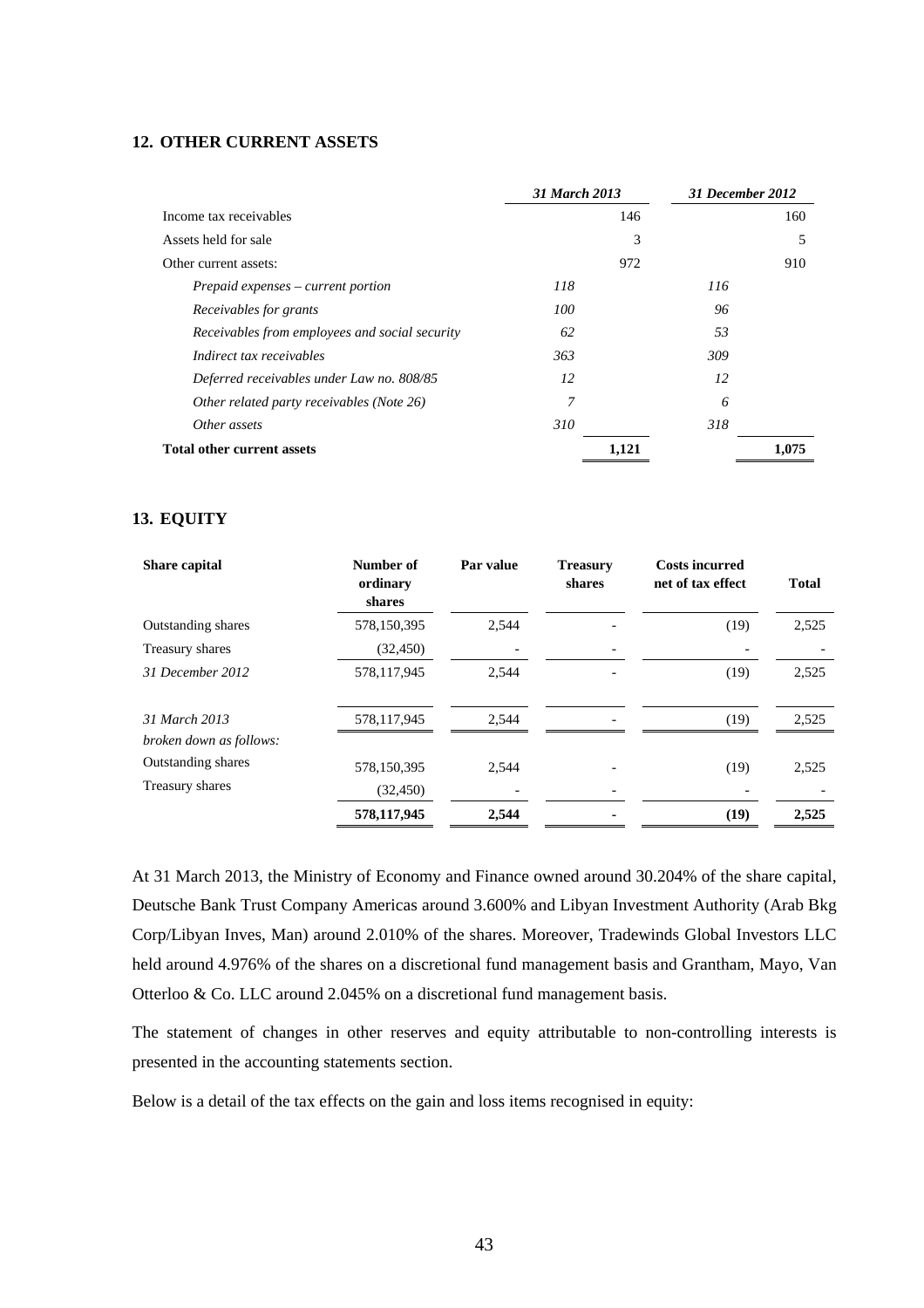## 12. OTHER CURRENT ASSETS

| | *31 March 2013* | | *31 December 2012* | |
|---|---|---|---|---|
| Income tax receivables | | 146 | | 160 |
| Assets held for sale | | 3 | | 5 |
| Other current assets: | | 972 | | 910 |
| *Prepaid expenses – current portion* | *118* | | *116* | |
| *Receivables for grants* | *100* | | *96* | |
| *Receivables from employees and social security* | *62* | | *53* | |
| *Indirect tax receivables* | *363* | | *309* | |
| *Deferred receivables under Law no. 808/85* | *12* | | *12* | |
| *Other related party receivables (Note 26)* | *7* | | *6* | |
| *Other assets* | *310* | | *318* | |
| **Total other current assets** | | **1,121** | | **1,075** |

## 13. EQUITY

| **Share capital** | **Number of ordinary shares** | **Par value** | **Treasury shares** | **Costs incurred net of tax effect** | **Total** |
|---|---|---|---|---|---|
| Outstanding shares | 578,150,395 | 2,544 | - | (19) | 2,525 |
| Treasury shares | (32,450) | - | - | - | - |
| *31 December 2012* | 578,117,945 | 2,544 | - | (19) | 2,525 |
| | | | | | |
| *31 March 2013* | 578,117,945 | 2,544 | - | (19) | 2,525 |
| *broken down as follows:* | | | | | |
| Outstanding shares | 578,150,395 | 2,544 | - | (19) | 2,525 |
| Treasury shares | (32,450) | - | - | - | - |
| | **578,117,945** | **2,544** | **-** | **(19)** | **2,525** |

At 31 March 2013, the Ministry of Economy and Finance owned around 30.204% of the share capital, Deutsche Bank Trust Company Americas around 3.600% and Libyan Investment Authority (Arab Bkg Corp/Libyan Inves, Man) around 2.010% of the shares. Moreover, Tradewinds Global Investors LLC held around 4.976% of the shares on a discretional fund management basis and Grantham, Mayo, Van Otterloo & Co. LLC around 2.045% on a discretional fund management basis.

The statement of changes in other reserves and equity attributable to non-controlling interests is presented in the accounting statements section.

Below is a detail of the tax effects on the gain and loss items recognised in equity: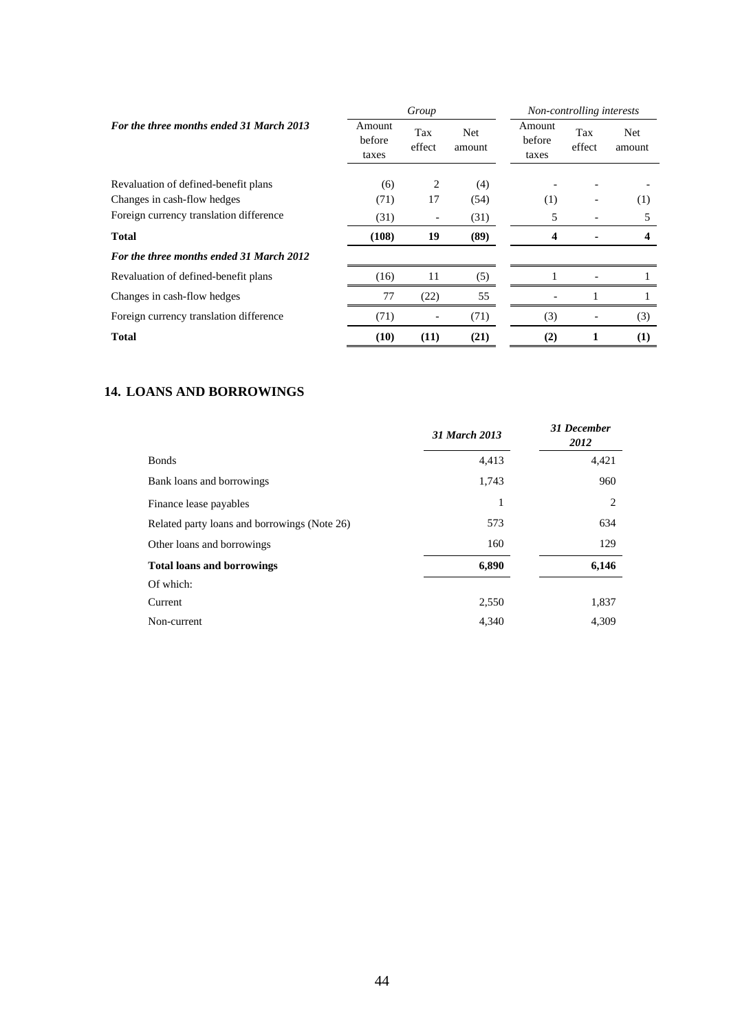| For the three months ended 31 March 2013 | Group | | | Non-controlling interests | | |
|---|---|---|---|---|---|---|
| | Amount before taxes | Tax effect | Net amount | Amount before taxes | Tax effect | Net amount |
| Revaluation of defined-benefit plans | (6) | 2 | (4) | - | - | - |
| Changes in cash-flow hedges | (71) | 17 | (54) | (1) | - | (1) |
| Foreign currency translation difference | (31) | - | (31) | 5 | - | 5 |
| **Total** | **(108)** | **19** | **(89)** | **4** | **-** | **4** |
| ***For the three months ended 31 March 2012*** | | | | | | |
| Revaluation of defined-benefit plans | (16) | 11 | (5) | 1 | - | 1 |
| Changes in cash-flow hedges | 77 | (22) | 55 | - | 1 | 1 |
| Foreign currency translation difference | (71) | - | (71) | (3) | - | (3) |
| **Total** | **(10)** | **(11)** | **(21)** | **(2)** | **1** | **(1)** |

## 14. LOANS AND BORROWINGS

| | *31 March 2013* | *31 December 2012* |
|---|---|---|
| Bonds | 4,413 | 4,421 |
| Bank loans and borrowings | 1,743 | 960 |
| Finance lease payables | 1 | 2 |
| Related party loans and borrowings (Note 26) | 573 | 634 |
| Other loans and borrowings | 160 | 129 |
| **Total loans and borrowings** | **6,890** | **6,146** |
| Of which: | | |
| Current | 2,550 | 1,837 |
| Non-current | 4,340 | 4,309 |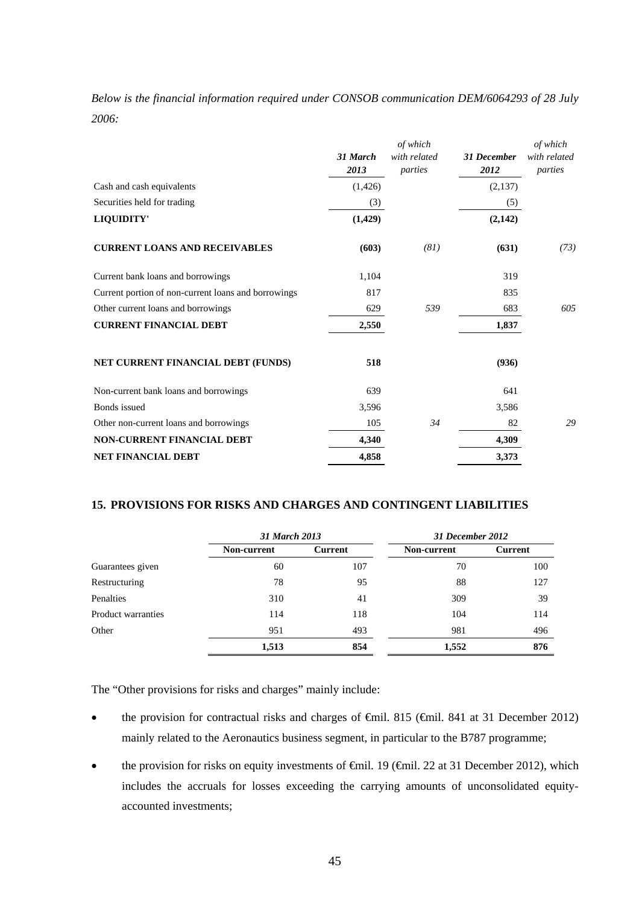*Below is the financial information required under CONSOB communication DEM/6064293 of 28 July 2006:*

| | *31 March 2013* | *of which with related parties* | *31 December 2012* | *of which with related parties* |
|---|---|---|---|---|
| Cash and cash equivalents | (1,426) | | (2,137) | |
| Securities held for trading | (3) | | (5) | |
| **LIQUIDITY'** | **(1,429)** | | **(2,142)** | |
| **CURRENT LOANS AND RECEIVABLES** | **(603)** | *(81)* | **(631)** | *(73)* |
| Current bank loans and borrowings | 1,104 | | 319 | |
| Current portion of non-current loans and borrowings | 817 | | 835 | |
| Other current loans and borrowings | 629 | *539* | 683 | *605* |
| **CURRENT FINANCIAL DEBT** | **2,550** | | **1,837** | |
| **NET CURRENT FINANCIAL DEBT (FUNDS)** | **518** | | **(936)** | |
| Non-current bank loans and borrowings | 639 | | 641 | |
| Bonds issued | 3,596 | | 3,586 | |
| Other non-current loans and borrowings | 105 | *34* | 82 | *29* |
| **NON-CURRENT FINANCIAL DEBT** | **4,340** | | **4,309** | |
| **NET FINANCIAL DEBT** | **4,858** | | **3,373** | |

## 15. PROVISIONS FOR RISKS AND CHARGES AND CONTINGENT LIABILITIES

| | *31 March 2013* | | *31 December 2012* | |
|---|---|---|---|---|
| | **Non-current** | **Current** | **Non-current** | **Current** |
| Guarantees given | 60 | 107 | 70 | 100 |
| Restructuring | 78 | 95 | 88 | 127 |
| Penalties | 310 | 41 | 309 | 39 |
| Product warranties | 114 | 118 | 104 | 114 |
| Other | 951 | 493 | 981 | 496 |
| | **1,513** | **854** | **1,552** | **876** |

The "Other provisions for risks and charges" mainly include:

- the provision for contractual risks and charges of €mil. 815 (€mil. 841 at 31 December 2012) mainly related to the Aeronautics business segment, in particular to the B787 programme;
- the provision for risks on equity investments of €mil. 19 (€mil. 22 at 31 December 2012), which includes the accruals for losses exceeding the carrying amounts of unconsolidated equity-accounted investments;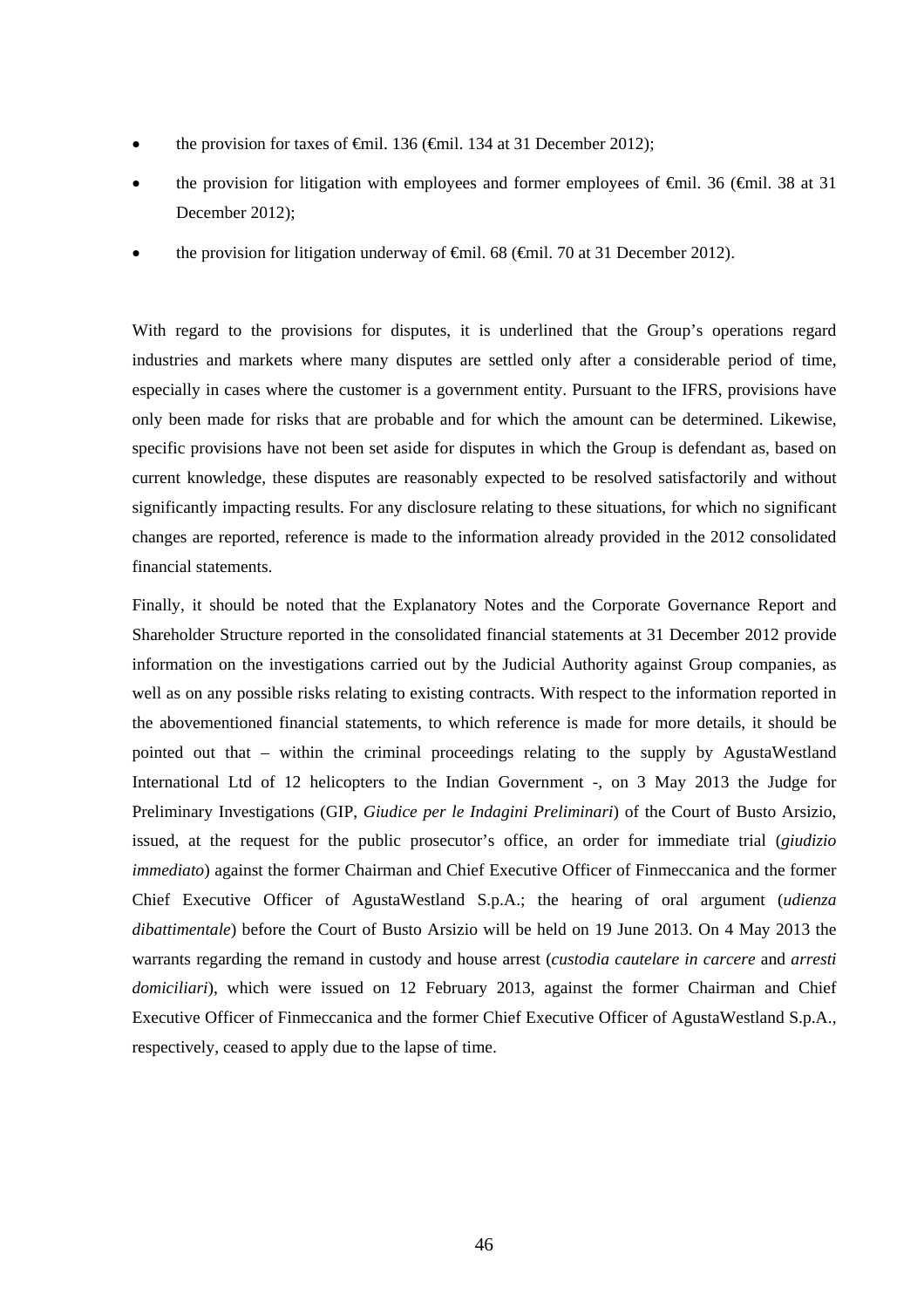- the provision for taxes of €mil. 136 (€mil. 134 at 31 December 2012);
- the provision for litigation with employees and former employees of €mil. 36 (€mil. 38 at 31 December 2012);
- the provision for litigation underway of €mil. 68 (€mil. 70 at 31 December 2012).

With regard to the provisions for disputes, it is underlined that the Group's operations regard industries and markets where many disputes are settled only after a considerable period of time, especially in cases where the customer is a government entity. Pursuant to the IFRS, provisions have only been made for risks that are probable and for which the amount can be determined. Likewise, specific provisions have not been set aside for disputes in which the Group is defendant as, based on current knowledge, these disputes are reasonably expected to be resolved satisfactorily and without significantly impacting results. For any disclosure relating to these situations, for which no significant changes are reported, reference is made to the information already provided in the 2012 consolidated financial statements.

Finally, it should be noted that the Explanatory Notes and the Corporate Governance Report and Shareholder Structure reported in the consolidated financial statements at 31 December 2012 provide information on the investigations carried out by the Judicial Authority against Group companies, as well as on any possible risks relating to existing contracts. With respect to the information reported in the abovementioned financial statements, to which reference is made for more details, it should be pointed out that – within the criminal proceedings relating to the supply by AgustaWestland International Ltd of 12 helicopters to the Indian Government -, on 3 May 2013 the Judge for Preliminary Investigations (GIP, *Giudice per le Indagini Preliminari*) of the Court of Busto Arsizio, issued, at the request for the public prosecutor's office, an order for immediate trial (*giudizio immediato*) against the former Chairman and Chief Executive Officer of Finmeccanica and the former Chief Executive Officer of AgustaWestland S.p.A.; the hearing of oral argument (*udienza dibattimentale*) before the Court of Busto Arsizio will be held on 19 June 2013. On 4 May 2013 the warrants regarding the remand in custody and house arrest (*custodia cautelare in carcere* and *arresti domiciliari*), which were issued on 12 February 2013, against the former Chairman and Chief Executive Officer of Finmeccanica and the former Chief Executive Officer of AgustaWestland S.p.A., respectively, ceased to apply due to the lapse of time.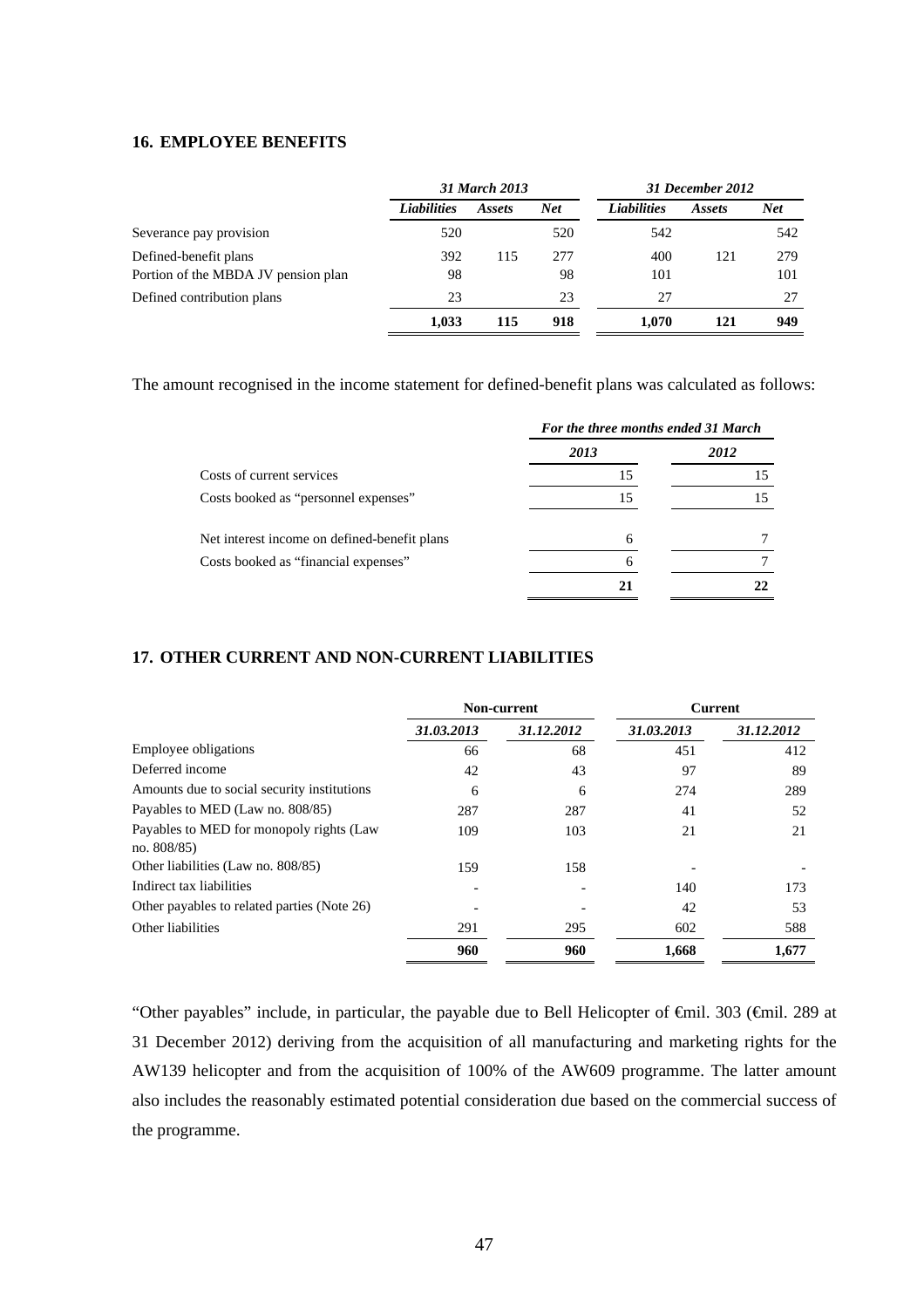## 16. EMPLOYEE BENEFITS

| | *31 March 2013* | | | *31 December 2012* | | |
|---|---|---|---|---|---|---|
| | ***Liabilities*** | ***Assets*** | ***Net*** | ***Liabilities*** | ***Assets*** | ***Net*** |
| Severance pay provision | 520 | | 520 | 542 | | 542 |
| Defined-benefit plans | 392 | 115 | 277 | 400 | 121 | 279 |
| Portion of the MBDA JV pension plan | 98 | | 98 | 101 | | 101 |
| Defined contribution plans | 23 | | 23 | 27 | | 27 |
| | **1,033** | **115** | **918** | **1,070** | **121** | **949** |

The amount recognised in the income statement for defined-benefit plans was calculated as follows:

| | ***For the three months ended 31 March*** | |
|---|---|---|
| | ***2013*** | ***2012*** |
| Costs of current services | 15 | 15 |
| Costs booked as "personnel expenses" | 15 | 15 |
| | | |
| Net interest income on defined-benefit plans | 6 | 7 |
| Costs booked as "financial expenses" | 6 | 7 |
| | **21** | **22** |

## 17. OTHER CURRENT AND NON-CURRENT LIABILITIES

| | **Non-current** | | **Current** | |
|---|---|---|---|---|
| | ***31.03.2013*** | ***31.12.2012*** | ***31.03.2013*** | ***31.12.2012*** |
| Employee obligations | 66 | 68 | 451 | 412 |
| Deferred income | 42 | 43 | 97 | 89 |
| Amounts due to social security institutions | 6 | 6 | 274 | 289 |
| Payables to MED (Law no. 808/85) | 287 | 287 | 41 | 52 |
| Payables to MED for monopoly rights (Law no. 808/85) | 109 | 103 | 21 | 21 |
| Other liabilities (Law no. 808/85) | 159 | 158 | - | - |
| Indirect tax liabilities | - | - | 140 | 173 |
| Other payables to related parties (Note 26) | - | - | 42 | 53 |
| Other liabilities | 291 | 295 | 602 | 588 |
| | **960** | **960** | **1,668** | **1,677** |

"Other payables" include, in particular, the payable due to Bell Helicopter of €mil. 303 (€mil. 289 at 31 December 2012) deriving from the acquisition of all manufacturing and marketing rights for the AW139 helicopter and from the acquisition of 100% of the AW609 programme. The latter amount also includes the reasonably estimated potential consideration due based on the commercial success of the programme.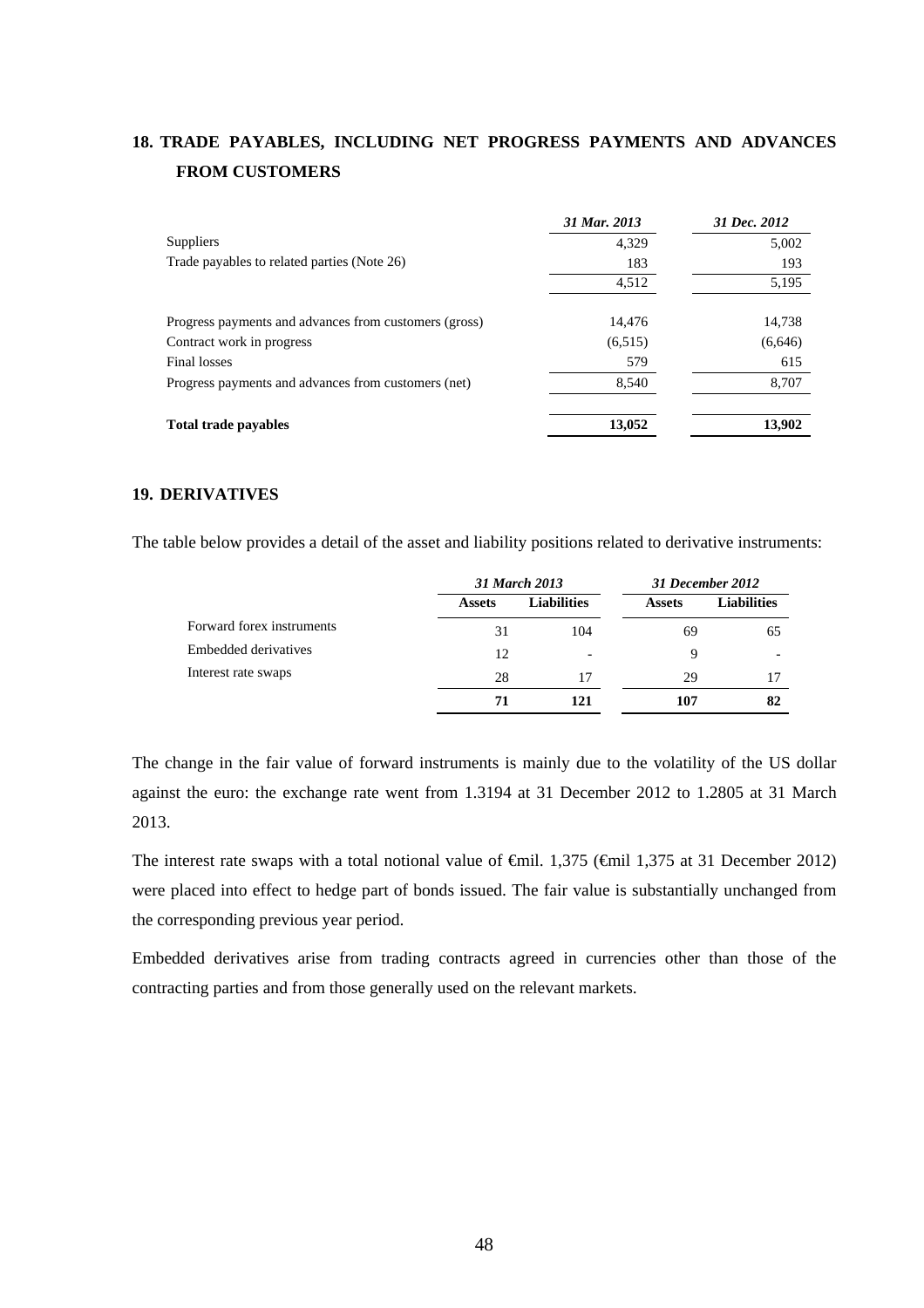## 18. TRADE PAYABLES, INCLUDING NET PROGRESS PAYMENTS AND ADVANCES FROM CUSTOMERS

| | *31 Mar. 2013* | *31 Dec. 2012* |
|---|---|---|
| Suppliers | 4,329 | 5,002 |
| Trade payables to related parties (Note 26) | 183 | 193 |
| | 4,512 | 5,195 |
| Progress payments and advances from customers (gross) | 14,476 | 14,738 |
| Contract work in progress | (6,515) | (6,646) |
| Final losses | 579 | 615 |
| Progress payments and advances from customers (net) | 8,540 | 8,707 |
| **Total trade payables** | **13,052** | **13,902** |

## 19. DERIVATIVES

The table below provides a detail of the asset and liability positions related to derivative instruments:

| | *31 March 2013* | | *31 December 2012* | |
|---|---|---|---|---|
| | **Assets** | **Liabilities** | **Assets** | **Liabilities** |
| Forward forex instruments | 31 | 104 | 69 | 65 |
| Embedded derivatives | 12 | - | 9 | - |
| Interest rate swaps | 28 | 17 | 29 | 17 |
| | **71** | **121** | **107** | **82** |

The change in the fair value of forward instruments is mainly due to the volatility of the US dollar against the euro: the exchange rate went from 1.3194 at 31 December 2012 to 1.2805 at 31 March 2013.

The interest rate swaps with a total notional value of €mil. 1,375 (€mil 1,375 at 31 December 2012) were placed into effect to hedge part of bonds issued. The fair value is substantially unchanged from the corresponding previous year period.

Embedded derivatives arise from trading contracts agreed in currencies other than those of the contracting parties and from those generally used on the relevant markets.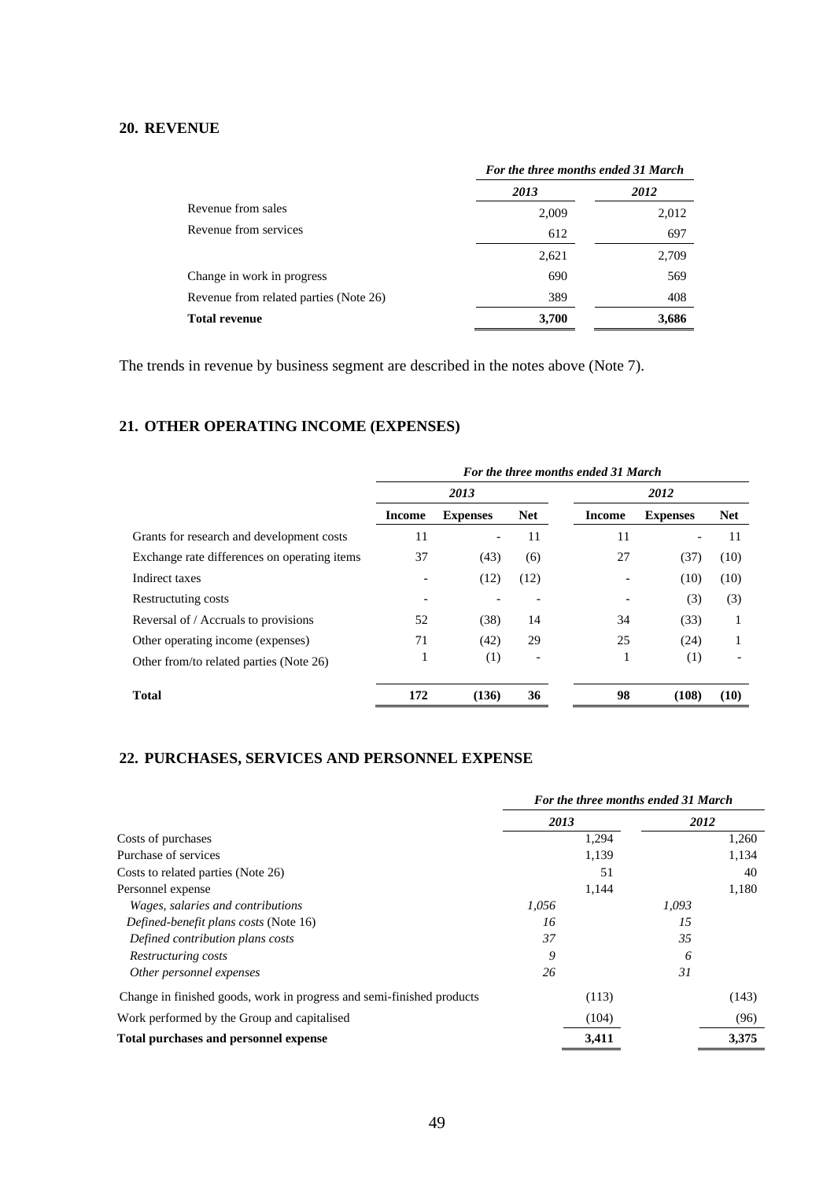## 20. REVENUE

| | For the three months ended 31 March | |
|---|---|---|
| | *2013* | *2012* |
| Revenue from sales | 2,009 | 2,012 |
| Revenue from services | 612 | 697 |
| | 2,621 | 2,709 |
| Change in work in progress | 690 | 569 |
| Revenue from related parties (Note 26) | 389 | 408 |
| **Total revenue** | **3,700** | **3,686** |

The trends in revenue by business segment are described in the notes above (Note 7).

## 21. OTHER OPERATING INCOME (EXPENSES)

| | For the three months ended 31 March | | | | | |
|---|---|---|---|---|---|---|
| | *2013* | | | *2012* | | |
| | **Income** | **Expenses** | **Net** | **Income** | **Expenses** | **Net** |
| Grants for research and development costs | 11 | - | 11 | 11 | - | 11 |
| Exchange rate differences on operating items | 37 | (43) | (6) | 27 | (37) | (10) |
| Indirect taxes | - | (12) | (12) | - | (10) | (10) |
| Restructuting costs | - | - | - | - | (3) | (3) |
| Reversal of / Accruals to provisions | 52 | (38) | 14 | 34 | (33) | 1 |
| Other operating income (expenses) | 71 | (42) | 29 | 25 | (24) | 1 |
| Other from/to related parties (Note 26) | 1 | (1) | - | 1 | (1) | - |
| **Total** | **172** | **(136)** | **36** | **98** | **(108)** | **(10)** |

## 22. PURCHASES, SERVICES AND PERSONNEL EXPENSE

| | For the three months ended 31 March | | | |
|---|---|---|---|---|
| | *2013* | | *2012* | |
| Costs of purchases | | 1,294 | | 1,260 |
| Purchase of services | | 1,139 | | 1,134 |
| Costs to related parties (Note 26) | | 51 | | 40 |
| Personnel expense | | 1,144 | | 1,180 |
| *Wages, salaries and contributions* | *1,056* | | *1,093* | |
| *Defined-benefit plans costs* (Note 16) | *16* | | *15* | |
| *Defined contribution plans costs* | *37* | | *35* | |
| *Restructuring costs* | *9* | | *6* | |
| *Other personnel expenses* | *26* | | *31* | |
| Change in finished goods, work in progress and semi-finished products | | (113) | | (143) |
| Work performed by the Group and capitalised | | (104) | | (96) |
| **Total purchases and personnel expense** | | **3,411** | | **3,375** |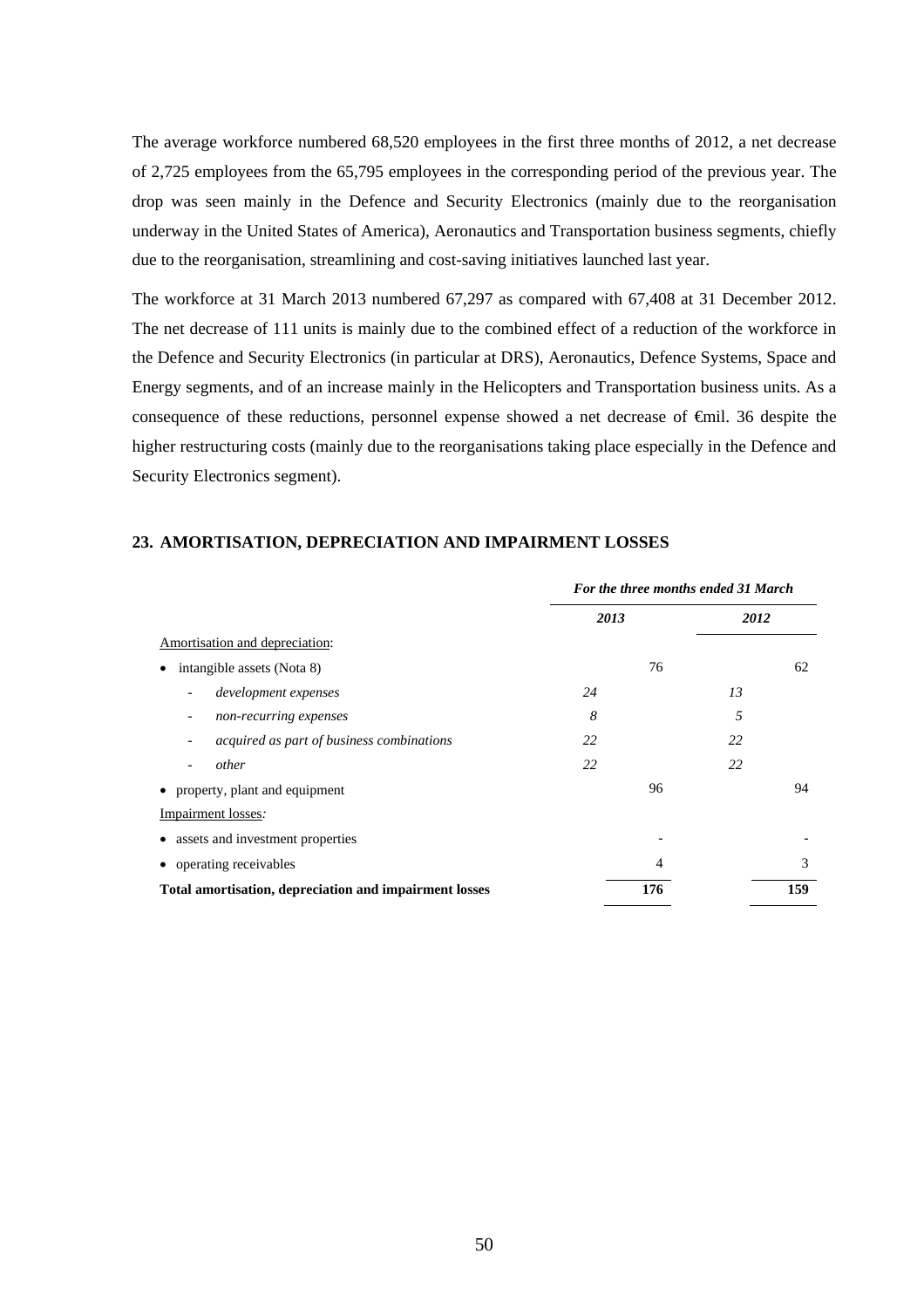The average workforce numbered 68,520 employees in the first three months of 2012, a net decrease of 2,725 employees from the 65,795 employees in the corresponding period of the previous year. The drop was seen mainly in the Defence and Security Electronics (mainly due to the reorganisation underway in the United States of America), Aeronautics and Transportation business segments, chiefly due to the reorganisation, streamlining and cost-saving initiatives launched last year.

The workforce at 31 March 2013 numbered 67,297 as compared with 67,408 at 31 December 2012. The net decrease of 111 units is mainly due to the combined effect of a reduction of the workforce in the Defence and Security Electronics (in particular at DRS), Aeronautics, Defence Systems, Space and Energy segments, and of an increase mainly in the Helicopters and Transportation business units. As a consequence of these reductions, personnel expense showed a net decrease of €mil. 36 despite the higher restructuring costs (mainly due to the reorganisations taking place especially in the Defence and Security Electronics segment).

## 23. AMORTISATION, DEPRECIATION AND IMPAIRMENT LOSSES

| | *For the three months ended 31 March* | | | |
|---|---|---|---|---|
| | ***2013*** | | ***2012*** | |
| Amortisation and depreciation: | | | | |
| • intangible assets (Nota 8) | | 76 | | 62 |
| - *development expenses* | *24* | | *13* | |
| - *non-recurring expenses* | *8* | | *5* | |
| - *acquired as part of business combinations* | *22* | | *22* | |
| - *other* | *22* | | *22* | |
| • property, plant and equipment | | 96 | | 94 |
| Impairment losses*:* | | | | |
| • assets and investment properties | | - | | - |
| • operating receivables | | 4 | | 3 |
| **Total amortisation, depreciation and impairment losses** | | **176** | | **159** |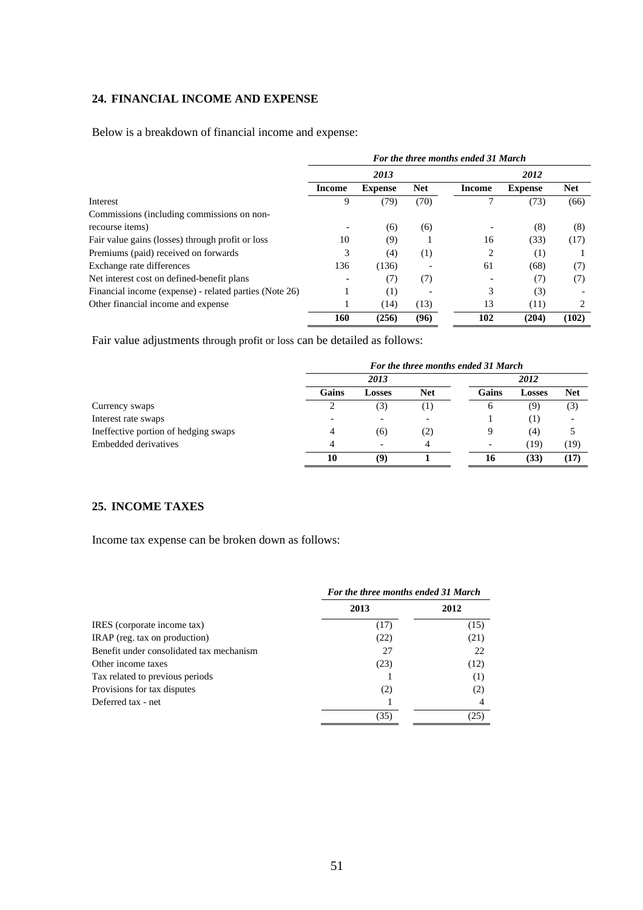## 24. FINANCIAL INCOME AND EXPENSE

Below is a breakdown of financial income and expense:

| | *For the three months ended 31 March* | | | | | |
|---|---|---|---|---|---|---|
| | *2013* | | | *2012* | | |
| | **Income** | **Expense** | **Net** | **Income** | **Expense** | **Net** |
| Interest | 9 | (79) | (70) | 7 | (73) | (66) |
| Commissions (including commissions on non-recourse items) | - | (6) | (6) | - | (8) | (8) |
| Fair value gains (losses) through profit or loss | 10 | (9) | 1 | 16 | (33) | (17) |
| Premiums (paid) received on forwards | 3 | (4) | (1) | 2 | (1) | 1 |
| Exchange rate differences | 136 | (136) | - | 61 | (68) | (7) |
| Net interest cost on defined-benefit plans | - | (7) | (7) | - | (7) | (7) |
| Financial income (expense) - related parties (Note 26) | 1 | (1) | - | 3 | (3) | - |
| Other financial income and expense | 1 | (14) | (13) | 13 | (11) | 2 |
| | **160** | **(256)** | **(96)** | **102** | **(204)** | **(102)** |

Fair value adjustments through profit or loss can be detailed as follows:

| | *For the three months ended 31 March* | | | | | |
|---|---|---|---|---|---|---|
| | *2013* | | | *2012* | | |
| | **Gains** | **Losses** | **Net** | **Gains** | **Losses** | **Net** |
| Currency swaps | 2 | (3) | (1) | 6 | (9) | (3) |
| Interest rate swaps | - | - | - | 1 | (1) | - |
| Ineffective portion of hedging swaps | 4 | (6) | (2) | 9 | (4) | 5 |
| Embedded derivatives | 4 | - | 4 | - | (19) | (19) |
| | **10** | **(9)** | **1** | **16** | **(33)** | **(17)** |

## 25. INCOME TAXES

Income tax expense can be broken down as follows:

| | *For the three months ended 31 March* | |
|---|---|---|
| | **2013** | **2012** |
| IRES (corporate income tax) | (17) | (15) |
| IRAP (reg. tax on production) | (22) | (21) |
| Benefit under consolidated tax mechanism | 27 | 22 |
| Other income taxes | (23) | (12) |
| Tax related to previous periods | 1 | (1) |
| Provisions for tax disputes | (2) | (2) |
| Deferred tax - net | 1 | 4 |
| | (35) | (25) |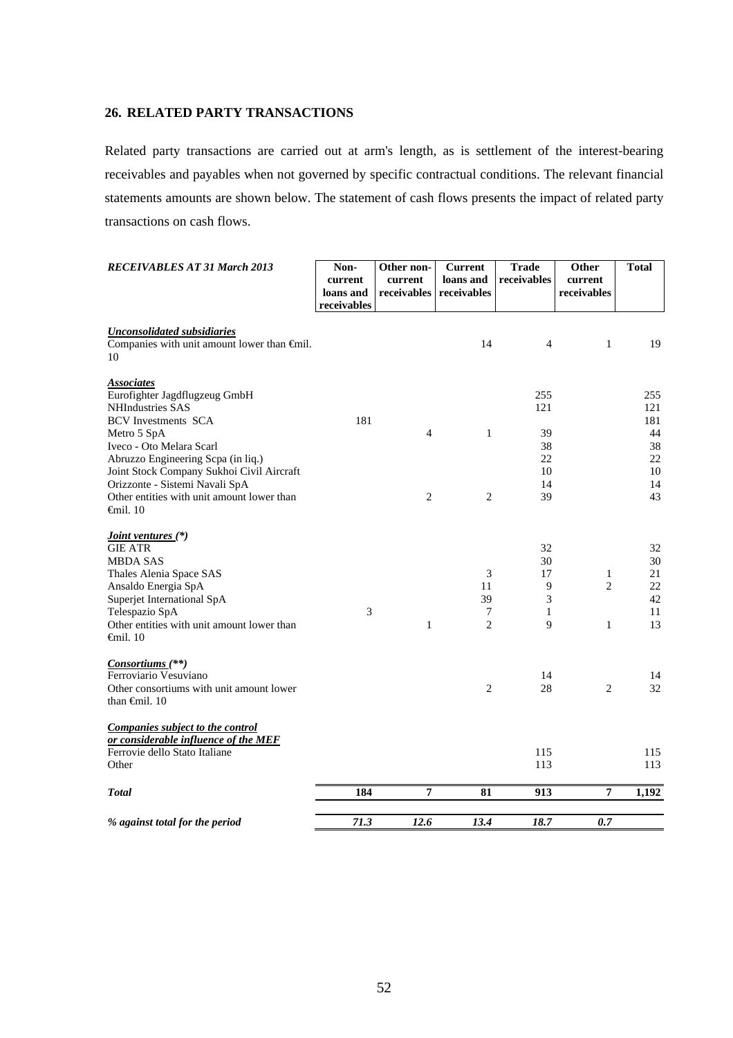## 26. RELATED PARTY TRANSACTIONS

Related party transactions are carried out at arm's length, as is settlement of the interest-bearing receivables and payables when not governed by specific contractual conditions. The relevant financial statements amounts are shown below. The statement of cash flows presents the impact of related party transactions on cash flows.

| *RECEIVABLES AT 31 March 2013* | Non-current loans and receivables | Other non-current receivables | Current loans and receivables | Trade receivables | Other current receivables | Total |
|---|---|---|---|---|---|---|
| ***Unconsolidated subsidiaries*** | | | | | | |
| Companies with unit amount lower than €mil. 10 | | | 14 | 4 | 1 | 19 |
| ***Associates*** | | | | | | |
| Eurofighter Jagdflugzeug GmbH | | | | 255 | | 255 |
| NHIndustries SAS | | | | 121 | | 121 |
| BCV Investments SCA | 181 | | | | | 181 |
| Metro 5 SpA | | 4 | 1 | 39 | | 44 |
| Iveco - Oto Melara Scarl | | | | 38 | | 38 |
| Abruzzo Engineering Scpa (in liq.) | | | | 22 | | 22 |
| Joint Stock Company Sukhoi Civil Aircraft | | | | 10 | | 10 |
| Orizzonte - Sistemi Navali SpA | | | | 14 | | 14 |
| Other entities with unit amount lower than €mil. 10 | | 2 | 2 | 39 | | 43 |
| ***Joint ventures (\*)*** | | | | | | |
| GIE ATR | | | | 32 | | 32 |
| MBDA SAS | | | | 30 | | 30 |
| Thales Alenia Space SAS | | | 3 | 17 | 1 | 21 |
| Ansaldo Energia SpA | | | 11 | 9 | 2 | 22 |
| Superjet International SpA | | | 39 | 3 | | 42 |
| Telespazio SpA | 3 | | 7 | 1 | | 11 |
| Other entities with unit amount lower than €mil. 10 | | 1 | 2 | 9 | 1 | 13 |
| ***Consortiums (\*\*)*** | | | | | | |
| Ferroviario Vesuviano | | | | 14 | | 14 |
| Other consortiums with unit amount lower than €mil. 10 | | | 2 | 28 | 2 | 32 |
| ***Companies subject to the control or considerable influence of the MEF*** | | | | | | |
| Ferrovie dello Stato Italiane | | | | 115 | | 115 |
| Other | | | | 113 | | 113 |
| ***Total*** | **184** | **7** | **81** | **913** | **7** | **1,192** |
| ***% against total for the period*** | ***71.3*** | ***12.6*** | ***13.4*** | ***18.7*** | ***0.7*** | |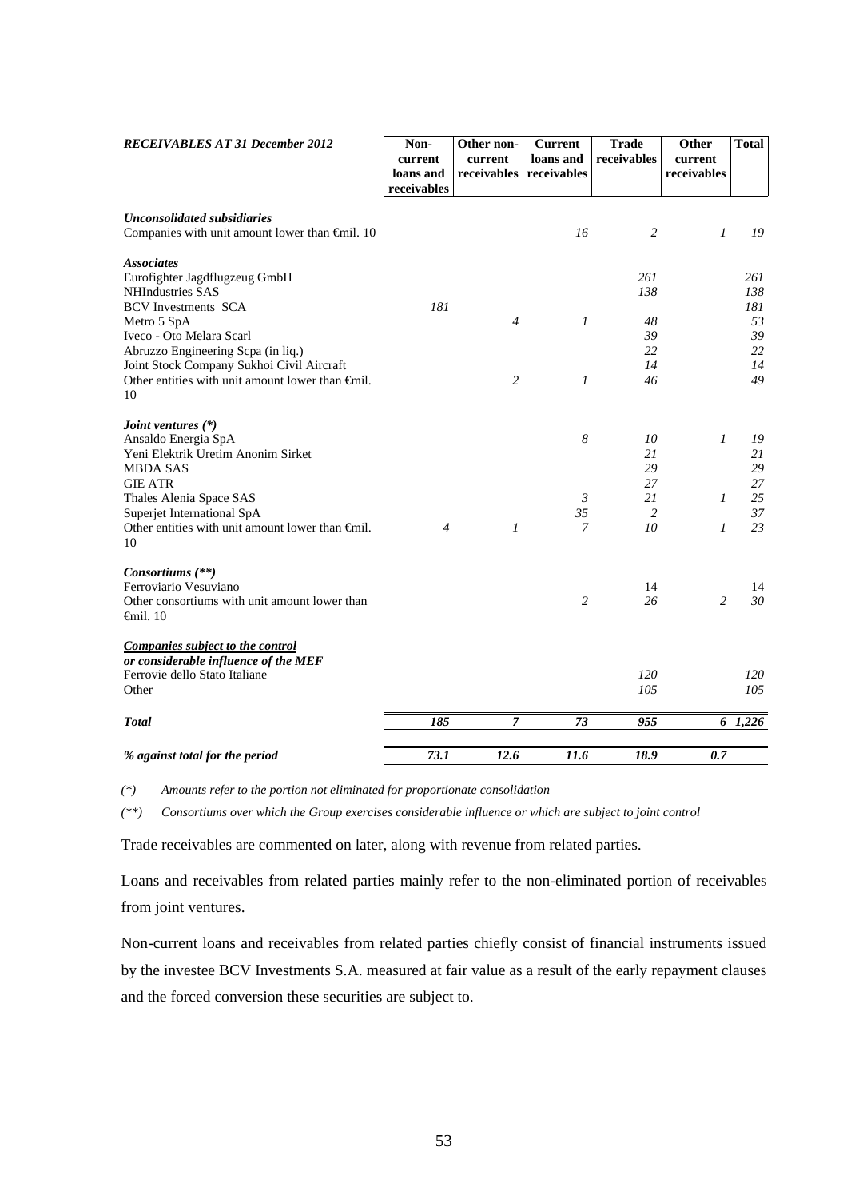| *RECEIVABLES AT 31 December 2012* | Non-current loans and receivables | Other non-current receivables | Current loans and receivables | Trade receivables | Other current receivables | Total |
|---|---|---|---|---|---|---|
| ***Unconsolidated subsidiaries*** | | | | | | |
| Companies with unit amount lower than €mil. 10 | | | *16* | *2* | *1* | *19* |
| ***Associates*** | | | | | | |
| Eurofighter Jagdflugzeug GmbH | | | | *261* | | *261* |
| NHIndustries SAS | | | | *138* | | *138* |
| BCV Investments SCA | *181* | | | | | *181* |
| Metro 5 SpA | | *4* | *1* | *48* | | *53* |
| Iveco - Oto Melara Scarl | | | | *39* | | *39* |
| Abruzzo Engineering Scpa (in liq.) | | | | *22* | | *22* |
| Joint Stock Company Sukhoi Civil Aircraft | | | | *14* | | *14* |
| Other entities with unit amount lower than €mil. 10 | | *2* | *1* | *46* | | *49* |
| ***Joint ventures (\*)*** | | | | | | |
| Ansaldo Energia SpA | | | *8* | *10* | *1* | *19* |
| Yeni Elektrik Uretim Anonim Sirket | | | | *21* | | *21* |
| MBDA SAS | | | | *29* | | *29* |
| GIE ATR | | | | *27* | | *27* |
| Thales Alenia Space SAS | | | *3* | *21* | *1* | *25* |
| Superjet International SpA | | | *35* | *2* | | *37* |
| Other entities with unit amount lower than €mil. 10 | *4* | *1* | *7* | *10* | *1* | *23* |
| ***Consortiums (\*\*)*** | | | | | | |
| Ferroviario Vesuviano | | | | 14 | | 14 |
| Other consortiums with unit amount lower than €mil. 10 | | | *2* | *26* | *2* | *30* |
| ***Companies subject to the control or considerable influence of the MEF*** | | | | | | |
| Ferrovie dello Stato Italiane | | | | *120* | | *120* |
| Other | | | | *105* | | *105* |
| ***Total*** | ***185*** | ***7*** | ***73*** | ***955*** | ***6*** | ***1,226*** |
| ***% against total for the period*** | ***73.1*** | ***12.6*** | ***11.6*** | ***18.9*** | ***0.7*** | |

*(\*) Amounts refer to the portion not eliminated for proportionate consolidation*

*(\*\*) Consortiums over which the Group exercises considerable influence or which are subject to joint control*

Trade receivables are commented on later, along with revenue from related parties.

Loans and receivables from related parties mainly refer to the non-eliminated portion of receivables from joint ventures.

Non-current loans and receivables from related parties chiefly consist of financial instruments issued by the investee BCV Investments S.A. measured at fair value as a result of the early repayment clauses and the forced conversion these securities are subject to.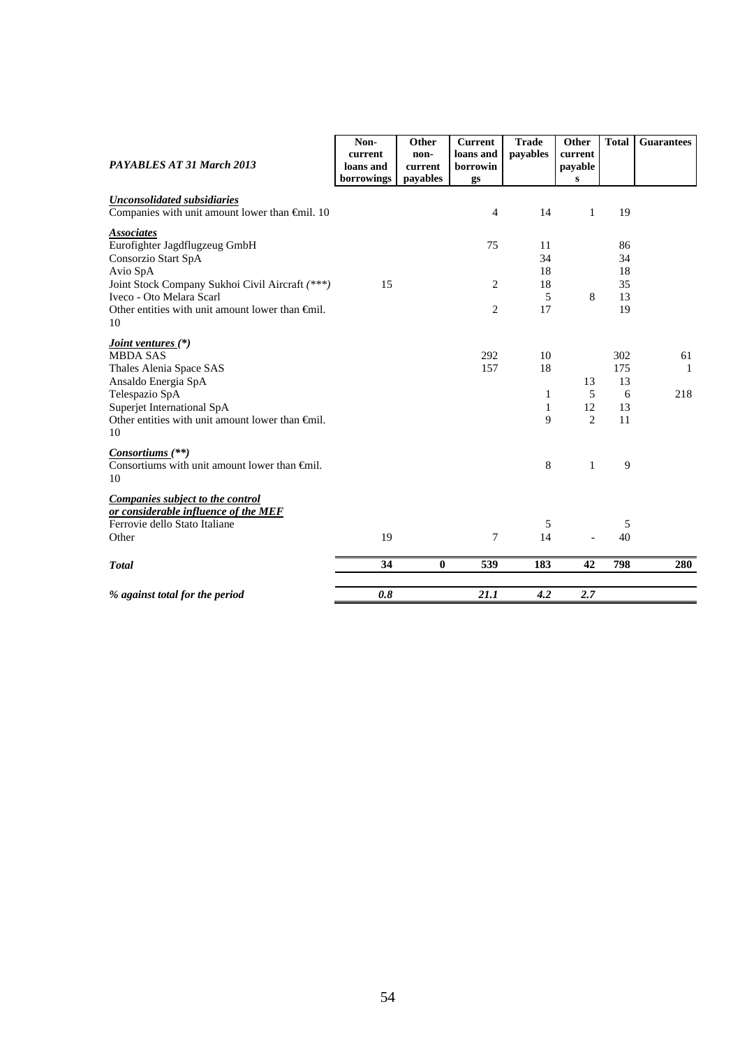| *PAYABLES AT 31 March 2013* | Non-current loans and borrowings | Other non-current payables | Current loans and borrowings | Trade payables | Other current payables | Total | Guarantees |
|---|---|---|---|---|---|---|---|
| ***Unconsolidated subsidiaries*** | | | | | | | |
| Companies with unit amount lower than €mil. 10 | | | 4 | 14 | 1 | 19 | |
| ***Associates*** | | | | | | | |
| Eurofighter Jagdflugzeug GmbH | | | 75 | 11 | | 86 | |
| Consorzio Start SpA | | | | 34 | | 34 | |
| Avio SpA | | | | 18 | | 18 | |
| Joint Stock Company Sukhoi Civil Aircraft *(\*\*\*)* | 15 | | 2 | 18 | | 35 | |
| Iveco - Oto Melara Scarl | | | | 5 | 8 | 13 | |
| Other entities with unit amount lower than €mil. 10 | | | 2 | 17 | | 19 | |
| ***Joint ventures (\*)*** | | | | | | | |
| MBDA SAS | | | 292 | 10 | | 302 | 61 |
| Thales Alenia Space SAS | | | 157 | 18 | | 175 | 1 |
| Ansaldo Energia SpA | | | | | 13 | 13 | |
| Telespazio SpA | | | | 1 | 5 | 6 | 218 |
| Superjet International SpA | | | | 1 | 12 | 13 | |
| Other entities with unit amount lower than €mil. 10 | | | | 9 | 2 | 11 | |
| ***Consortiums (\*\*)*** | | | | | | | |
| Consortiums with unit amount lower than €mil. 10 | | | | 8 | 1 | 9 | |
| ***Companies subject to the control or considerable influence of the MEF*** | | | | | | | |
| Ferrovie dello Stato Italiane | | | | 5 | | 5 | |
| Other | 19 | | 7 | 14 | - | 40 | |
| ***Total*** | **34** | **0** | **539** | **183** | **42** | **798** | **280** |
| ***% against total for the period*** | ***0.8*** | | ***21.1*** | ***4.2*** | ***2.7*** | | |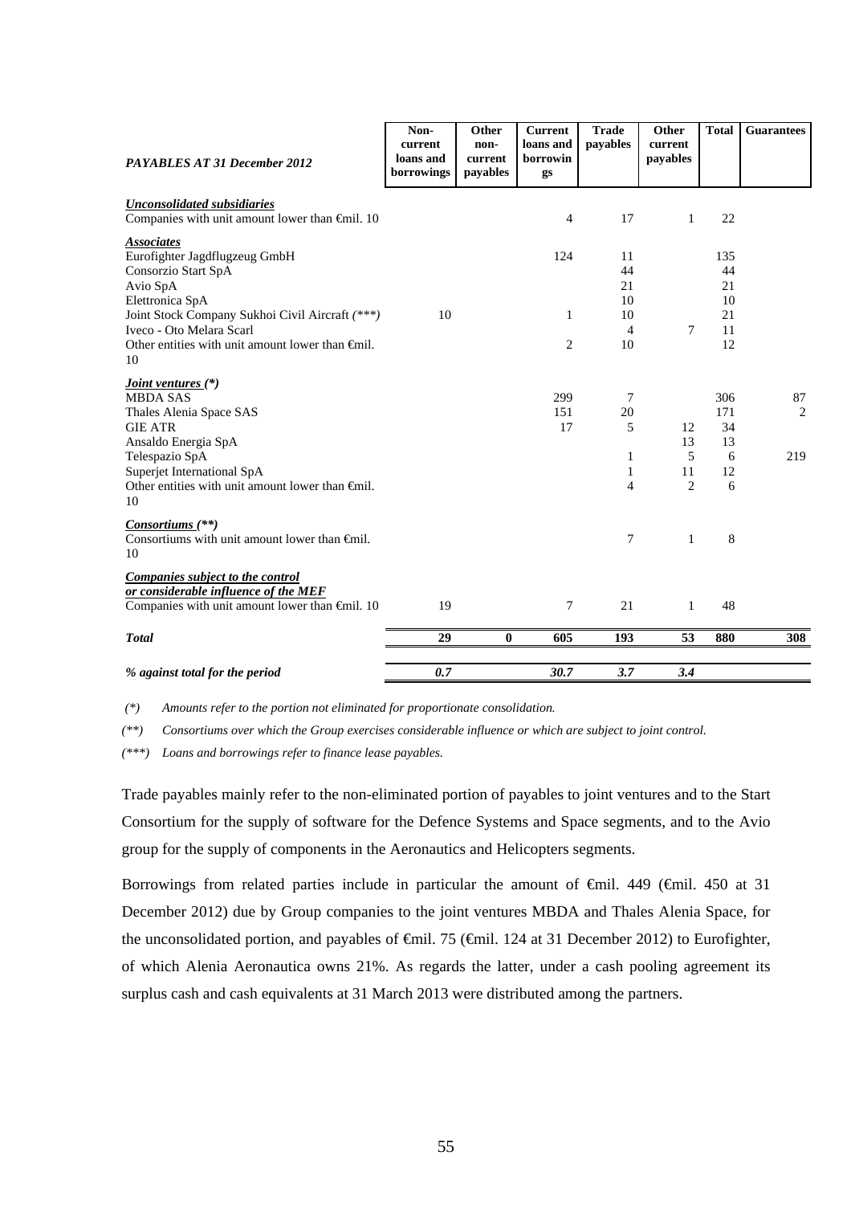| *PAYABLES AT 31 December 2012* | Non-current loans and borrowings | Other non-current payables | Current loans and borrowings | Trade payables | Other current payables | Total | Guarantees |
|---|---|---|---|---|---|---|---|
| ***Unconsolidated subsidiaries*** | | | | | | | |
| Companies with unit amount lower than €mil. 10 | | | 4 | 17 | 1 | 22 | |
| ***Associates*** | | | | | | | |
| Eurofighter Jagdflugzeug GmbH | | | 124 | 11 | | 135 | |
| Consorzio Start SpA | | | | 44 | | 44 | |
| Avio SpA | | | | 21 | | 21 | |
| Elettronica SpA | | | | 10 | | 10 | |
| Joint Stock Company Sukhoi Civil Aircraft *(\*\*\*)* | 10 | | 1 | 10 | | 21 | |
| Iveco - Oto Melara Scarl | | | | 4 | 7 | 11 | |
| Other entities with unit amount lower than €mil. 10 | | | 2 | 10 | | 12 | |
| ***Joint ventures (\*)*** | | | | | | | |
| MBDA SAS | | | 299 | 7 | | 306 | 87 |
| Thales Alenia Space SAS | | | 151 | 20 | | 171 | 2 |
| GIE ATR | | | 17 | 5 | 12 | 34 | |
| Ansaldo Energia SpA | | | | | 13 | 13 | |
| Telespazio SpA | | | | 1 | 5 | 6 | 219 |
| Superjet International SpA | | | | 1 | 11 | 12 | |
| Other entities with unit amount lower than €mil. 10 | | | | 4 | 2 | 6 | |
| ***Consortiums (\*\*)*** | | | | | | | |
| Consortiums with unit amount lower than €mil. 10 | | | | 7 | 1 | 8 | |
| ***Companies subject to the control or considerable influence of the MEF*** | | | | | | | |
| Companies with unit amount lower than €mil. 10 | 19 | | 7 | 21 | 1 | 48 | |
| ***Total*** | **29** | **0** | **605** | **193** | **53** | **880** | **308** |
| ***% against total for the period*** | ***0.7*** | | ***30.7*** | ***3.7*** | ***3.4*** | | |

*(\*) Amounts refer to the portion not eliminated for proportionate consolidation.*

*(\*\*) Consortiums over which the Group exercises considerable influence or which are subject to joint control.*

*(\*\*\*) Loans and borrowings refer to finance lease payables.*

Trade payables mainly refer to the non-eliminated portion of payables to joint ventures and to the Start Consortium for the supply of software for the Defence Systems and Space segments, and to the Avio group for the supply of components in the Aeronautics and Helicopters segments.

Borrowings from related parties include in particular the amount of €mil. 449 (€mil. 450 at 31 December 2012) due by Group companies to the joint ventures MBDA and Thales Alenia Space, for the unconsolidated portion, and payables of €mil. 75 (€mil. 124 at 31 December 2012) to Eurofighter, of which Alenia Aeronautica owns 21%. As regards the latter, under a cash pooling agreement its surplus cash and cash equivalents at 31 March 2013 were distributed among the partners.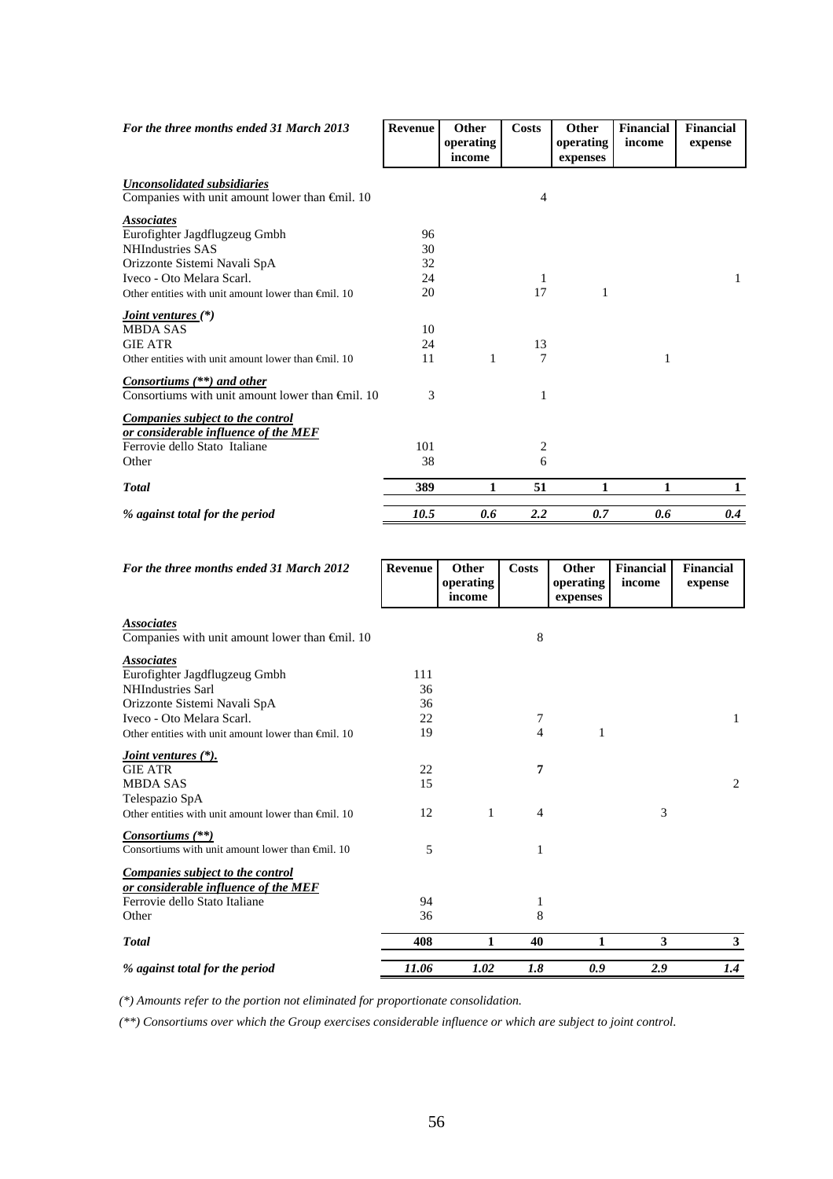| *For the three months ended 31 March 2013* | Revenue | Other operating income | Costs | Other operating expenses | Financial income | Financial expense |
|---|---|---|---|---|---|---|
| ***Unconsolidated subsidiaries*** | | | | | | |
| Companies with unit amount lower than €mil. 10 | | | 4 | | | |
| ***Associates*** | | | | | | |
| Eurofighter Jagdflugzeug Gmbh | 96 | | | | | |
| NHIndustries SAS | 30 | | | | | |
| Orizzonte Sistemi Navali SpA | 32 | | | | | |
| Iveco - Oto Melara Scarl. | 24 | | 1 | | | 1 |
| Other entities with unit amount lower than €mil. 10 | 20 | | 17 | 1 | | |
| ***Joint ventures (\*)*** | | | | | | |
| MBDA SAS | 10 | | | | | |
| GIE ATR | 24 | | 13 | | | |
| Other entities with unit amount lower than €mil. 10 | 11 | 1 | 7 | | 1 | |
| ***Consortiums (\*\*) and other*** | | | | | | |
| Consortiums with unit amount lower than €mil. 10 | 3 | | 1 | | | |
| ***Companies subject to the control or considerable influence of the MEF*** | | | | | | |
| Ferrovie dello Stato Italiane | 101 | | 2 | | | |
| Other | 38 | | 6 | | | |
| ***Total*** | **389** | **1** | **51** | **1** | **1** | **1** |
| ***% against total for the period*** | ***10.5*** | ***0.6*** | ***2.2*** | ***0.7*** | ***0.6*** | ***0.4*** |

| *For the three months ended 31 March 2012* | Revenue | Other operating income | Costs | Other operating expenses | Financial income | Financial expense |
|---|---|---|---|---|---|---|
| ***Associates*** | | | | | | |
| Companies with unit amount lower than €mil. 10 | | | 8 | | | |
| ***Associates*** | | | | | | |
| Eurofighter Jagdflugzeug Gmbh | 111 | | | | | |
| NHIndustries Sarl | 36 | | | | | |
| Orizzonte Sistemi Navali SpA | 36 | | | | | |
| Iveco - Oto Melara Scarl. | 22 | | 7 | | | 1 |
| Other entities with unit amount lower than €mil. 10 | 19 | | 4 | 1 | | |
| ***Joint ventures (\*).*** | | | | | | |
| GIE ATR | 22 | | **7** | | | |
| MBDA SAS | 15 | | | | | 2 |
| Telespazio SpA | | | | | | |
| Other entities with unit amount lower than €mil. 10 | 12 | 1 | 4 | | 3 | |
| ***Consortiums (\*\*)*** | | | | | | |
| Consortiums with unit amount lower than €mil. 10 | 5 | | 1 | | | |
| ***Companies subject to the control or considerable influence of the MEF*** | | | | | | |
| Ferrovie dello Stato Italiane | 94 | | 1 | | | |
| Other | 36 | | 8 | | | |
| ***Total*** | **408** | **1** | **40** | **1** | **3** | **3** |
| ***% against total for the period*** | ***11.06*** | ***1.02*** | ***1.8*** | ***0.9*** | ***2.9*** | ***1.4*** |

*(\*) Amounts refer to the portion not eliminated for proportionate consolidation.*

*(\*\*) Consortiums over which the Group exercises considerable influence or which are subject to joint control.*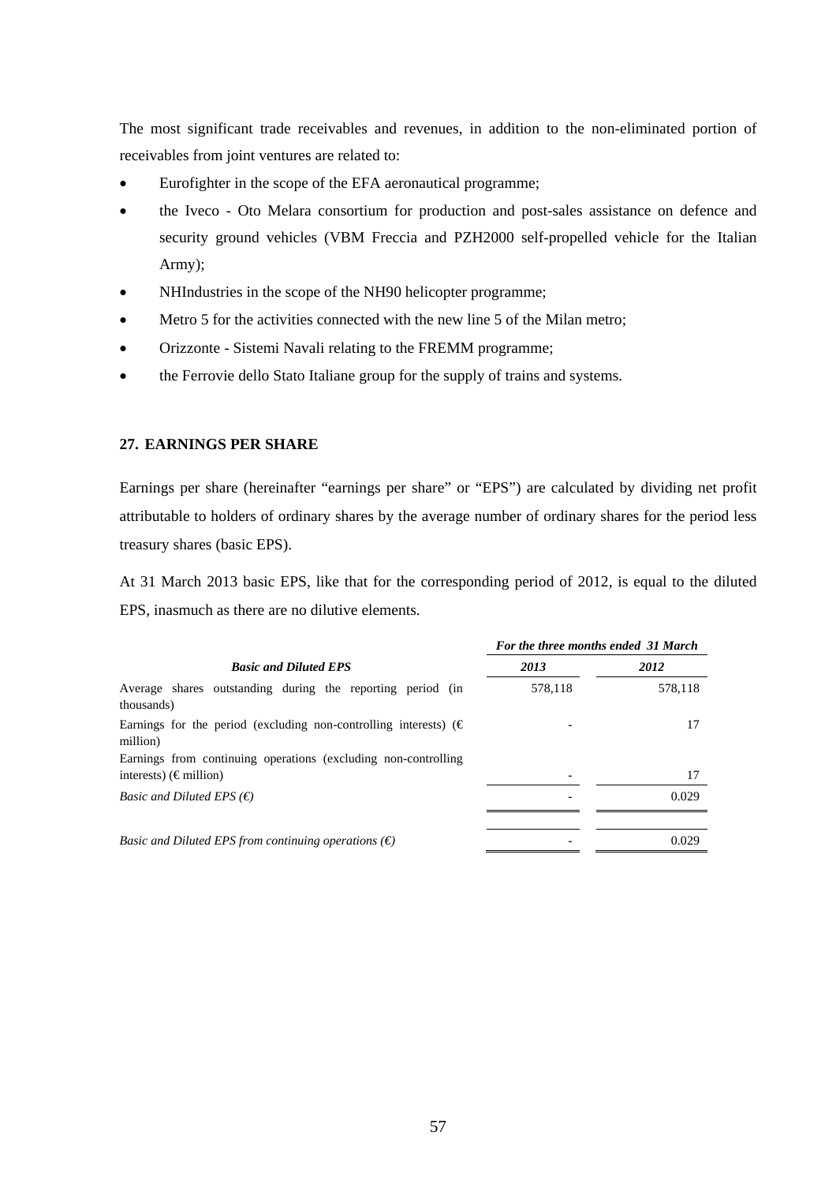The most significant trade receivables and revenues, in addition to the non-eliminated portion of receivables from joint ventures are related to:

- Eurofighter in the scope of the EFA aeronautical programme;
- the Iveco - Oto Melara consortium for production and post-sales assistance on defence and security ground vehicles (VBM Freccia and PZH2000 self-propelled vehicle for the Italian Army);
- NHIndustries in the scope of the NH90 helicopter programme;
- Metro 5 for the activities connected with the new line 5 of the Milan metro;
- Orizzonte - Sistemi Navali relating to the FREMM programme;
- the Ferrovie dello Stato Italiane group for the supply of trains and systems.

## 27. EARNINGS PER SHARE

Earnings per share (hereinafter "earnings per share" or "EPS") are calculated by dividing net profit attributable to holders of ordinary shares by the average number of ordinary shares for the period less treasury shares (basic EPS).

At 31 March 2013 basic EPS, like that for the corresponding period of 2012, is equal to the diluted EPS, inasmuch as there are no dilutive elements.

| | ***For the three months ended 31 March*** | |
|---|---|---|
| ***Basic and Diluted EPS*** | ***2013*** | ***2012*** |
| Average shares outstanding during the reporting period (in thousands) | 578,118 | 578,118 |
| Earnings for the period (excluding non-controlling interests) (€ million) | - | 17 |
| Earnings from continuing operations (excluding non-controlling interests) (€ million) | - | 17 |
| *Basic and Diluted EPS (€)* | - | 0.029 |
| *Basic and Diluted EPS from continuing operations (€)* | - | 0.029 |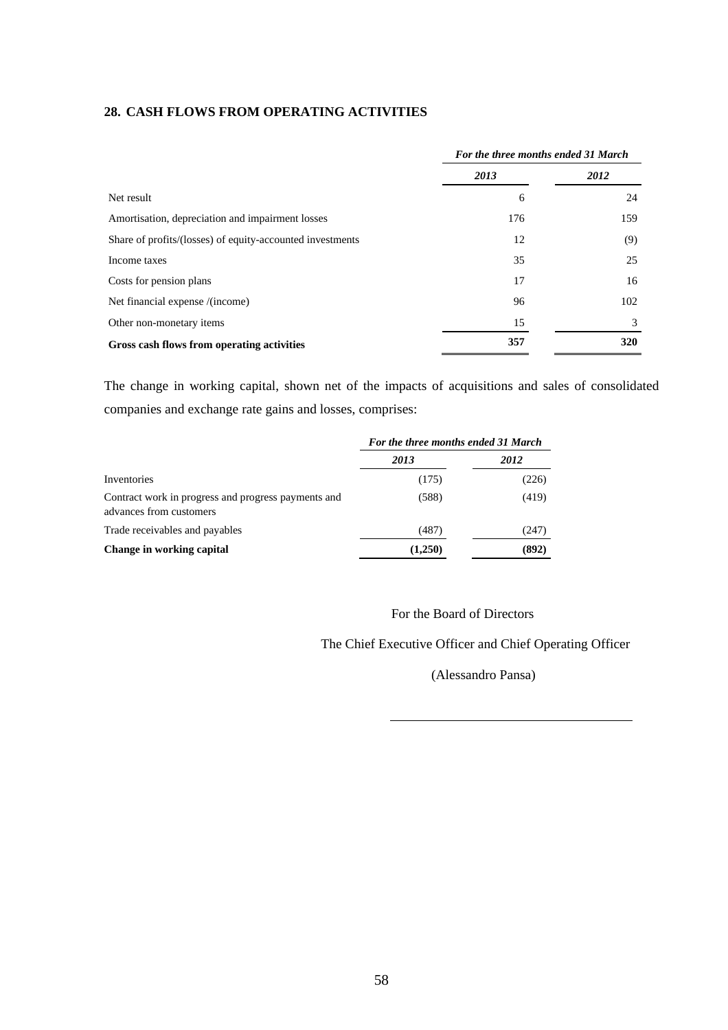## 28. CASH FLOWS FROM OPERATING ACTIVITIES

| | *For the three months ended 31 March* | |
|---|---|---|
| | ***2013*** | ***2012*** |
| Net result | 6 | 24 |
| Amortisation, depreciation and impairment losses | 176 | 159 |
| Share of profits/(losses) of equity-accounted investments | 12 | (9) |
| Income taxes | 35 | 25 |
| Costs for pension plans | 17 | 16 |
| Net financial expense /(income) | 96 | 102 |
| Other non-monetary items | 15 | 3 |
| **Gross cash flows from operating activities** | **357** | **320** |

The change in working capital, shown net of the impacts of acquisitions and sales of consolidated companies and exchange rate gains and losses, comprises:

| | *For the three months ended 31 March* | |
|---|---|---|
| | ***2013*** | ***2012*** |
| Inventories | (175) | (226) |
| Contract work in progress and progress payments and advances from customers | (588) | (419) |
| Trade receivables and payables | (487) | (247) |
| **Change in working capital** | **(1,250)** | **(892)** |

For the Board of Directors

The Chief Executive Officer and Chief Operating Officer

(Alessandro Pansa)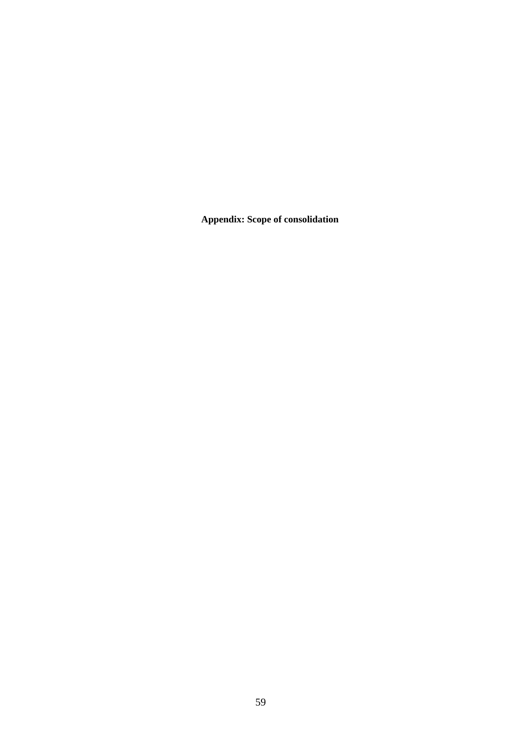**Appendix: Scope of consolidation**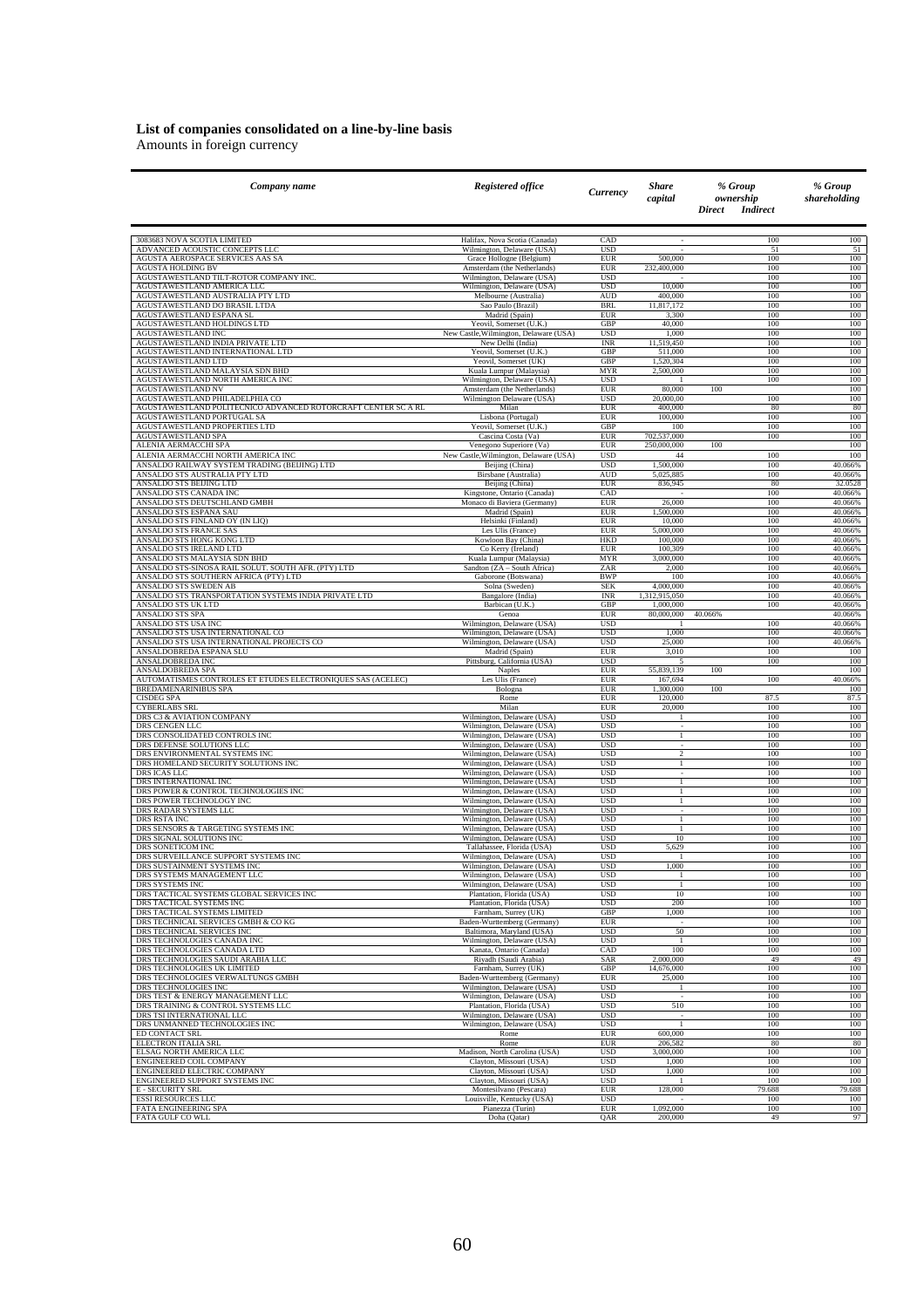## List of companies consolidated on a line-by-line basis

Amounts in foreign currency

| *Company name* | *Registered office* | *Currency* | *Share capital* | *% Group ownership Direct* | *% Group ownership Indirect* | *% Group shareholding* |
|---|---|---|---|---|---|---|
| 3083683 NOVA SCOTIA LIMITED | Halifax, Nova Scotia (Canada) | CAD | - | | 100 | 100 |
| ADVANCED ACOUSTIC CONCEPTS LLC | Wilmington, Delaware (USA) | USD | - | | 51 | 51 |
| AGUSTA AEROSPACE SERVICES AAS SA | Grace Hollogne (Belgium) | EUR | 500,000 | | 100 | 100 |
| AGUSTA HOLDING BV | Amsterdam (the Netherlands) | EUR | 232,400,000 | | 100 | 100 |
| AGUSTAWESTLAND TILT-ROTOR COMPANY INC. | Wilmington, Delaware (USA) | USD | - | | 100 | 100 |
| AGUSTAWESTLAND AMERICA LLC | Wilmington, Delaware (USA) | USD | 10,000 | | 100 | 100 |
| AGUSTAWESTLAND AUSTRALIA PTY LTD | Melbourne (Australia) | AUD | 400,000 | | 100 | 100 |
| AGUSTAWESTLAND DO BRASIL LTDA | Sao Paulo (Brazil) | BRL | 11,817,172 | | 100 | 100 |
| AGUSTAWESTLAND ESPANA SL | Madrid (Spain) | EUR | 3,300 | | 100 | 100 |
| AGUSTAWESTLAND HOLDINGS LTD | Yeovil, Somerset (U.K.) | GBP | 40,000 | | 100 | 100 |
| AGUSTAWESTLAND INC | New Castle,Wilmington, Delaware (USA) | USD | 1,000 | | 100 | 100 |
| AGUSTAWESTLAND INDIA PRIVATE LTD | New Delhi (India) | INR | 11,519,450 | | 100 | 100 |
| AGUSTAWESTLAND INTERNATIONAL LTD | Yeovil, Somerset (U.K.) | GBP | 511,000 | | 100 | 100 |
| AGUSTAWESTLAND LTD | Yeovil, Somerset (UK) | GBP | 1,520,304 | | 100 | 100 |
| AGUSTAWESTLAND MALAYSIA SDN BHD | Kuala Lumpur (Malaysia) | MYR | 2,500,000 | | 100 | 100 |
| AGUSTAWESTLAND NORTH AMERICA INC | Wilmington, Delaware (USA) | USD | 1 | | 100 | 100 |
| AGUSTAWESTLAND NV | Amsterdam (the Netherlands) | EUR | 80,000 | 100 | | 100 |
| AGUSTAWESTLAND PHILADELPHIA CO | Wilmington Delaware (USA) | USD | 20,000,00 | | 100 | 100 |
| AGUSTAWESTLAND POLITECNICO ADVANCED ROTORCRAFT CENTER SC A RL | Milan | EUR | 400,000 | | 80 | 80 |
| AGUSTAWESTLAND PORTUGAL SA | Lisbona (Portugal) | EUR | 100,000 | | 100 | 100 |
| AGUSTAWESTLAND PROPERTIES LTD | Yeovil, Somerset (U.K.) | GBP | 100 | | 100 | 100 |
| AGUSTAWESTLAND SPA | Cascina Costa (Va) | EUR | 702,537,000 | | 100 | 100 |
| ALENIA AERMACCHI SPA | Venegono Superiore (Va) | EUR | 250,000,000 | 100 | | 100 |
| ALENIA AERMACCHI NORTH AMERICA INC | New Castle,Wilmington, Delaware (USA) | USD | 44 | | 100 | 100 |
| ANSALDO RAILWAY SYSTEM TRADING (BEIJING) LTD | Beijing (China) | USD | 1,500,000 | | 100 | 40.066% |
| ANSALDO STS AUSTRALIA PTY LTD | Birsbane (Australia) | AUD | 5,025,885 | | 100 | 40.066% |
| ANSALDO STS BEIJING LTD | Beijing (China) | EUR | 836,945 | | 80 | 32.0528 |
| ANSALDO STS CANADA INC | Kingstone, Ontario (Canada) | CAD | - | | 100 | 40.066% |
| ANSALDO STS DEUTSCHLAND GMBH | Monaco di Baviera (Germany) | EUR | 26,000 | | 100 | 40.066% |
| ANSALDO STS ESPANA SAU | Madrid (Spain) | EUR | 1,500,000 | | 100 | 40.066% |
| ANSALDO STS FINLAND OY (IN LIQ) | Helsinki (Finland) | EUR | 10,000 | | 100 | 40.066% |
| ANSALDO STS FRANCE SAS | Les Ulis (France) | EUR | 5,000,000 | | 100 | 40.066% |
| ANSALDO STS HONG KONG LTD | Kowloon Bay (China) | HKD | 100,000 | | 100 | 40.066% |
| ANSALDO STS IRELAND LTD | Co Kerry (Ireland) | EUR | 100,309 | | 100 | 40.066% |
| ANSALDO STS MALAYSIA SDN BHD | Kuala Lumpur (Malaysia) | MYR | 3,000,000 | | 100 | 40.066% |
| ANSALDO STS-SINOSA RAIL SOLUT. SOUTH AFR. (PTY) LTD | Sandton (ZA – South Africa) | ZAR | 2,000 | | 100 | 40.066% |
| ANSALDO STS SOUTHERN AFRICA (PTY) LTD | Gaborone (Botswana) | BWP | 100 | | 100 | 40.066% |
| ANSALDO STS SWEDEN AB | Solna (Sweden) | SEK | 4,000,000 | | 100 | 40.066% |
| ANSALDO STS TRANSPORTATION SYSTEMS INDIA PRIVATE LTD | Bangalore (India) | INR | 1,312,915,050 | | 100 | 40.066% |
| ANSALDO STS UK LTD | Barbican (U.K.) | GBP | 1,000,000 | | 100 | 40.066% |
| ANSALDO STS SPA | Genoa | EUR | 80,000,000 | 40.066% | | 40.066% |
| ANSALDO STS USA INC | Wilmington, Delaware (USA) | USD | 1 | | 100 | 40.066% |
| ANSALDO STS USA INTERNATIONAL CO | Wilmington, Delaware (USA) | USD | 1,000 | | 100 | 40.066% |
| ANSALDO STS USA INTERNATIONAL PROJECTS CO | Wilmington, Delaware (USA) | USD | 25,000 | | 100 | 40.066% |
| ANSALDOBREDA ESPANA SLU | Madrid (Spain) | EUR | 3,010 | | 100 | 100 |
| ANSALDOBREDA INC | Pittsburg, California (USA) | USD | 5 | | 100 | 100 |
| ANSALDOBREDA SPA | Naples | EUR | 55,839,139 | 100 | | 100 |
| AUTOMATISMES CONTROLES ET ETUDES ELECTRONIQUES SAS (ACELEC) | Les Ulis (France) | EUR | 167,694 | | 100 | 40.066% |
| BREDAMENARINIBUS SPA | Bologna | EUR | 1,300,000 | 100 | | 100 |
| CISDEG SPA | Rome | EUR | 120,000 | | 87.5 | 87.5 |
| CYBERLABS SRL | Milan | EUR | 20,000 | | 100 | 100 |
| DRS C3 & AVIATION COMPANY | Wilmington, Delaware (USA) | USD | 1 | | 100 | 100 |
| DRS CENGEN LLC | Wilmington, Delaware (USA) | USD | - | | 100 | 100 |
| DRS CONSOLIDATED CONTROLS INC | Wilmington, Delaware (USA) | USD | 1 | | 100 | 100 |
| DRS DEFENSE SOLUTIONS LLC | Wilmington, Delaware (USA) | USD | - | | 100 | 100 |
| DRS ENVIRONMENTAL SYSTEMS INC | Wilmington, Delaware (USA) | USD | 2 | | 100 | 100 |
| DRS HOMELAND SECURITY SOLUTIONS INC | Wilmington, Delaware (USA) | USD | 1 | | 100 | 100 |
| DRS ICAS LLC | Wilmington, Delaware (USA) | USD | - | | 100 | 100 |
| DRS INTERNATIONAL INC | Wilmington, Delaware (USA) | USD | 1 | | 100 | 100 |
| DRS POWER & CONTROL TECHNOLOGIES INC | Wilmington, Delaware (USA) | USD | 1 | | 100 | 100 |
| DRS POWER TECHNOLOGY INC | Wilmington, Delaware (USA) | USD | 1 | | 100 | 100 |
| DRS RADAR SYSTEMS LLC | Wilmington, Delaware (USA) | USD | - | | 100 | 100 |
| DRS RSTA INC | Wilmington, Delaware (USA) | USD | 1 | | 100 | 100 |
| DRS SENSORS & TARGETING SYSTEMS INC | Wilmington, Delaware (USA) | USD | 1 | | 100 | 100 |
| DRS SIGNAL SOLUTIONS INC | Wilmington, Delaware (USA) | USD | 10 | | 100 | 100 |
| DRS SONETICOM INC | Tallahassee, Florida (USA) | USD | 5,629 | | 100 | 100 |
| DRS SURVEILLANCE SUPPORT SYSTEMS INC | Wilmington, Delaware (USA) | USD | 1 | | 100 | 100 |
| DRS SUSTAINMENT SYSTEMS INC | Wilmington, Delaware (USA) | USD | 1,000 | | 100 | 100 |
| DRS SYSTEMS MANAGEMENT LLC | Wilmington, Delaware (USA) | USD | 1 | | 100 | 100 |
| DRS SYSTEMS INC | Wilmington, Delaware (USA) | USD | 1 | | 100 | 100 |
| DRS TACTICAL SYSTEMS GLOBAL SERVICES INC | Plantation, Florida (USA) | USD | 10 | | 100 | 100 |
| DRS TACTICAL SYSTEMS INC | Plantation, Florida (USA) | USD | 200 | | 100 | 100 |
| DRS TACTICAL SYSTEMS LIMITED | Farnham, Surrey (UK) | GBP | 1,000 | | 100 | 100 |
| DRS TECHNICAL SERVICES GMBH & CO KG | Baden-Wurttemberg (Germany) | EUR | - | | 100 | 100 |
| DRS TECHNICAL SERVICES INC | Baltimora, Maryland (USA) | USD | 50 | | 100 | 100 |
| DRS TECHNOLOGIES CANADA INC | Wilmington, Delaware (USA) | USD | 1 | | 100 | 100 |
| DRS TECHNOLOGIES CANADA LTD | Kanata, Ontario (Canada) | CAD | 100 | | 100 | 100 |
| DRS TECHNOLOGIES SAUDI ARABIA LLC | Riyadh (Saudi Arabia) | SAR | 2,000,000 | | 49 | 49 |
| DRS TECHNOLOGIES UK LIMITED | Farnham, Surrey (UK) | GBP | 14,676,000 | | 100 | 100 |
| DRS TECHNOLOGIES VERWALTUNGS GMBH | Baden-Wurttemberg (Germany) | EUR | 25,000 | | 100 | 100 |
| DRS TECHNOLOGIES INC | Wilmington, Delaware (USA) | USD | 1 | | 100 | 100 |
| DRS TEST & ENERGY MANAGEMENT LLC | Wilmington, Delaware (USA) | USD | - | | 100 | 100 |
| DRS TRAINING & CONTROL SYSTEMS LLC | Plantation, Florida (USA) | USD | 510 | | 100 | 100 |
| DRS TSI INTERNATIONAL LLC | Wilmington, Delaware (USA) | USD | - | | 100 | 100 |
| DRS UNMANNED TECHNOLOGIES INC | Wilmington, Delaware (USA) | USD | 1 | | 100 | 100 |
| ED CONTACT SRL | Rome | EUR | 600,000 | | 100 | 100 |
| ELECTRON ITALIA SRL | Rome | EUR | 206,582 | | 80 | 80 |
| ELSAG NORTH AMERICA LLC | Madison, North Carolina (USA) | USD | 3,000,000 | | 100 | 100 |
| ENGINEERED COIL COMPANY | Clayton, Missouri (USA) | USD | 1,000 | | 100 | 100 |
| ENGINEERED ELECTRIC COMPANY | Clayton, Missouri (USA) | USD | 1,000 | | 100 | 100 |
| ENGINEERED SUPPORT SYSTEMS INC | Clayton, Missouri (USA) | USD | 1 | | 100 | 100 |
| E - SECURITY SRL | Montesilvano (Pescara) | EUR | 128,000 | | 79.688 | 79.688 |
| ESSI RESOURCES LLC | Louisville, Kentucky (USA) | USD | - | | 100 | 100 |
| FATA ENGINEERING SPA | Pianezza (Turin) | EUR | 1,092,000 | | 100 | 100 |
| FATA GULF CO WLL | Doha (Qatar) | QAR | 200,000 | | 49 | 97 |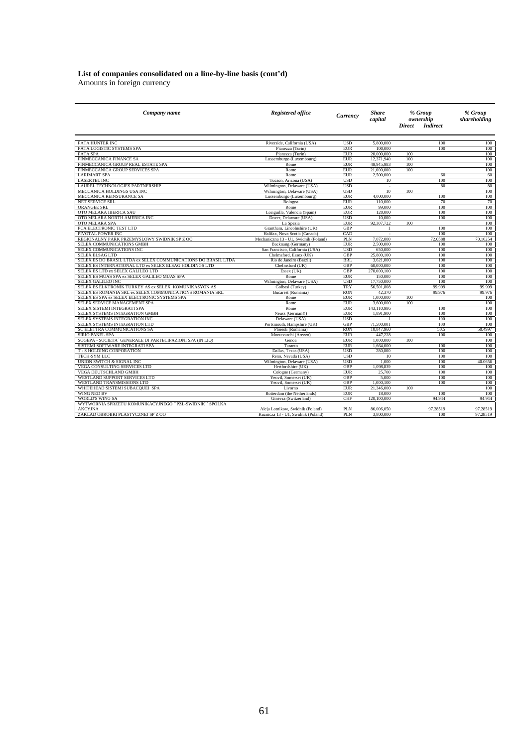**List of companies consolidated on a line-by-line basis (cont'd)**

Amounts in foreign currency

| *Company name* | *Registered office* | *Currency* | *Share capital* | *% Group ownership* | | *% Group shareholding* |
|---|---|---|---|---|---|---|
| | | | | *Direct* | *Indirect* | |
| FATA HUNTER INC | Riverside, California (USA) | USD | 5,800,000 | | 100 | 100 |
| FATA LOGISTIC SYSTEMS SPA | Pianezza (Turin) | EUR | 100,000 | | 100 | 100 |
| FATA SPA | Pianezza (Turin) | EUR | 20,000,000 | 100 | | 100 |
| FINMECCANICA FINANCE SA | Lussemburgo (Luxembourg) | EUR | 12,371,940 | 100 | | 100 |
| FINMECCANICA GROUP REAL ESTATE SPA | Rome | EUR | 49,945,983 | 100 | | 100 |
| FINMECCANICA GROUP SERVICES SPA | Rome | EUR | 21,000,000 | 100 | | 100 |
| LARIMART SPA | Rome | EUR | 2,500,000 | | 60 | 60 |
| LASERTEL INC | Tucson, Arizona (USA) | USD | 10 | | 100 | 100 |
| LAUREL TECHNOLOGIES PARTNERSHIP | Wilmington, Delaware (USA) | USD | - | | 80 | 80 |
| MECCANICA HOLDINGS USA INC | Wilmington, Delaware (USA) | USD | 10 | 100 | | 100 |
| MECCANICA REINSURANCE SA | Lussemburgo (Luxembourg) | EUR | 4,000,000 | | 100 | 100 |
| NET SERVICE SRL | Bologna | EUR | 110,000 | | 70 | 70 |
| ORANGEE SRL | Rome | EUR | 99,000 | | 100 | 100 |
| OTO MELARA IBERICA SAU | Loriguilla, Valencia (Spain) | EUR | 120,000 | | 100 | 100 |
| OTO MELARA NORTH AMERICA INC | Dover, Delaware (USA) | USD | 10,000 | | 100 | 100 |
| OTO MELARA SPA | La Spezia | EUR | 92,307,722 | 100 | | 100 |
| PCA ELECTRONIC TEST LTD | Grantham, Lincolnshire (UK) | GBP | 1 | | 100 | 100 |
| PIVOTAL POWER INC | Halifax, Nova Scotia (Canada) | CAD | - | | 100 | 100 |
| REGIONALNY PARK PRZEMYSLOWY SWIDNIK SP Z OO | Mechaniczna 13 - U1, Swidnik (Poland) | PLN | 7,072,000 | | 72.0588 | 70.10254 |
| SELEX COMMUNICATIONS GMBH | Backnang (Germany) | EUR | 2,500,000 | | 100 | 100 |
| SELEX COMMUNICATIONS INC | San Francisco, California (USA) | USD | 650,000 | | 100 | 100 |
| SELEX ELSAG LTD | Chelmsford, Essex (UK) | GBP | 25,800,100 | | 100 | 100 |
| SELEX ES DO BRASIL LTDA ex SELEX COMMUNICATIONS DO BRASIL LTDA | Rio de Janeiro (Brazil) | BRL | 3,621,000 | | 100 | 100 |
| SELEX ES INTERNATIONAL LTD ex SELEX ELSAG HOLDINGS LTD | Chelmsford (UK) | GBP | 60,000,000 | | 100 | 100 |
| SELEX ES LTD ex SELEX GALILEO LTD | Essex (UK) | GBP | 270,000,100 | | 100 | 100 |
| SELEX ES MUAS SPA ex SELEX GALILEO MUAS SPA | Rome | EUR | 150,000 | | 100 | 100 |
| SELEX GALILEO INC | Wilmington, Delaware (USA) | USD | 17,750,000 | | 100 | 100 |
| SELEX ES ELKTRONIK TURKEY AS ex SELEX KOMUNIKASYON AS | Golbasi (Turkey) | TRY | 56,501,808 | | 99.999 | 99.999 |
| SELEX ES ROMANIA SRL ex SELEX COMMUNICATIONS ROMANIA SRL | Bucarest (Romania) | RON | 42,370 | | 99.976 | 99.976 |
| SELEX ES SPA ex SELEX ELECTRONIC SYSTEMS SPA | Rome | EUR | 1,000,000 | 100 | | 100 |
| SELEX SERVICE MANAGEMENT SPA | Rome | EUR | 3,600,000 | 100 | | 100 |
| SELEX SISTEMI INTEGRATI SPA | Rome | EUR | 143,110,986 | | 100 | 100 |
| SELEX SYSTEMS INTEGRATION GMBH | Neuss (GermanY) | EUR | 1,891,900 | | 100 | 100 |
| SELEX SYSTEMS INTEGRATION INC | Delaware (USA) | USD | 1 | | 100 | 100 |
| SELEX SYSTEMS INTEGRATION LTD | Portsmouth, Hampshire (UK) | GBP | 71,500,001 | | 100 | 100 |
| SC ELETTRA COMMUNICATIONS SA | Ploiesti (Romania) | RON | 10,847,960 | | 50.5 | 50.4997 |
| SIRIO PANEL SPA | Montevarchi (Arezzo) | EUR | 447,228 | | 100 | 100 |
| SOGEPA - SOCIETA` GENERALE DI PARTECIPAZIONI SPA (IN LIQ) | Genoa | EUR | 1,000,000 | 100 | | 100 |
| SISTEMI SOFTWARE INTEGRATI SPA | Taranto | EUR | 1,664,000 | | 100 | 100 |
| T - S HOLDING CORPORATION | Dallas, Texas (USA) | USD | 280,000 | | 100 | 100 |
| TECH-SYM LLC | Reno, Nevada (USA) | USD | 10 | | 100 | 100 |
| UNION SWITCH & SIGNAL INC | Wilmington, Delaware (USA) | USD | 1,000 | | 100 | 40.0656 |
| VEGA CONSULTING SERVICES LTD | Hertfordshire (UK) | GBP | 1,098,839 | | 100 | 100 |
| VEGA DEUTSCHLAND GMBH | Cologne (Germany) | EUR | 25,700 | | 100 | 100 |
| WESTLAND SUPPORT SERVICES LTD | Yeovil, Somerset (UK) | GBP | 5,000 | | 100 | 100 |
| WESTLAND TRANSMISSIONS LTD | Yeovil, Somerset (UK) | GBP | 1,000,100 | | 100 | 100 |
| WHITEHEAD SISTEMI SUBACQUEI SPA | Livorno | EUR | 21,346,000 | 100 | | 100 |
| WING NED BV | Rotterdam (the Netherlands) | EUR | 18,000 | | 100 | 100 |
| WORLD'S WING SA | Ginevra (Switzerland) | CHF | 120,100,000 | | 94.944 | 94.944 |
| WYTWORNIA SPRZETU KOMUNIKACYJNEGO ``PZL-SWIDNIK`` SPOLKA AKCYJNA | Aleja Lotnikow, Swidnik (Poland) | PLN | 86,006,050 | | 97.28519 | 97.28519 |
| ZAKLAD OBROBKI PLASTYCZNEJ SP Z OO | Kuznicza 13 - U1, Swidnik (Poland) | PLN | 3,800,000 | | 100 | 97.28519 |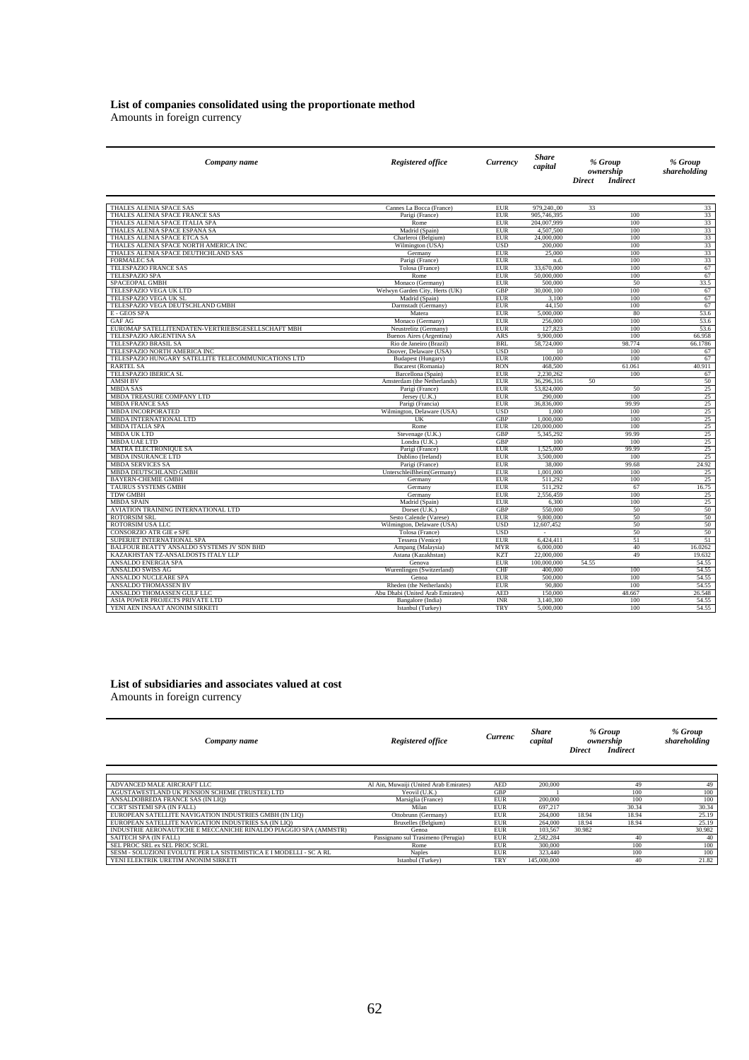## List of companies consolidated using the proportionate method

Amounts in foreign currency

| Company name | Registered office | Currency | Share capital | % Group ownership | | % Group shareholding |
|---|---|---|---|---|---|---|
| | | | | Direct | Indirect | |
| THALES ALENIA SPACE SAS | Cannes La Bocca (France) | EUR | 979,240,.00 | 33 | | 33 |
| THALES ALENIA SPACE FRANCE SAS | Parigi (France) | EUR | 905,746,395 | | 100 | 33 |
| THALES ALENIA SPACE ITALIA SPA | Rome | EUR | 204,007,999 | | 100 | 33 |
| THALES ALENIA SPACE ESPANA SA | Madrid (Spain) | EUR | 4,507,500 | | 100 | 33 |
| THALES ALENIA SPACE ETCA SA | Charleroi (Belgium) | EUR | 24,000,000 | | 100 | 33 |
| THALES ALENIA SPACE NORTH AMERICA INC | Wilmington (USA) | USD | 200,000 | | 100 | 33 |
| THALES ALENIA SPACE DEUTHCHLAND SAS | Germany | EUR | 25,000 | | 100 | 33 |
| FORMALEC SA | Parigi (France) | EUR | n.d. | | 100 | 33 |
| TELESPAZIO FRANCE SAS | Tolosa (France) | EUR | 33,670,000 | | 100 | 67 |
| TELESPAZIO SPA | Rome | EUR | 50,000,000 | | 100 | 67 |
| SPACEOPAL GMBH | Monaco (Germany) | EUR | 500,000 | | 50 | 33.5 |
| TELESPAZIO VEGA UK LTD | Welwyn Garden City, Herts (UK) | GBP | 30,000,100 | | 100 | 67 |
| TELESPAZIO VEGA UK SL | Madrid (Spain) | EUR | 3,100 | | 100 | 67 |
| TELESPAZIO VEGA DEUTSCHLAND GMBH | Darmstadt (Germany) | EUR | 44,150 | | 100 | 67 |
| E - GEOS SPA | Matera | EUR | 5,000,000 | | 80 | 53.6 |
| GAF AG | Monaco (Germany) | EUR | 256,000 | | 100 | 53.6 |
| EUROMAP SATELLITENDATEN-VERTRIEBSGESELLSCHAFT MBH | Neustrelitz (Germany) | EUR | 127,823 | | 100 | 53.6 |
| TELESPAZIO ARGENTINA SA | Buenos Aires (Argentina) | ARS | 9,900,000 | | 100 | 66.958 |
| TELESPAZIO BRASIL SA | Rio de Janeiro (Brazil) | BRL | 58,724,000 | | 98.774 | 66.1786 |
| TELESPAZIO NORTH AMERICA INC | Doover, Delaware (USA) | USD | 10 | | 100 | 67 |
| TELESPAZIO HUNGARY SATELLITE TELECOMMUNICATIONS LTD | Budapest (Hungary) | EUR | 100,000 | | 100 | 67 |
| RARTEL SA | Bucarest (Romania) | RON | 468,500 | | 61.061 | 40.911 |
| TELESPAZIO IBERICA SL | Barcellona (Spain) | EUR | 2,230,262 | | 100 | 67 |
| AMSH BV | Amsterdam (the Netherlands) | EUR | 36,296,316 | 50 | | 50 |
| MBDA SAS | Parigi (France) | EUR | 53,824,000 | | 50 | 25 |
| MBDA TREASURE COMPANY LTD | Jersey (U.K.) | EUR | 290,000 | | 100 | 25 |
| MBDA FRANCE SAS | Parigi (Francia) | EUR | 36,836,000 | | 99.99 | 25 |
| MBDA INCORPORATED | Wilmington, Delaware (USA) | USD | 1,000 | | 100 | 25 |
| MBDA INTERNATIONAL LTD | UK | GBP | 1,000,000 | | 100 | 25 |
| MBDA ITALIA SPA | Rome | EUR | 120,000,000 | | 100 | 25 |
| MBDA UK LTD | Stevenage (U.K.) | GBP | 5,345,292 | | 99.99 | 25 |
| MBDA UAE LTD | Londra (U.K.) | GBP | 100 | | 100 | 25 |
| MATRA ELECTRONIQUE SA | Parigi (France) | EUR | 1,525,000 | | 99.99 | 25 |
| MBDA INSURANCE LTD | Dublino (Ireland) | EUR | 3,500,000 | | 100 | 25 |
| MBDA SERVICES SA | Parigi (France) | EUR | 38,000 | | 99.68 | 24.92 |
| MBDA DEUTSCHLAND GMBH | UnterschleiBheim(Germany) | EUR | 1,001,000 | | 100 | 25 |
| BAYERN-CHEMIE GMBH | Germany | EUR | 511,292 | | 100 | 25 |
| TAURUS SYSTEMS GMBH | Germany | EUR | 511,292 | | 67 | 16.75 |
| TDW GMBH | Germany | EUR | 2,556,459 | | 100 | 25 |
| MBDA SPAIN | Madrid (Spain) | EUR | 6,300 | | 100 | 25 |
| AVIATION TRAINING INTERNATIONAL LTD | Dorset (U.K.) | GBP | 550,000 | | 50 | 50 |
| ROTORSIM SRL | Sesto Calende (Varese) | EUR | 9,800,000 | | 50 | 50 |
| ROTORSIM USA LLC | Wilmington, Delaware (USA) | USD | 12,607,452 | | 50 | 50 |
| CONSORZIO ATR GIE e SPE | Tolosa (France) | USD | - | | 50 | 50 |
| SUPERJET INTERNATIONAL SPA | Tessera (Venice) | EUR | 6,424,411 | | 51 | 51 |
| BALFOUR BEATTY ANSALDO SYSTEMS JV SDN BHD | Ampang (Malaysia) | MYR | 6,000,000 | | 40 | 16.0262 |
| KAZAKHSTAN TZ-ANSALDOSTS ITALY LLP | Astana (Kazakhstan) | KZT | 22,000,000 | | 49 | 19.632 |
| ANSALDO ENERGIA SPA | Genova | EUR | 100,000,000 | 54.55 | | 54.55 |
| ANSALDO SWISS AG | Wurenlingen (Switzerland) | CHF | 400,000 | | 100 | 54.55 |
| ANSALDO NUCLEARE SPA | Genoa | EUR | 500,000 | | 100 | 54.55 |
| ANSALDO THOMASSEN BV | Rheden (the Netherlands) | EUR | 90,800 | | 100 | 54.55 |
| ANSALDO THOMASSEN GULF LLC | Abu Dhabi (United Arab Emirates) | AED | 150,000 | | 48.667 | 26.548 |
| ASIA POWER PROJECTS PRIVATE LTD | Bangalore (India) | INR | 3,140,300 | | 100 | 54.55 |
| YENI AEN INSAAT ANONIM SIRKETI | Istanbul (Turkey) | TRY | 5,000,000 | | 100 | 54.55 |

## List of subsidiaries and associates valued at cost

Amounts in foreign currency

| Company name | Registered office | Currenc | Share capital | % Group ownership | | % Group shareholding |
|---|---|---|---|---|---|---|
| | | | | Direct | Indirect | |
| ADVANCED MALE AIRCRAFT LLC | Al Ain, Muwaiji (United Arab Emirates) | AED | 200,000 | | 49 | 49 |
| AGUSTAWESTLAND UK PENSION SCHEME (TRUSTEE) LTD | Yeovil (U.K.) | GBP | 1 | | 100 | 100 |
| ANSALDOBREDA FRANCE SAS (IN LIQ) | Marsiglia (France) | EUR | 200,000 | | 100 | 100 |
| CCRT SISTEMI SPA (IN FALL) | Milan | EUR | 697,217 | | 30.34 | 30.34 |
| EUROPEAN SATELLITE NAVIGATION INDUSTRIES GMBH (IN LIQ) | Ottobrunn (Germany) | EUR | 264,000 | 18.94 | 18.94 | 25.19 |
| EUROPEAN SATELLITE NAVIGATION INDUSTRIES SA (IN LIQ) | Bruxelles (Belgium) | EUR | 264,000 | 18.94 | 18.94 | 25.19 |
| INDUSTRIE AERONAUTICHE E MECCANICHE RINALDO PIAGGIO SPA (AMMSTR) | Genoa | EUR | 103,567 | 30.982 | | 30.982 |
| SAITECH SPA (IN FALL) | Passignano sul Trasimeno (Perugia) | EUR | 2,582,284 | | 40 | 40 |
| SEL PROC SRL ex SEL PROC SCRL | Rome | EUR | 300,000 | | 100 | 100 |
| SESM - SOLUZIONI EVOLUTE PER LA SISTEMISTICA E I MODELLI - SC A RL | Naples | EUR | 323,440 | | 100 | 100 |
| YENI ELEKTRIK URETIM ANONIM SIRKETI | Istanbul (Turkey) | TRY | 145,000,000 | | 40 | 21.82 |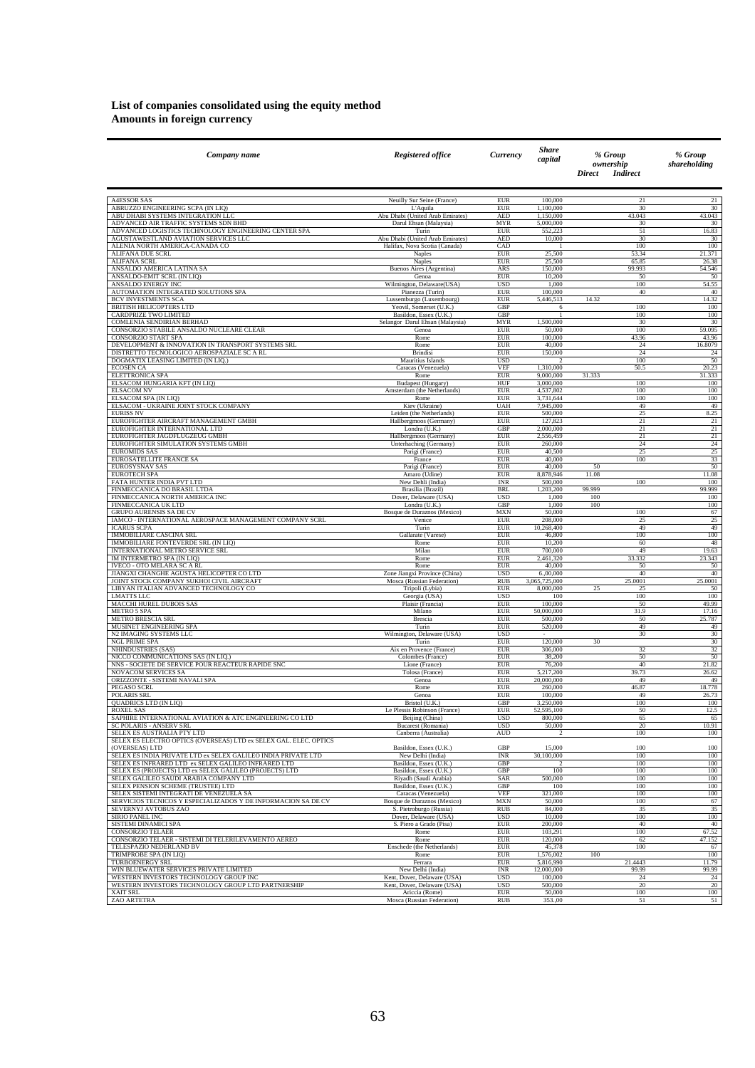# List of companies consolidated using the equity method
## Amounts in foreign currency

| *Company name* | *Registered office* | *Currency* | *Share capital* | *% Group ownership Direct* | *% Group ownership Indirect* | *% Group shareholding* |
|---|---|---|---|---|---|---|
| A4ESSOR SAS | Neuilly Sur Seine (France) | EUR | 100,000 | | 21 | 21 |
| ABRUZZO ENGINEERING SCPA (IN LIQ) | L'Aquila | EUR | 1,100,000 | | 30 | 30 |
| ABU DHABI SYSTEMS INTEGRATION LLC | Abu Dhabi (United Arab Emirates) | AED | 1,150,000 | | 43.043 | 43.043 |
| ADVANCED AIR TRAFFIC SYSTEMS SDN BHD | Darul Ehsan (Malaysia) | MYR | 5,000,000 | | 30 | 30 |
| ADVANCED LOGISTICS TECHNOLOGY ENGINEERING CENTER SPA | Turin | EUR | 552,223 | | 51 | 16.83 |
| AGUSTAWESTLAND AVIATION SERVICES LLC | Abu Dhabi (United Arab Emirates) | AED | 10,000 | | 30 | 30 |
| ALENIA NORTH AMERICA-CANADA CO | Halifax, Nova Scotia (Canada) | CAD | 1 | | 100 | 100 |
| ALIFANA DUE SCRL | Naples | EUR | 25,500 | | 53.34 | 21.371 |
| ALIFANA SCRL | Naples | EUR | 25,500 | | 65.85 | 26.38 |
| ANSALDO AMERICA LATINA SA | Buenos Aires (Argentina) | ARS | 150,000 | | 99.993 | 54.546 |
| ANSALDO-EMIT SCRL (IN LIQ) | Genoa | EUR | 10,200 | | 50 | 50 |
| ANSALDO ENERGY INC | Wilmington, Delaware(USA) | USD | 1,000 | | 100 | 54.55 |
| AUTOMATION INTEGRATED SOLUTIONS SPA | Pianezza (Turin) | EUR | 100,000 | | 40 | 40 |
| BCV INVESTMENTS SCA | Lussemburgo (Luxembourg) | EUR | 5,446,513 | 14.32 | | 14.32 |
| BRITISH HELICOPTERS LTD | Yeovil, Somerset (U.K.) | GBP | 6 | | 100 | 100 |
| CARDPRIZE TWO LIMITED | Basildon, Essex (U.K.) | GBP | 1 | | 100 | 100 |
| COMLENIA SENDIRIAN BERHAD | Selangor Darul Ehsan (Malaysia) | MYR | 1,500,000 | | 30 | 30 |
| CONSORZIO STABILE ANSALDO NUCLEARE CLEAR | Genoa | EUR | 50,000 | | 100 | 59.095 |
| CONSORZIO START SPA | Rome | EUR | 100,000 | | 43.96 | 43.96 |
| DEVELOPMENT & INNOVATION IN TRANSPORT SYSTEMS SRL | Rome | EUR | 40,000 | | 24 | 16.8079 |
| DISTRETTO TECNOLOGICO AEROSPAZIALE SC A RL | Brindisi | EUR | 150,000 | | 24 | 24 |
| DOGMATIX LEASING LIMITED (IN LIQ.) | Mauritius Islands | USD | 2 | | 100 | 50 |
| ECOSEN CA | Caracas (Venezuela) | VEF | 1,310,000 | | 50.5 | 20.23 |
| ELETTRONICA SPA | Rome | EUR | 9,000,000 | 31.333 | | 31.333 |
| ELSACOM HUNGARIA KFT (IN LIQ) | Budapest (Hungary) | HUF | 3,000,000 | | 100 | 100 |
| ELSACOM NV | Amsterdam (the Netherlands) | EUR | 4,537,802 | | 100 | 100 |
| ELSACOM SPA (IN LIQ) | Rome | EUR | 3,731,644 | | 100 | 100 |
| ELSACOM - UKRAINE JOINT STOCK COMPANY | Kiev (Ukraine) | UAH | 7,945,000 | | 49 | 49 |
| EURISS NV | Leiden (the Netherlands) | EUR | 500,000 | | 25 | 8.25 |
| EUROFIGHTER AIRCRAFT MANAGEMENT GMBH | Hallbergmoos (Germany) | EUR | 127,823 | | 21 | 21 |
| EUROFIGHTER INTERNATIONAL LTD | Londra (U.K.) | GBP | 2,000,000 | | 21 | 21 |
| EUROFIGHTER JAGDFLUGZEUG GMBH | Hallbergmoos (Germany) | EUR | 2,556,459 | | 21 | 21 |
| EUROFIGHTER SIMULATION SYSTEMS GMBH | Unterhaching (Germany) | EUR | 260,000 | | 24 | 24 |
| EUROMIDS SAS | Parigi (France) | EUR | 40,500 | | 25 | 25 |
| EUROSATELLITE FRANCE SA | France | EUR | 40,000 | | 100 | 33 |
| EUROSYSNAV SAS | Parigi (France) | EUR | 40,000 | 50 | | 50 |
| EUROTECH SPA | Amaro (Udine) | EUR | 8,878,946 | 11.08 | | 11.08 |
| FATA HUNTER INDIA PVT LTD | New Dehli (India) | INR | 500,000 | | 100 | 100 |
| FINMECCANICA DO BRASIL LTDA | Brasilia (Brazil) | BRL | 1,203,200 | 99.999 | | 99.999 |
| FINMECCANICA NORTH AMERICA INC | Dover, Delaware (USA) | USD | 1,000 | 100 | | 100 |
| FINMECCANICA UK LTD | Londra (U.K.) | GBP | 1,000 | 100 | | 100 |
| GRUPO AURENSIS SA DE CV | Bosque de Duraznos (Mexico) | MXN | 50,000 | | 100 | 67 |
| IAMCO - INTERNATIONAL AEROSPACE MANAGEMENT COMPANY SCRL | Venice | EUR | 208,000 | | 25 | 25 |
| ICARUS SCPA | Turin | EUR | 10,268,400 | | 49 | 49 |
| IMMOBILIARE CASCINA SRL | Gallarate (Varese) | EUR | 46,800 | | 100 | 100 |
| IMMOBILIARE FONTEVERDE SRL (IN LIQ) | Rome | EUR | 10,200 | | 60 | 48 |
| INTERNATIONAL METRO SERVICE SRL | Milan | EUR | 700,000 | | 49 | 19.63 |
| IM INTERMETRO SPA (IN LIQ) | Rome | EUR | 2,461,320 | | 33.332 | 23.343 |
| IVECO - OTO MELARA SC A RL | Rome | EUR | 40,000 | | 50 | 50 |
| JIANGXI CHANGHE AGUSTA HELICOPTER CO LTD | Zone Jiangxi Province (China) | USD | 6,.00,000 | | 40 | 40 |
| JOINT STOCK COMPANY SUKHOI CIVIL AIRCRAFT | Mosca (Russian Federation) | RUB | 3,065,725,000 | | 25.0001 | 25.0001 |
| LIBYAN ITALIAN ADVANCED TECHNOLOGY CO | Tripoli (Lybia) | EUR | 8,000,000 | 25 | 25 | 50 |
| LMATTS LLC | Georgia (USA) | USD | 100 | | 100 | 100 |
| MACCHI HUREL DUBOIS SAS | Plaisir (Francia) | EUR | 100,000 | | 50 | 49.99 |
| METRO 5 SPA | Milano | EUR | 50,000,000 | | 31.9 | 17.16 |
| METRO BRESCIA SRL | Brescia | EUR | 500,000 | | 50 | 25.787 |
| MUSINET ENGINEERING SPA | Turin | EUR | 520,000 | | 49 | 49 |
| N2 IMAGING SYSTEMS LLC | Wilmington, Delaware (USA) | USD | - | | 30 | 30 |
| NGL PRIME SPA | Turin | EUR | 120,000 | 30 | | 30 |
| NHINDUSTRIES (SAS) | Aix en Provence (France) | EUR | 306,000 | | 32 | 32 |
| NICCO COMMUNICATIONS SAS (IN LIQ.) | Colombes (France) | EUR | 38,200 | | 50 | 50 |
| NNS - SOCIETE DE SERVICE POUR REACTEUR RAPIDE SNC | Lione (France) | EUR | 76,200 | | 40 | 21.82 |
| NOVACOM SERVICES SA | Tolosa (France) | EUR | 5,217,200 | | 39.73 | 26.62 |
| ORIZZONTE - SISTEMI NAVALI SPA | Genoa | EUR | 20,000,000 | | 49 | 49 |
| PEGASO SCRL | Rome | EUR | 260,000 | | 46.87 | 18.778 |
| POLARIS SRL | Genoa | EUR | 100,000 | | 49 | 26.73 |
| QUADRICS LTD (IN LIQ) | Bristol (U.K.) | GBP | 3,250,000 | | 100 | 100 |
| ROXEL SAS | Le Plessis Robinson (France) | EUR | 52,595,100 | | 50 | 12.5 |
| SAPHIRE INTERNATIONAL AVIATION & ATC ENGINEERING CO LTD | Beijing (China) | USD | 800,000 | | 65 | 65 |
| SC POLARIS - ANSERV SRL | Bucarest (Romania) | USD | 50,000 | | 20 | 10.91 |
| SELEX ES AUSTRALIA PTY LTD | Canberra (Australia) | AUD | 2 | | 100 | 100 |
| SELEX ES ELECTRO OPTICS (OVERSEAS) LTD ex SELEX GAL. ELEC. OPTICS (OVERSEAS) LTD | Basildon, Essex (U.K.) | GBP | 15,000 | | 100 | 100 |
| SELEX ES INDIA PRIVATE LTD ex SELEX GALILEO INDIA PRIVATE LTD | New Delhi (India) | INR | 30,100,000 | | 100 | 100 |
| SELEX ES INFRARED LTD ex SELEX GALILEO INFRARED LTD | Basildon, Essex (U.K.) | GBP | 2 | | 100 | 100 |
| SELEX ES (PROJECTS) LTD ex SELEX GALILEO (PROJECTS) LTD | Basildon, Essex (U.K.) | GBP | 100 | | 100 | 100 |
| SELEX GALILEO SAUDI ARABIA COMPANY LTD | Riyadh (Saudi Arabia) | SAR | 500,000 | | 100 | 100 |
| SELEX PENSION SCHEME (TRUSTEE) LTD | Basildon, Essex (U.K.) | GBP | 100 | | 100 | 100 |
| SELEX SISTEMI INTEGRATI DE VENEZUELA SA | Caracas (Venezuela) | VEF | 321,000 | | 100 | 100 |
| SERVICIOS TECNICOS Y ESPECIALIZADOS Y DE INFORMACION SA DE CV | Bosque de Duraznos (Mexico) | MXN | 50,000 | | 100 | 67 |
| SEVERNYJ AVTOBUS ZAO | S. Pietroburgo (Russia) | RUB | 84,000 | | 35 | 35 |
| SIRIO PANEL INC | Dover, Delaware (USA) | USD | 10,000 | | 100 | 100 |
| SISTEMI DINAMICI SPA | S. Piero a Grado (Pisa) | EUR | 200,000 | | 40 | 40 |
| CONSORZIO TELAER | Rome | EUR | 103,291 | | 100 | 67.52 |
| CONSORZIO TELAER - SISTEMI DI TELERILEVAMENTO AEREO | Rome | EUR | 120,000 | | 62 | 47.152 |
| TELESPAZIO NEDERLAND BV | Enschede (the Netherlands) | EUR | 45,378 | | 100 | 67 |
| TRIMPROBE SPA (IN LIQ) | Rome | EUR | 1,576,002 | 100 | | 100 |
| TURBOENERGY SRL | Ferrara | EUR | 5,816,990 | | 21.4443 | 11.79 |
| WIN BLUEWATER SERVICES PRIVATE LIMITED | New Delhi (India) | INR | 12,000,000 | | 99.99 | 99.99 |
| WESTERN INVESTORS TECHNOLOGY GROUP INC | Kent, Dover, Delaware (USA) | USD | 100,000 | | 24 | 24 |
| WESTERN INVESTORS TECHNOLOGY GROUP LTD PARTNERSHIP | Kent, Dover, Delaware (USA) | USD | 500,000 | | 20 | 20 |
| XAIT SRL | Ariccia (Rome) | EUR | 50,000 | | 100 | 100 |
| ZAO ARTETRA | Mosca (Russian Federation) | RUB | 353,.00 | | 51 | 51 |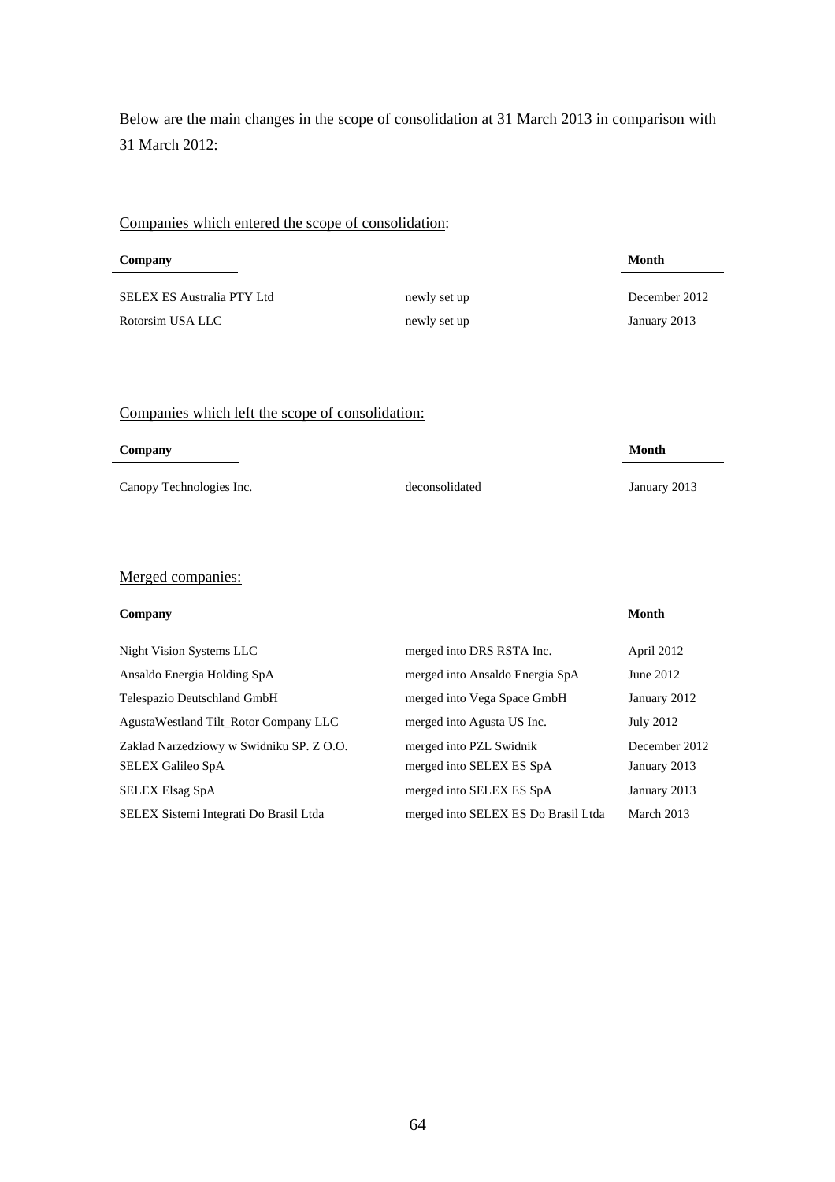Below are the main changes in the scope of consolidation at 31 March 2013 in comparison with 31 March 2012:

Companies which entered the scope of consolidation:

| Company | | Month |
|---|---|---|
| SELEX ES Australia PTY Ltd | newly set up | December 2012 |
| Rotorsim USA LLC | newly set up | January 2013 |

Companies which left the scope of consolidation:

| Company | | Month |
|---|---|---|
| Canopy Technologies Inc. | deconsolidated | January 2013 |

Merged companies:

| Company | | Month |
|---|---|---|
| Night Vision Systems LLC | merged into DRS RSTA Inc. | April 2012 |
| Ansaldo Energia Holding SpA | merged into Ansaldo Energia SpA | June 2012 |
| Telespazio Deutschland GmbH | merged into Vega Space GmbH | January 2012 |
| AgustaWestland Tilt_Rotor Company LLC | merged into Agusta US Inc. | July 2012 |
| Zaklad Narzedziowy w Swidniku SP. Z O.O. | merged into PZL Swidnik | December 2012 |
| SELEX Galileo SpA | merged into SELEX ES SpA | January 2013 |
| SELEX Elsag SpA | merged into SELEX ES SpA | January 2013 |
| SELEX Sistemi Integrati Do Brasil Ltda | merged into SELEX ES Do Brasil Ltda | March 2013 |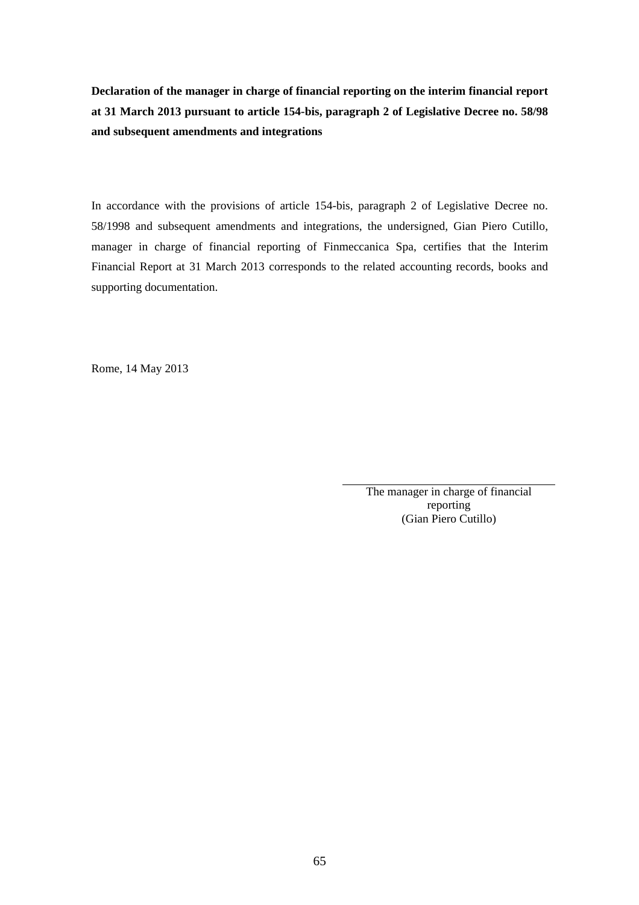**Declaration of the manager in charge of financial reporting on the interim financial report at 31 March 2013 pursuant to article 154-bis, paragraph 2 of Legislative Decree no. 58/98 and subsequent amendments and integrations**

In accordance with the provisions of article 154-bis, paragraph 2 of Legislative Decree no. 58/1998 and subsequent amendments and integrations, the undersigned, Gian Piero Cutillo, manager in charge of financial reporting of Finmeccanica Spa, certifies that the Interim Financial Report at 31 March 2013 corresponds to the related accounting records, books and supporting documentation.

Rome, 14 May 2013

The manager in charge of financial reporting
(Gian Piero Cutillo)